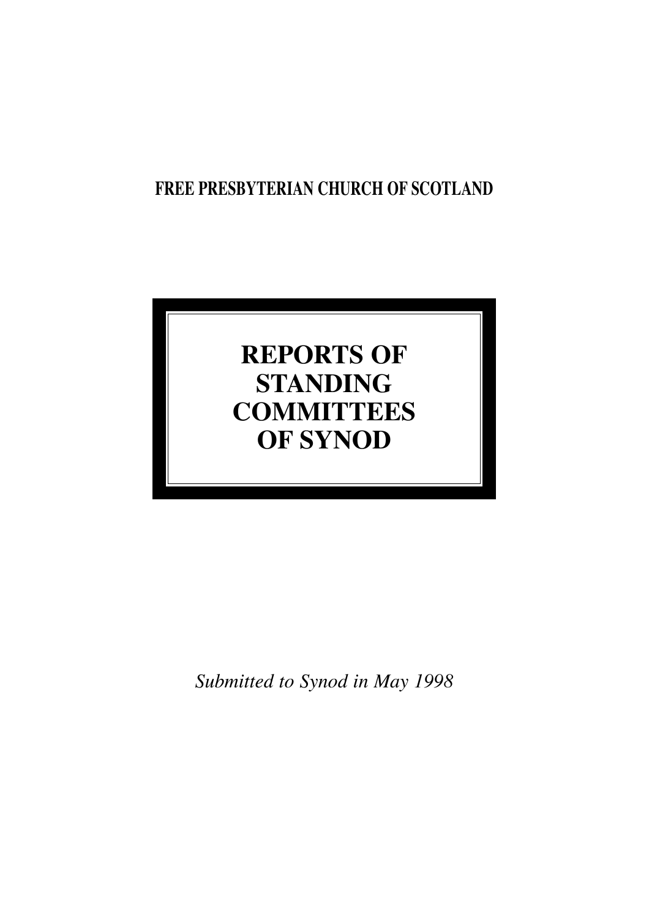**FREE PRESBYTERIAN CHURCH OF SCOTLAND**

# REPORTS OF STANDING COMMITTEES OF SYNOD

*Submitted to Synod in May 1998*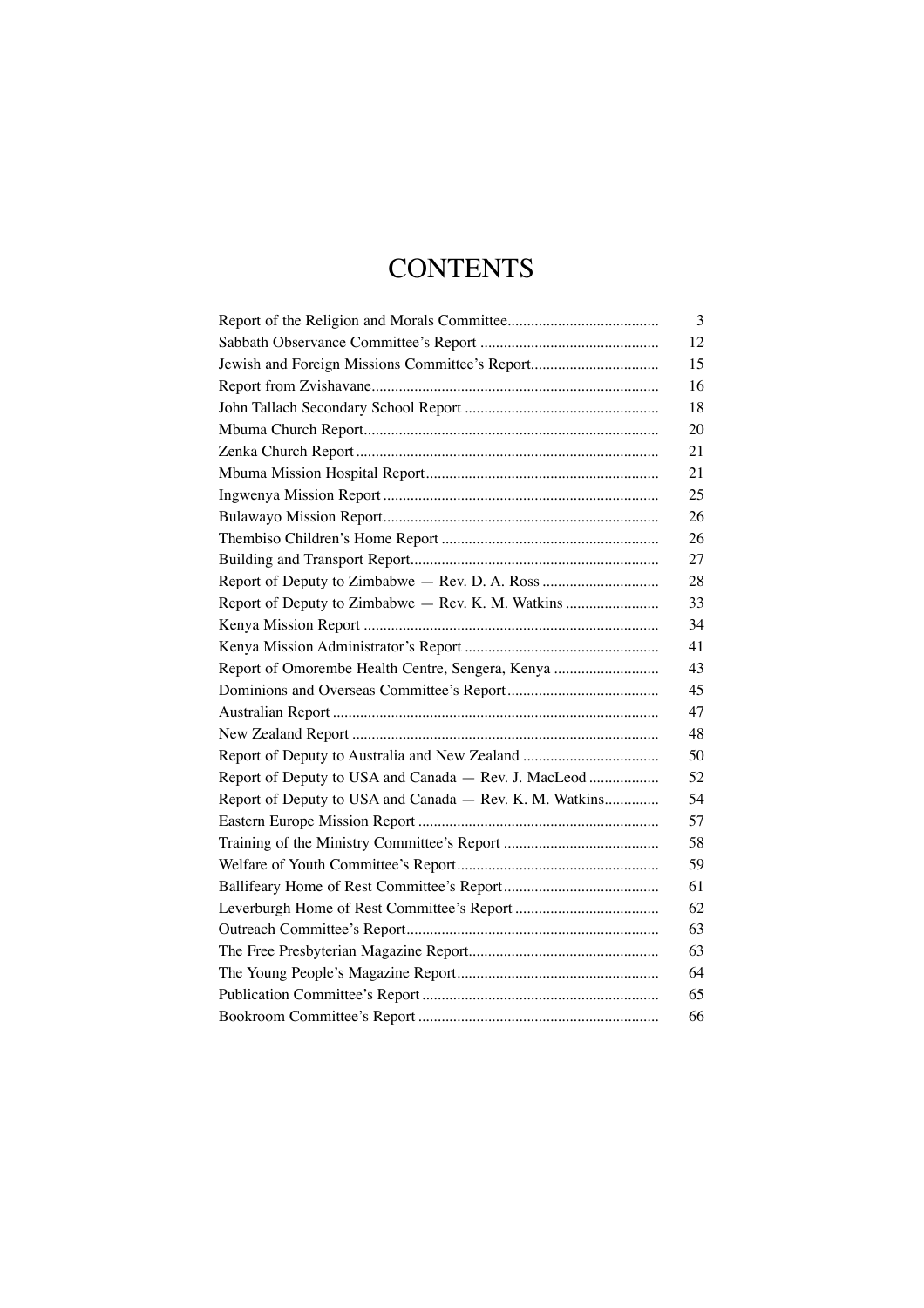# CONTENTS

| | |
|---|---|
| Report of the Religion and Morals Committee | 3 |
| Sabbath Observance Committee's Report | 12 |
| Jewish and Foreign Missions Committee's Report | 15 |
| Report from Zvishavane | 16 |
| John Tallach Secondary School Report | 18 |
| Mbuma Church Report | 20 |
| Zenka Church Report | 21 |
| Mbuma Mission Hospital Report | 21 |
| Ingwenya Mission Report | 25 |
| Bulawayo Mission Report | 26 |
| Thembiso Children's Home Report | 26 |
| Building and Transport Report | 27 |
| Report of Deputy to Zimbabwe — Rev. D. A. Ross | 28 |
| Report of Deputy to Zimbabwe — Rev. K. M. Watkins | 33 |
| Kenya Mission Report | 34 |
| Kenya Mission Administrator's Report | 41 |
| Report of Omorembe Health Centre, Sengera, Kenya | 43 |
| Dominions and Overseas Committee's Report | 45 |
| Australian Report | 47 |
| New Zealand Report | 48 |
| Report of Deputy to Australia and New Zealand | 50 |
| Report of Deputy to USA and Canada — Rev. J. MacLeod | 52 |
| Report of Deputy to USA and Canada — Rev. K. M. Watkins | 54 |
| Eastern Europe Mission Report | 57 |
| Training of the Ministry Committee's Report | 58 |
| Welfare of Youth Committee's Report | 59 |
| Ballifeary Home of Rest Committee's Report | 61 |
| Leverburgh Home of Rest Committee's Report | 62 |
| Outreach Committee's Report | 63 |
| The Free Presbyterian Magazine Report | 63 |
| The Young People's Magazine Report | 64 |
| Publication Committee's Report | 65 |
| Bookroom Committee's Report | 66 |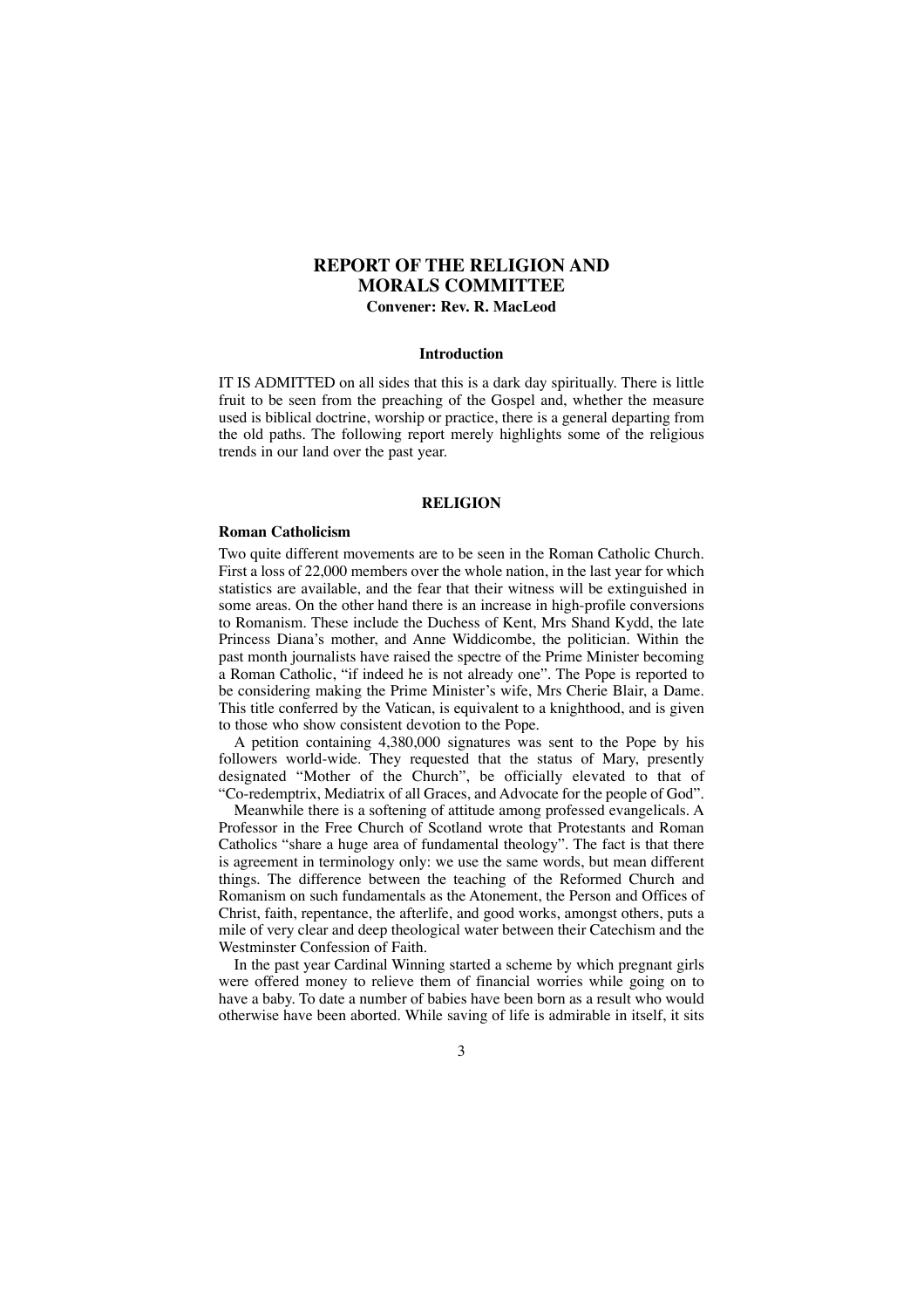# REPORT OF THE RELIGION AND MORALS COMMITTEE

**Convener: Rev. R. MacLeod**

### Introduction

IT IS ADMITTED on all sides that this is a dark day spiritually. There is little fruit to be seen from the preaching of the Gospel and, whether the measure used is biblical doctrine, worship or practice, there is a general departing from the old paths. The following report merely highlights some of the religious trends in our land over the past year.

## RELIGION

### Roman Catholicism

Two quite different movements are to be seen in the Roman Catholic Church. First a loss of 22,000 members over the whole nation, in the last year for which statistics are available, and the fear that their witness will be extinguished in some areas. On the other hand there is an increase in high-profile conversions to Romanism. These include the Duchess of Kent, Mrs Shand Kydd, the late Princess Diana's mother, and Anne Widdicombe, the politician. Within the past month journalists have raised the spectre of the Prime Minister becoming a Roman Catholic, "if indeed he is not already one". The Pope is reported to be considering making the Prime Minister's wife, Mrs Cherie Blair, a Dame. This title conferred by the Vatican, is equivalent to a knighthood, and is given to those who show consistent devotion to the Pope.

A petition containing 4,380,000 signatures was sent to the Pope by his followers world-wide. They requested that the status of Mary, presently designated "Mother of the Church", be officially elevated to that of "Co-redemptrix, Mediatrix of all Graces, and Advocate for the people of God".

Meanwhile there is a softening of attitude among professed evangelicals. A Professor in the Free Church of Scotland wrote that Protestants and Roman Catholics "share a huge area of fundamental theology". The fact is that there is agreement in terminology only: we use the same words, but mean different things. The difference between the teaching of the Reformed Church and Romanism on such fundamentals as the Atonement, the Person and Offices of Christ, faith, repentance, the afterlife, and good works, amongst others, puts a mile of very clear and deep theological water between their Catechism and the Westminster Confession of Faith.

In the past year Cardinal Winning started a scheme by which pregnant girls were offered money to relieve them of financial worries while going on to have a baby. To date a number of babies have been born as a result who would otherwise have been aborted. While saving of life is admirable in itself, it sits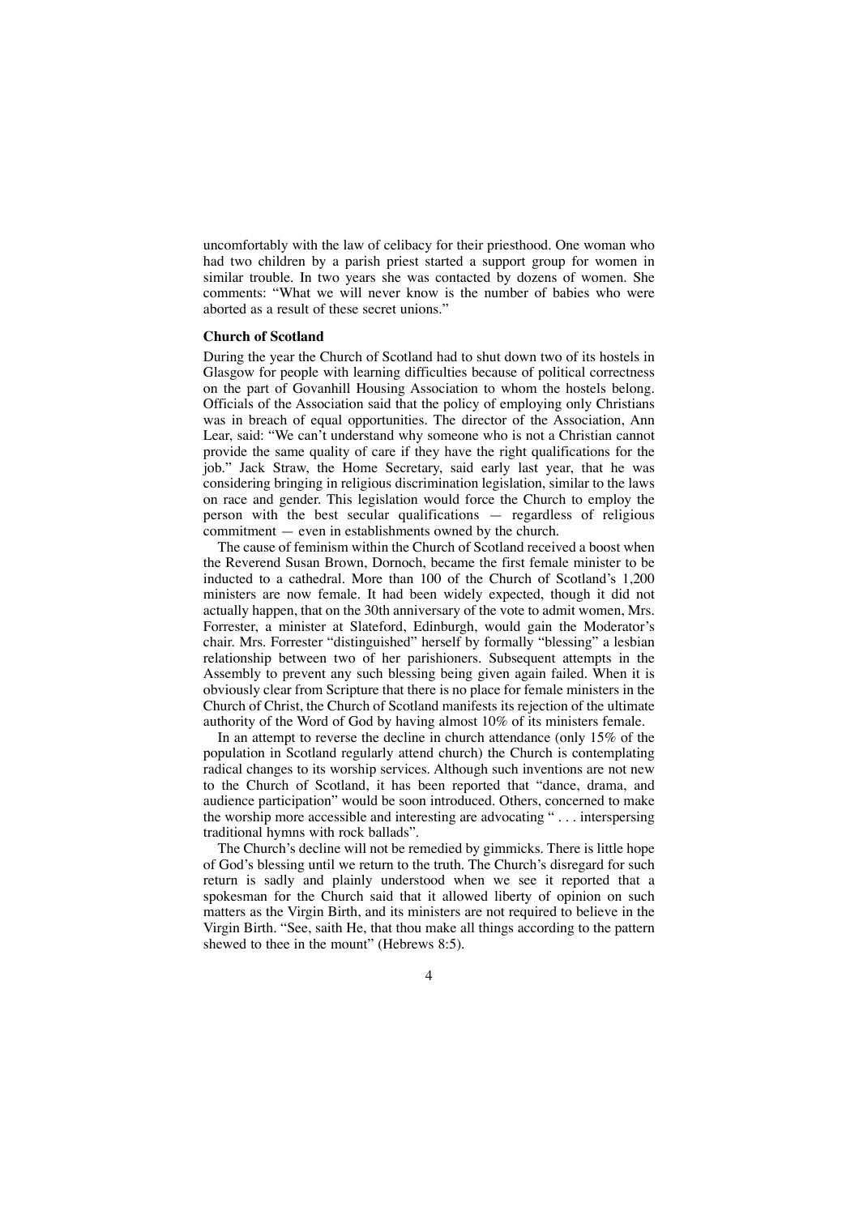uncomfortably with the law of celibacy for their priesthood. One woman who had two children by a parish priest started a support group for women in similar trouble. In two years she was contacted by dozens of women. She comments: "What we will never know is the number of babies who were aborted as a result of these secret unions."

### Church of Scotland

During the year the Church of Scotland had to shut down two of its hostels in Glasgow for people with learning difficulties because of political correctness on the part of Govanhill Housing Association to whom the hostels belong. Officials of the Association said that the policy of employing only Christians was in breach of equal opportunities. The director of the Association, Ann Lear, said: "We can't understand why someone who is not a Christian cannot provide the same quality of care if they have the right qualifications for the job." Jack Straw, the Home Secretary, said early last year, that he was considering bringing in religious discrimination legislation, similar to the laws on race and gender. This legislation would force the Church to employ the person with the best secular qualifications — regardless of religious commitment — even in establishments owned by the church.

The cause of feminism within the Church of Scotland received a boost when the Reverend Susan Brown, Dornoch, became the first female minister to be inducted to a cathedral. More than 100 of the Church of Scotland's 1,200 ministers are now female. It had been widely expected, though it did not actually happen, that on the 30th anniversary of the vote to admit women, Mrs. Forrester, a minister at Slateford, Edinburgh, would gain the Moderator's chair. Mrs. Forrester "distinguished" herself by formally "blessing" a lesbian relationship between two of her parishioners. Subsequent attempts in the Assembly to prevent any such blessing being given again failed. When it is obviously clear from Scripture that there is no place for female ministers in the Church of Christ, the Church of Scotland manifests its rejection of the ultimate authority of the Word of God by having almost 10% of its ministers female.

In an attempt to reverse the decline in church attendance (only 15% of the population in Scotland regularly attend church) the Church is contemplating radical changes to its worship services. Although such inventions are not new to the Church of Scotland, it has been reported that "dance, drama, and audience participation" would be soon introduced. Others, concerned to make the worship more accessible and interesting are advocating " . . . interspersing traditional hymns with rock ballads".

The Church's decline will not be remedied by gimmicks. There is little hope of God's blessing until we return to the truth. The Church's disregard for such return is sadly and plainly understood when we see it reported that a spokesman for the Church said that it allowed liberty of opinion on such matters as the Virgin Birth, and its ministers are not required to believe in the Virgin Birth. "See, saith He, that thou make all things according to the pattern shewed to thee in the mount" (Hebrews 8:5).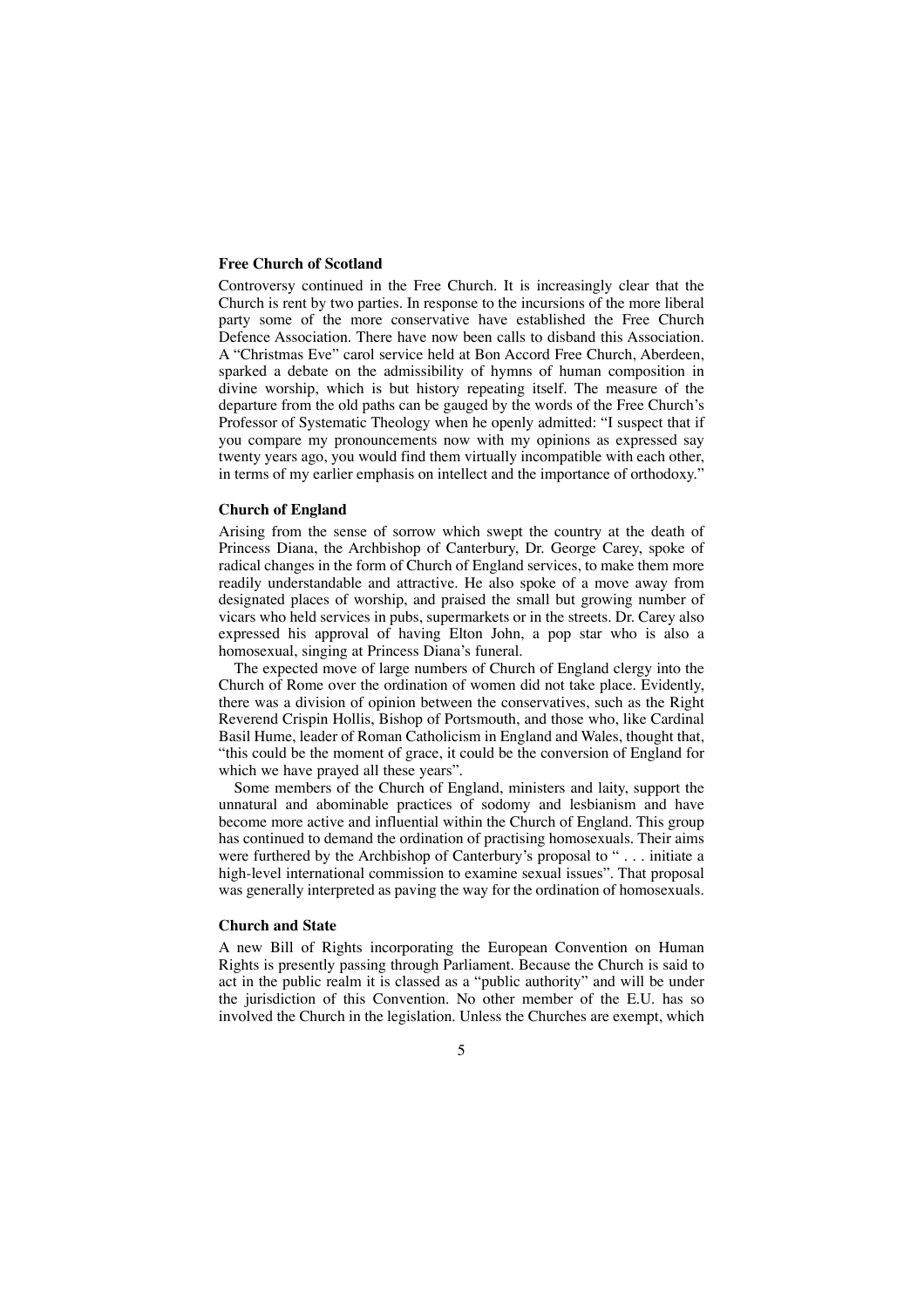### Free Church of Scotland

Controversy continued in the Free Church. It is increasingly clear that the Church is rent by two parties. In response to the incursions of the more liberal party some of the more conservative have established the Free Church Defence Association. There have now been calls to disband this Association. A "Christmas Eve" carol service held at Bon Accord Free Church, Aberdeen, sparked a debate on the admissibility of hymns of human composition in divine worship, which is but history repeating itself. The measure of the departure from the old paths can be gauged by the words of the Free Church's Professor of Systematic Theology when he openly admitted: "I suspect that if you compare my pronouncements now with my opinions as expressed say twenty years ago, you would find them virtually incompatible with each other, in terms of my earlier emphasis on intellect and the importance of orthodoxy."

### Church of England

Arising from the sense of sorrow which swept the country at the death of Princess Diana, the Archbishop of Canterbury, Dr. George Carey, spoke of radical changes in the form of Church of England services, to make them more readily understandable and attractive. He also spoke of a move away from designated places of worship, and praised the small but growing number of vicars who held services in pubs, supermarkets or in the streets. Dr. Carey also expressed his approval of having Elton John, a pop star who is also a homosexual, singing at Princess Diana's funeral.

The expected move of large numbers of Church of England clergy into the Church of Rome over the ordination of women did not take place. Evidently, there was a division of opinion between the conservatives, such as the Right Reverend Crispin Hollis, Bishop of Portsmouth, and those who, like Cardinal Basil Hume, leader of Roman Catholicism in England and Wales, thought that, "this could be the moment of grace, it could be the conversion of England for which we have prayed all these years".

Some members of the Church of England, ministers and laity, support the unnatural and abominable practices of sodomy and lesbianism and have become more active and influential within the Church of England. This group has continued to demand the ordination of practising homosexuals. Their aims were furthered by the Archbishop of Canterbury's proposal to " . . . initiate a high-level international commission to examine sexual issues". That proposal was generally interpreted as paving the way for the ordination of homosexuals.

### Church and State

A new Bill of Rights incorporating the European Convention on Human Rights is presently passing through Parliament. Because the Church is said to act in the public realm it is classed as a "public authority" and will be under the jurisdiction of this Convention. No other member of the E.U. has so involved the Church in the legislation. Unless the Churches are exempt, which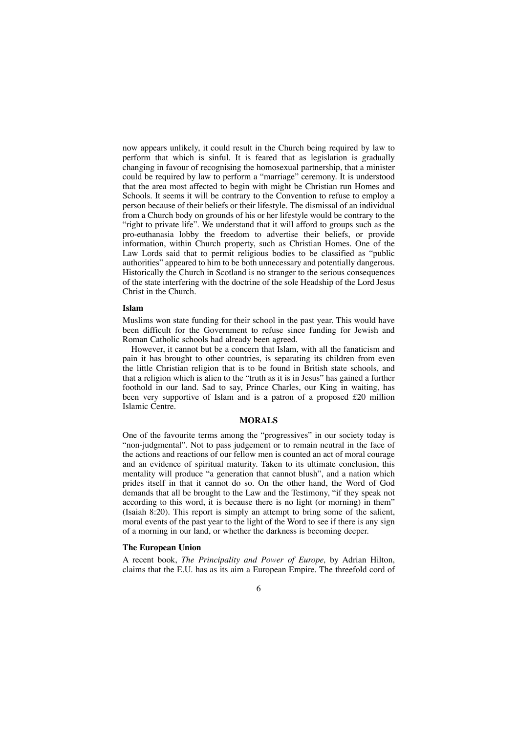now appears unlikely, it could result in the Church being required by law to perform that which is sinful. It is feared that as legislation is gradually changing in favour of recognising the homosexual partnership, that a minister could be required by law to perform a "marriage" ceremony. It is understood that the area most affected to begin with might be Christian run Homes and Schools. It seems it will be contrary to the Convention to refuse to employ a person because of their beliefs or their lifestyle. The dismissal of an individual from a Church body on grounds of his or her lifestyle would be contrary to the "right to private life". We understand that it will afford to groups such as the pro-euthanasia lobby the freedom to advertise their beliefs, or provide information, within Church property, such as Christian Homes. One of the Law Lords said that to permit religious bodies to be classified as "public authorities" appeared to him to be both unnecessary and potentially dangerous. Historically the Church in Scotland is no stranger to the serious consequences of the state interfering with the doctrine of the sole Headship of the Lord Jesus Christ in the Church.

**Islam**

Muslims won state funding for their school in the past year. This would have been difficult for the Government to refuse since funding for Jewish and Roman Catholic schools had already been agreed.

However, it cannot but be a concern that Islam, with all the fanaticism and pain it has brought to other countries, is separating its children from even the little Christian religion that is to be found in British state schools, and that a religion which is alien to the "truth as it is in Jesus" has gained a further foothold in our land. Sad to say, Prince Charles, our King in waiting, has been very supportive of Islam and is a patron of a proposed £20 million Islamic Centre.

## MORALS

One of the favourite terms among the "progressives" in our society today is "non-judgmental". Not to pass judgement or to remain neutral in the face of the actions and reactions of our fellow men is counted an act of moral courage and an evidence of spiritual maturity. Taken to its ultimate conclusion, this mentality will produce "a generation that cannot blush", and a nation which prides itself in that it cannot do so. On the other hand, the Word of God demands that all be brought to the Law and the Testimony, "if they speak not according to this word, it is because there is no light (or morning) in them" (Isaiah 8:20). This report is simply an attempt to bring some of the salient, moral events of the past year to the light of the Word to see if there is any sign of a morning in our land, or whether the darkness is becoming deeper.

**The European Union**

A recent book, *The Principality and Power of Europe,* by Adrian Hilton, claims that the E.U. has as its aim a European Empire. The threefold cord of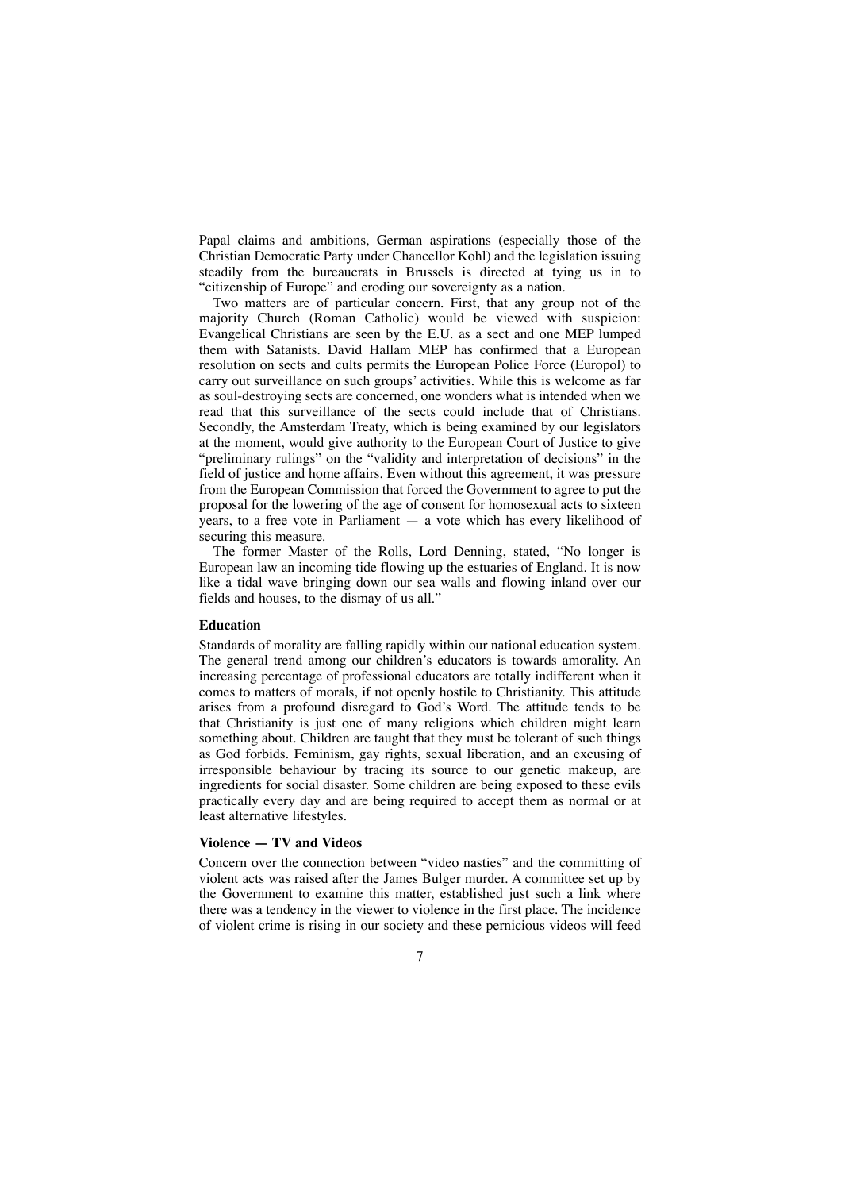Papal claims and ambitions, German aspirations (especially those of the Christian Democratic Party under Chancellor Kohl) and the legislation issuing steadily from the bureaucrats in Brussels is directed at tying us in to "citizenship of Europe" and eroding our sovereignty as a nation.

Two matters are of particular concern. First, that any group not of the majority Church (Roman Catholic) would be viewed with suspicion: Evangelical Christians are seen by the E.U. as a sect and one MEP lumped them with Satanists. David Hallam MEP has confirmed that a European resolution on sects and cults permits the European Police Force (Europol) to carry out surveillance on such groups' activities. While this is welcome as far as soul-destroying sects are concerned, one wonders what is intended when we read that this surveillance of the sects could include that of Christians. Secondly, the Amsterdam Treaty, which is being examined by our legislators at the moment, would give authority to the European Court of Justice to give "preliminary rulings" on the "validity and interpretation of decisions" in the field of justice and home affairs. Even without this agreement, it was pressure from the European Commission that forced the Government to agree to put the proposal for the lowering of the age of consent for homosexual acts to sixteen years, to a free vote in Parliament — a vote which has every likelihood of securing this measure.

The former Master of the Rolls, Lord Denning, stated, "No longer is European law an incoming tide flowing up the estuaries of England. It is now like a tidal wave bringing down our sea walls and flowing inland over our fields and houses, to the dismay of us all."

### Education

Standards of morality are falling rapidly within our national education system. The general trend among our children's educators is towards amorality. An increasing percentage of professional educators are totally indifferent when it comes to matters of morals, if not openly hostile to Christianity. This attitude arises from a profound disregard to God's Word. The attitude tends to be that Christianity is just one of many religions which children might learn something about. Children are taught that they must be tolerant of such things as God forbids. Feminism, gay rights, sexual liberation, and an excusing of irresponsible behaviour by tracing its source to our genetic makeup, are ingredients for social disaster. Some children are being exposed to these evils practically every day and are being required to accept them as normal or at least alternative lifestyles.

### Violence — TV and Videos

Concern over the connection between "video nasties" and the committing of violent acts was raised after the James Bulger murder. A committee set up by the Government to examine this matter, established just such a link where there was a tendency in the viewer to violence in the first place. The incidence of violent crime is rising in our society and these pernicious videos will feed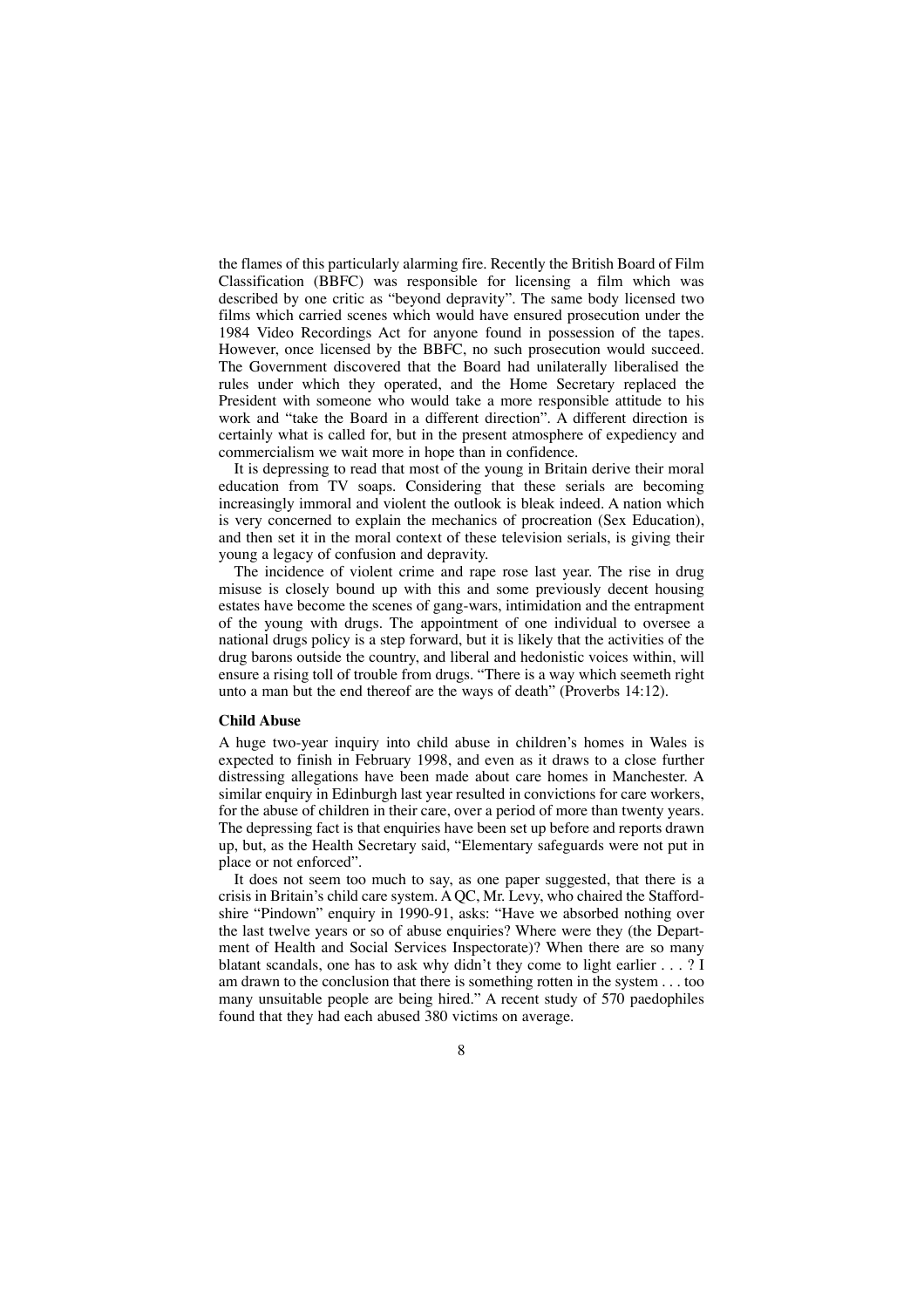the flames of this particularly alarming fire. Recently the British Board of Film Classification (BBFC) was responsible for licensing a film which was described by one critic as "beyond depravity". The same body licensed two films which carried scenes which would have ensured prosecution under the 1984 Video Recordings Act for anyone found in possession of the tapes. However, once licensed by the BBFC, no such prosecution would succeed. The Government discovered that the Board had unilaterally liberalised the rules under which they operated, and the Home Secretary replaced the President with someone who would take a more responsible attitude to his work and "take the Board in a different direction". A different direction is certainly what is called for, but in the present atmosphere of expediency and commercialism we wait more in hope than in confidence.

It is depressing to read that most of the young in Britain derive their moral education from TV soaps. Considering that these serials are becoming increasingly immoral and violent the outlook is bleak indeed. A nation which is very concerned to explain the mechanics of procreation (Sex Education), and then set it in the moral context of these television serials, is giving their young a legacy of confusion and depravity.

The incidence of violent crime and rape rose last year. The rise in drug misuse is closely bound up with this and some previously decent housing estates have become the scenes of gang-wars, intimidation and the entrapment of the young with drugs. The appointment of one individual to oversee a national drugs policy is a step forward, but it is likely that the activities of the drug barons outside the country, and liberal and hedonistic voices within, will ensure a rising toll of trouble from drugs. "There is a way which seemeth right unto a man but the end thereof are the ways of death" (Proverbs 14:12).

**Child Abuse**

A huge two-year inquiry into child abuse in children's homes in Wales is expected to finish in February 1998, and even as it draws to a close further distressing allegations have been made about care homes in Manchester. A similar enquiry in Edinburgh last year resulted in convictions for care workers, for the abuse of children in their care, over a period of more than twenty years. The depressing fact is that enquiries have been set up before and reports drawn up, but, as the Health Secretary said, "Elementary safeguards were not put in place or not enforced".

It does not seem too much to say, as one paper suggested, that there is a crisis in Britain's child care system. A QC, Mr. Levy, who chaired the Staffordshire "Pindown" enquiry in 1990-91, asks: "Have we absorbed nothing over the last twelve years or so of abuse enquiries? Where were they (the Department of Health and Social Services Inspectorate)? When there are so many blatant scandals, one has to ask why didn't they come to light earlier . . . ? I am drawn to the conclusion that there is something rotten in the system . . . too many unsuitable people are being hired." A recent study of 570 paedophiles found that they had each abused 380 victims on average.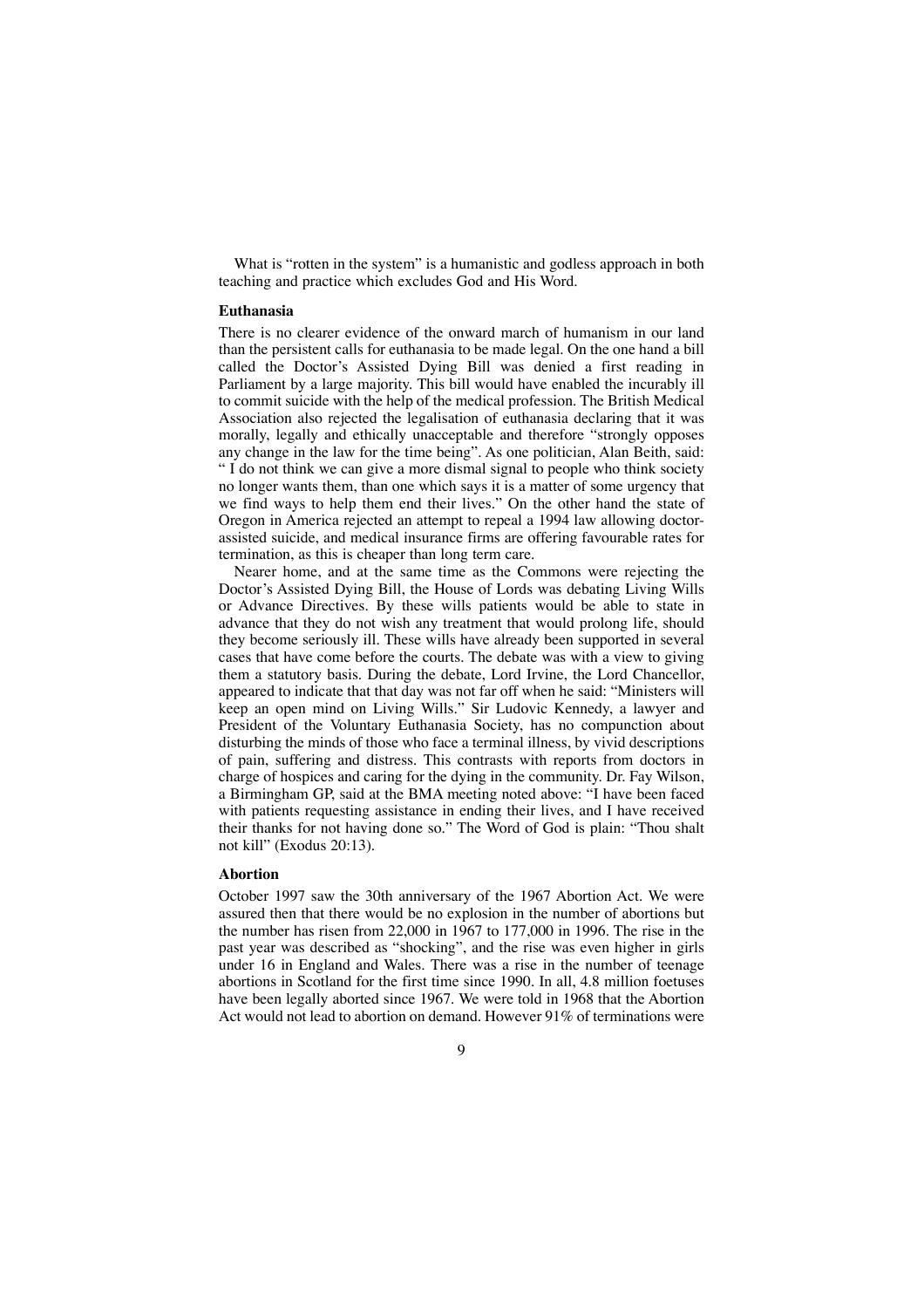What is "rotten in the system" is a humanistic and godless approach in both teaching and practice which excludes God and His Word.

**Euthanasia**

There is no clearer evidence of the onward march of humanism in our land than the persistent calls for euthanasia to be made legal. On the one hand a bill called the Doctor's Assisted Dying Bill was denied a first reading in Parliament by a large majority. This bill would have enabled the incurably ill to commit suicide with the help of the medical profession. The British Medical Association also rejected the legalisation of euthanasia declaring that it was morally, legally and ethically unacceptable and therefore "strongly opposes any change in the law for the time being". As one politician, Alan Beith, said: " I do not think we can give a more dismal signal to people who think society no longer wants them, than one which says it is a matter of some urgency that we find ways to help them end their lives." On the other hand the state of Oregon in America rejected an attempt to repeal a 1994 law allowing doctor-assisted suicide, and medical insurance firms are offering favourable rates for termination, as this is cheaper than long term care.

Nearer home, and at the same time as the Commons were rejecting the Doctor's Assisted Dying Bill, the House of Lords was debating Living Wills or Advance Directives. By these wills patients would be able to state in advance that they do not wish any treatment that would prolong life, should they become seriously ill. These wills have already been supported in several cases that have come before the courts. The debate was with a view to giving them a statutory basis. During the debate, Lord Irvine, the Lord Chancellor, appeared to indicate that that day was not far off when he said: "Ministers will keep an open mind on Living Wills." Sir Ludovic Kennedy, a lawyer and President of the Voluntary Euthanasia Society, has no compunction about disturbing the minds of those who face a terminal illness, by vivid descriptions of pain, suffering and distress. This contrasts with reports from doctors in charge of hospices and caring for the dying in the community. Dr. Fay Wilson, a Birmingham GP, said at the BMA meeting noted above: "I have been faced with patients requesting assistance in ending their lives, and I have received their thanks for not having done so." The Word of God is plain: "Thou shalt not kill" (Exodus 20:13).

**Abortion**

October 1997 saw the 30th anniversary of the 1967 Abortion Act. We were assured then that there would be no explosion in the number of abortions but the number has risen from 22,000 in 1967 to 177,000 in 1996. The rise in the past year was described as "shocking", and the rise was even higher in girls under 16 in England and Wales. There was a rise in the number of teenage abortions in Scotland for the first time since 1990. In all, 4.8 million foetuses have been legally aborted since 1967. We were told in 1968 that the Abortion Act would not lead to abortion on demand. However 91% of terminations were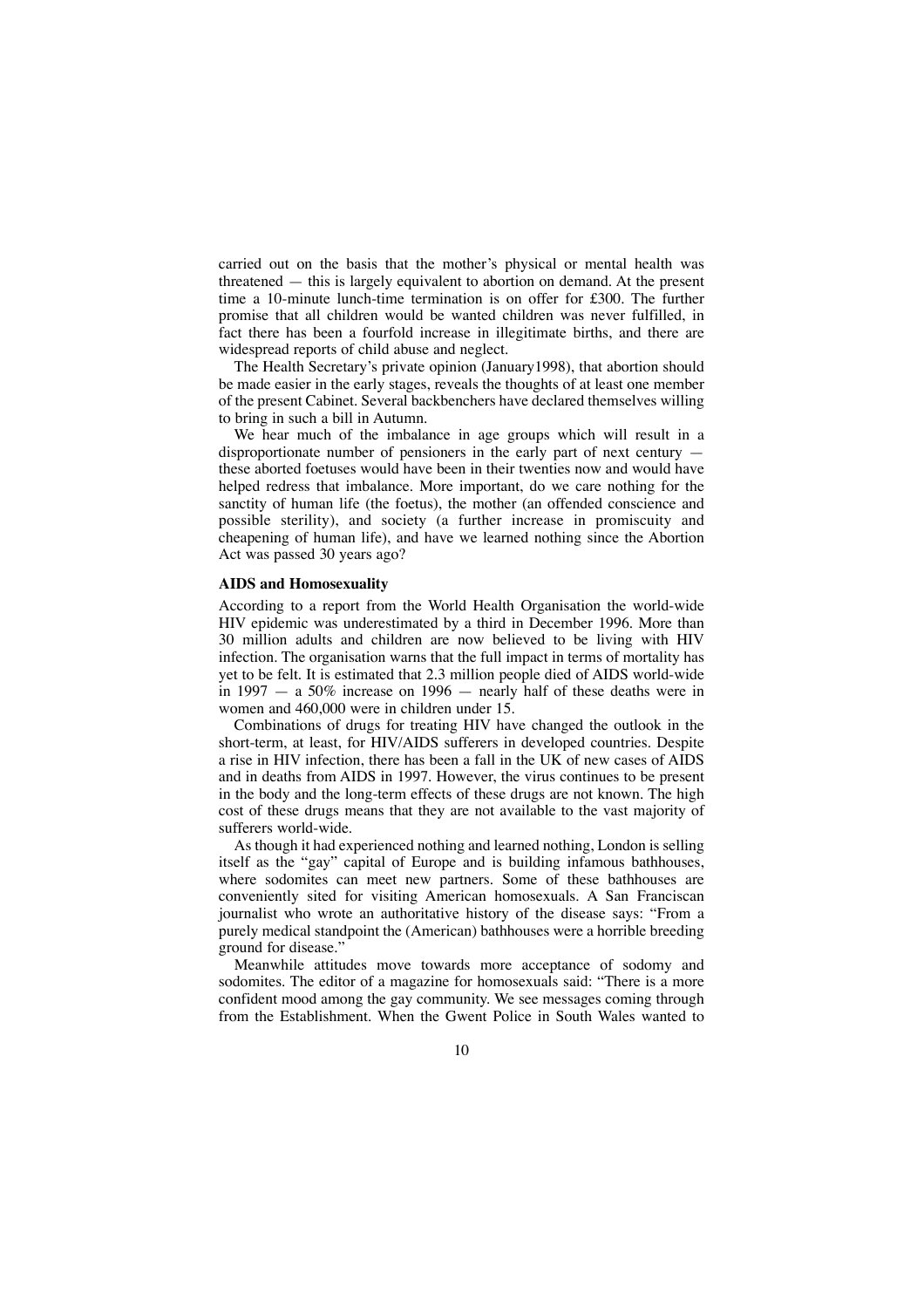carried out on the basis that the mother's physical or mental health was threatened — this is largely equivalent to abortion on demand. At the present time a 10-minute lunch-time termination is on offer for £300. The further promise that all children would be wanted children was never fulfilled, in fact there has been a fourfold increase in illegitimate births, and there are widespread reports of child abuse and neglect.

The Health Secretary's private opinion (January1998), that abortion should be made easier in the early stages, reveals the thoughts of at least one member of the present Cabinet. Several backbenchers have declared themselves willing to bring in such a bill in Autumn.

We hear much of the imbalance in age groups which will result in a disproportionate number of pensioners in the early part of next century — these aborted foetuses would have been in their twenties now and would have helped redress that imbalance. More important, do we care nothing for the sanctity of human life (the foetus), the mother (an offended conscience and possible sterility), and society (a further increase in promiscuity and cheapening of human life), and have we learned nothing since the Abortion Act was passed 30 years ago?

**AIDS and Homosexuality**

According to a report from the World Health Organisation the world-wide HIV epidemic was underestimated by a third in December 1996. More than 30 million adults and children are now believed to be living with HIV infection. The organisation warns that the full impact in terms of mortality has yet to be felt. It is estimated that 2.3 million people died of AIDS world-wide in 1997 — a 50% increase on 1996 — nearly half of these deaths were in women and 460,000 were in children under 15.

Combinations of drugs for treating HIV have changed the outlook in the short-term, at least, for HIV/AIDS sufferers in developed countries. Despite a rise in HIV infection, there has been a fall in the UK of new cases of AIDS and in deaths from AIDS in 1997. However, the virus continues to be present in the body and the long-term effects of these drugs are not known. The high cost of these drugs means that they are not available to the vast majority of sufferers world-wide.

As though it had experienced nothing and learned nothing, London is selling itself as the "gay" capital of Europe and is building infamous bathhouses, where sodomites can meet new partners. Some of these bathhouses are conveniently sited for visiting American homosexuals. A San Franciscan journalist who wrote an authoritative history of the disease says: "From a purely medical standpoint the (American) bathhouses were a horrible breeding ground for disease."

Meanwhile attitudes move towards more acceptance of sodomy and sodomites. The editor of a magazine for homosexuals said: "There is a more confident mood among the gay community. We see messages coming through from the Establishment. When the Gwent Police in South Wales wanted to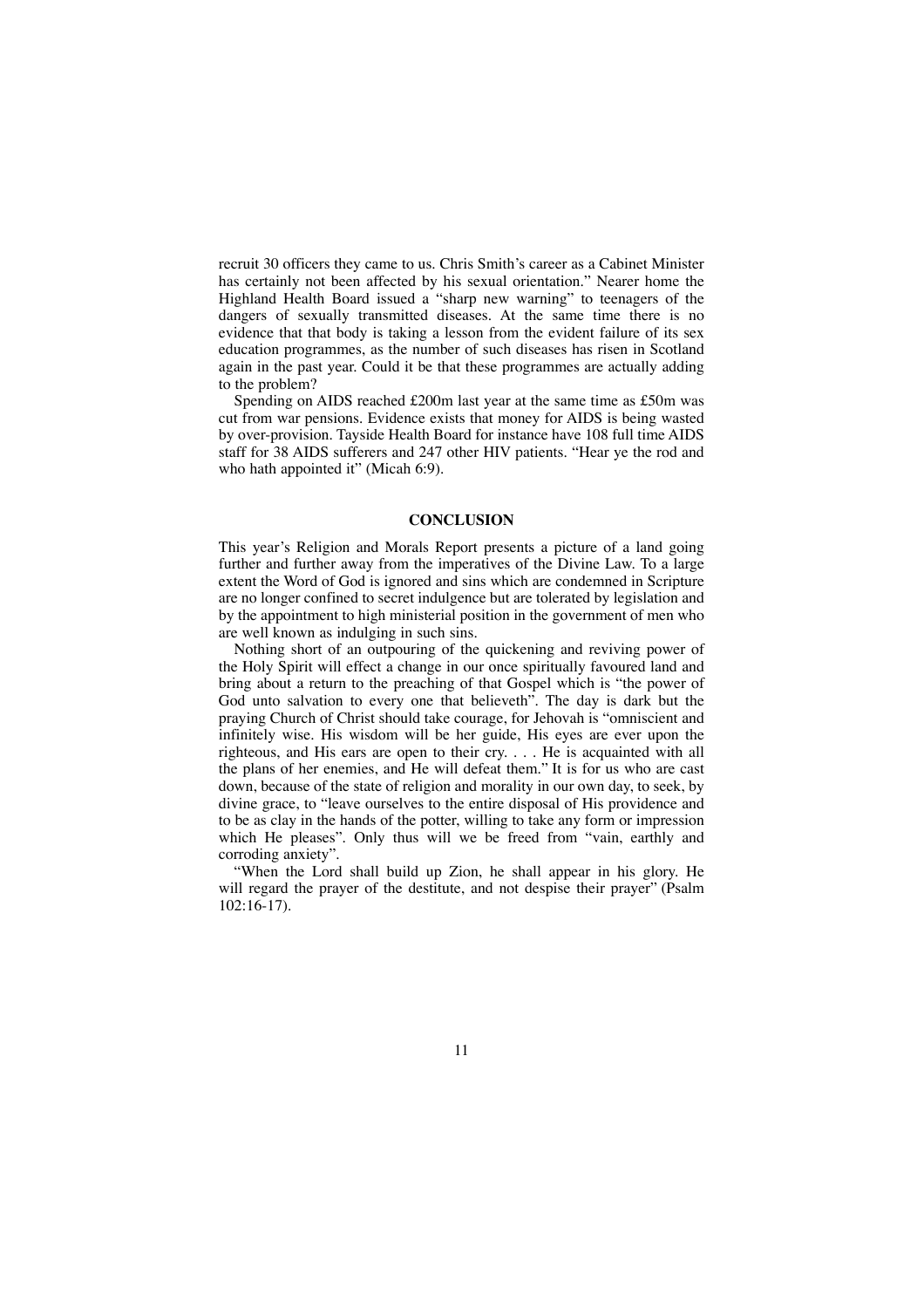recruit 30 officers they came to us. Chris Smith's career as a Cabinet Minister has certainly not been affected by his sexual orientation." Nearer home the Highland Health Board issued a "sharp new warning" to teenagers of the dangers of sexually transmitted diseases. At the same time there is no evidence that that body is taking a lesson from the evident failure of its sex education programmes, as the number of such diseases has risen in Scotland again in the past year. Could it be that these programmes are actually adding to the problem?

Spending on AIDS reached £200m last year at the same time as £50m was cut from war pensions. Evidence exists that money for AIDS is being wasted by over-provision. Tayside Health Board for instance have 108 full time AIDS staff for 38 AIDS sufferers and 247 other HIV patients. "Hear ye the rod and who hath appointed it" (Micah 6:9).

## CONCLUSION

This year's Religion and Morals Report presents a picture of a land going further and further away from the imperatives of the Divine Law. To a large extent the Word of God is ignored and sins which are condemned in Scripture are no longer confined to secret indulgence but are tolerated by legislation and by the appointment to high ministerial position in the government of men who are well known as indulging in such sins.

Nothing short of an outpouring of the quickening and reviving power of the Holy Spirit will effect a change in our once spiritually favoured land and bring about a return to the preaching of that Gospel which is "the power of God unto salvation to every one that believeth". The day is dark but the praying Church of Christ should take courage, for Jehovah is "omniscient and infinitely wise. His wisdom will be her guide, His eyes are ever upon the righteous, and His ears are open to their cry. . . . He is acquainted with all the plans of her enemies, and He will defeat them." It is for us who are cast down, because of the state of religion and morality in our own day, to seek, by divine grace, to "leave ourselves to the entire disposal of His providence and to be as clay in the hands of the potter, willing to take any form or impression which He pleases". Only thus will we be freed from "vain, earthly and corroding anxiety".

"When the Lord shall build up Zion, he shall appear in his glory. He will regard the prayer of the destitute, and not despise their prayer" (Psalm 102:16-17).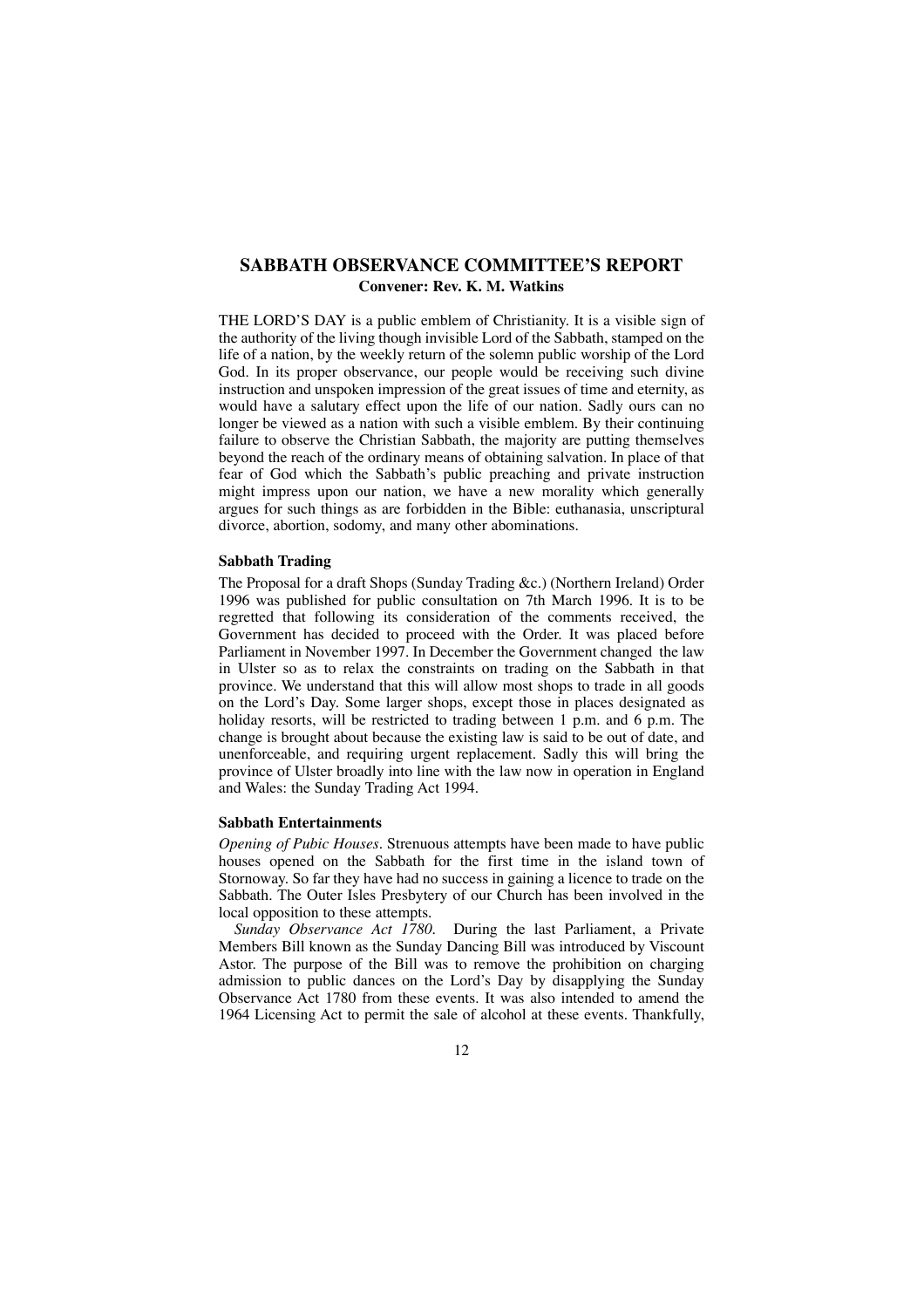## SABBATH OBSERVANCE COMMITTEE'S REPORT

**Convener: Rev. K. M. Watkins**

THE LORD'S DAY is a public emblem of Christianity. It is a visible sign of the authority of the living though invisible Lord of the Sabbath, stamped on the life of a nation, by the weekly return of the solemn public worship of the Lord God. In its proper observance, our people would be receiving such divine instruction and unspoken impression of the great issues of time and eternity, as would have a salutary effect upon the life of our nation. Sadly ours can no longer be viewed as a nation with such a visible emblem. By their continuing failure to observe the Christian Sabbath, the majority are putting themselves beyond the reach of the ordinary means of obtaining salvation. In place of that fear of God which the Sabbath's public preaching and private instruction might impress upon our nation, we have a new morality which generally argues for such things as are forbidden in the Bible: euthanasia, unscriptural divorce, abortion, sodomy, and many other abominations.

### Sabbath Trading

The Proposal for a draft Shops (Sunday Trading &c.) (Northern Ireland) Order 1996 was published for public consultation on 7th March 1996. It is to be regretted that following its consideration of the comments received, the Government has decided to proceed with the Order. It was placed before Parliament in November 1997. In December the Government changed the law in Ulster so as to relax the constraints on trading on the Sabbath in that province. We understand that this will allow most shops to trade in all goods on the Lord's Day. Some larger shops, except those in places designated as holiday resorts, will be restricted to trading between 1 p.m. and 6 p.m. The change is brought about because the existing law is said to be out of date, and unenforceable, and requiring urgent replacement. Sadly this will bring the province of Ulster broadly into line with the law now in operation in England and Wales: the Sunday Trading Act 1994.

### Sabbath Entertainments

*Opening of Pubic Houses*. Strenuous attempts have been made to have public houses opened on the Sabbath for the first time in the island town of Stornoway. So far they have had no success in gaining a licence to trade on the Sabbath. The Outer Isles Presbytery of our Church has been involved in the local opposition to these attempts.

*Sunday Observance Act 1780*. During the last Parliament, a Private Members Bill known as the Sunday Dancing Bill was introduced by Viscount Astor. The purpose of the Bill was to remove the prohibition on charging admission to public dances on the Lord's Day by disapplying the Sunday Observance Act 1780 from these events. It was also intended to amend the 1964 Licensing Act to permit the sale of alcohol at these events. Thankfully,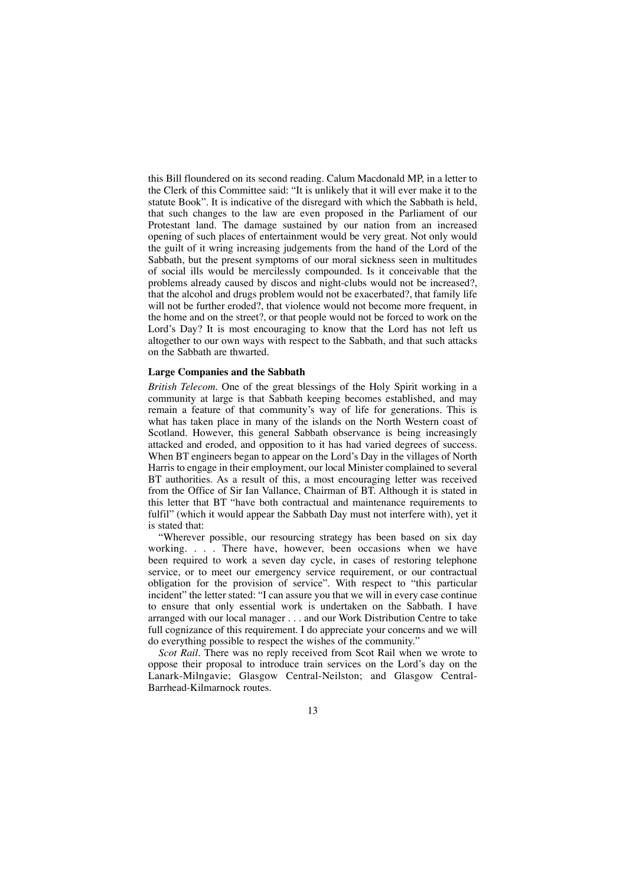this Bill floundered on its second reading. Calum Macdonald MP, in a letter to the Clerk of this Committee said: "It is unlikely that it will ever make it to the statute Book". It is indicative of the disregard with which the Sabbath is held, that such changes to the law are even proposed in the Parliament of our Protestant land. The damage sustained by our nation from an increased opening of such places of entertainment would be very great. Not only would the guilt of it wring increasing judgements from the hand of the Lord of the Sabbath, but the present symptoms of our moral sickness seen in multitudes of social ills would be mercilessly compounded. Is it conceivable that the problems already caused by discos and night-clubs would not be increased?, that the alcohol and drugs problem would not be exacerbated?, that family life will not be further eroded?, that violence would not become more frequent, in the home and on the street?, or that people would not be forced to work on the Lord's Day? It is most encouraging to know that the Lord has not left us altogether to our own ways with respect to the Sabbath, and that such attacks on the Sabbath are thwarted.

**Large Companies and the Sabbath**

*British Telecom*. One of the great blessings of the Holy Spirit working in a community at large is that Sabbath keeping becomes established, and may remain a feature of that community's way of life for generations. This is what has taken place in many of the islands on the North Western coast of Scotland. However, this general Sabbath observance is being increasingly attacked and eroded, and opposition to it has had varied degrees of success. When BT engineers began to appear on the Lord's Day in the villages of North Harris to engage in their employment, our local Minister complained to several BT authorities. As a result of this, a most encouraging letter was received from the Office of Sir Ian Vallance, Chairman of BT. Although it is stated in this letter that BT "have both contractual and maintenance requirements to fulfil" (which it would appear the Sabbath Day must not interfere with), yet it is stated that:

"Wherever possible, our resourcing strategy has been based on six day working. . . . There have, however, been occasions when we have been required to work a seven day cycle, in cases of restoring telephone service, or to meet our emergency service requirement, or our contractual obligation for the provision of service". With respect to "this particular incident" the letter stated: "I can assure you that we will in every case continue to ensure that only essential work is undertaken on the Sabbath. I have arranged with our local manager . . . and our Work Distribution Centre to take full cognizance of this requirement. I do appreciate your concerns and we will do everything possible to respect the wishes of the community."

*Scot Rail*. There was no reply received from Scot Rail when we wrote to oppose their proposal to introduce train services on the Lord's day on the Lanark-Milngavie; Glasgow Central-Neilston; and Glasgow Central-Barrhead-Kilmarnock routes.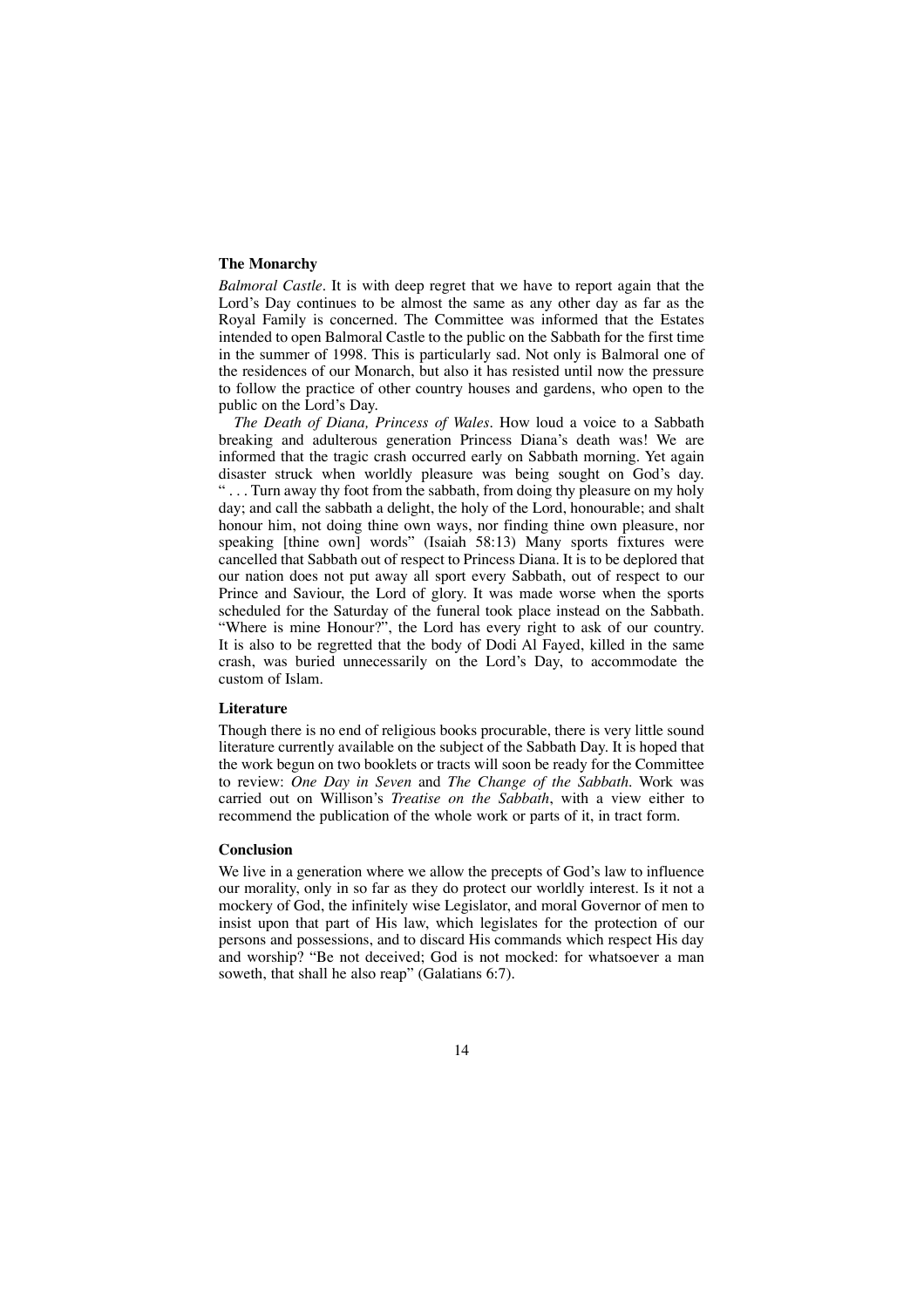### The Monarchy

*Balmoral Castle*. It is with deep regret that we have to report again that the Lord's Day continues to be almost the same as any other day as far as the Royal Family is concerned. The Committee was informed that the Estates intended to open Balmoral Castle to the public on the Sabbath for the first time in the summer of 1998. This is particularly sad. Not only is Balmoral one of the residences of our Monarch, but also it has resisted until now the pressure to follow the practice of other country houses and gardens, who open to the public on the Lord's Day.

*The Death of Diana, Princess of Wales*. How loud a voice to a Sabbath breaking and adulterous generation Princess Diana's death was! We are informed that the tragic crash occurred early on Sabbath morning. Yet again disaster struck when worldly pleasure was being sought on God's day. " . . . Turn away thy foot from the sabbath, from doing thy pleasure on my holy day; and call the sabbath a delight, the holy of the Lord, honourable; and shalt honour him, not doing thine own ways, nor finding thine own pleasure, nor speaking [thine own] words" (Isaiah 58:13) Many sports fixtures were cancelled that Sabbath out of respect to Princess Diana. It is to be deplored that our nation does not put away all sport every Sabbath, out of respect to our Prince and Saviour, the Lord of glory. It was made worse when the sports scheduled for the Saturday of the funeral took place instead on the Sabbath. "Where is mine Honour?", the Lord has every right to ask of our country. It is also to be regretted that the body of Dodi Al Fayed, killed in the same crash, was buried unnecessarily on the Lord's Day, to accommodate the custom of Islam.

### Literature

Though there is no end of religious books procurable, there is very little sound literature currently available on the subject of the Sabbath Day. It is hoped that the work begun on two booklets or tracts will soon be ready for the Committee to review: *One Day in Seven* and *The Change of the Sabbath*. Work was carried out on Willison's *Treatise on the Sabbath*, with a view either to recommend the publication of the whole work or parts of it, in tract form.

### Conclusion

We live in a generation where we allow the precepts of God's law to influence our morality, only in so far as they do protect our worldly interest. Is it not a mockery of God, the infinitely wise Legislator, and moral Governor of men to insist upon that part of His law, which legislates for the protection of our persons and possessions, and to discard His commands which respect His day and worship? "Be not deceived; God is not mocked: for whatsoever a man soweth, that shall he also reap" (Galatians 6:7).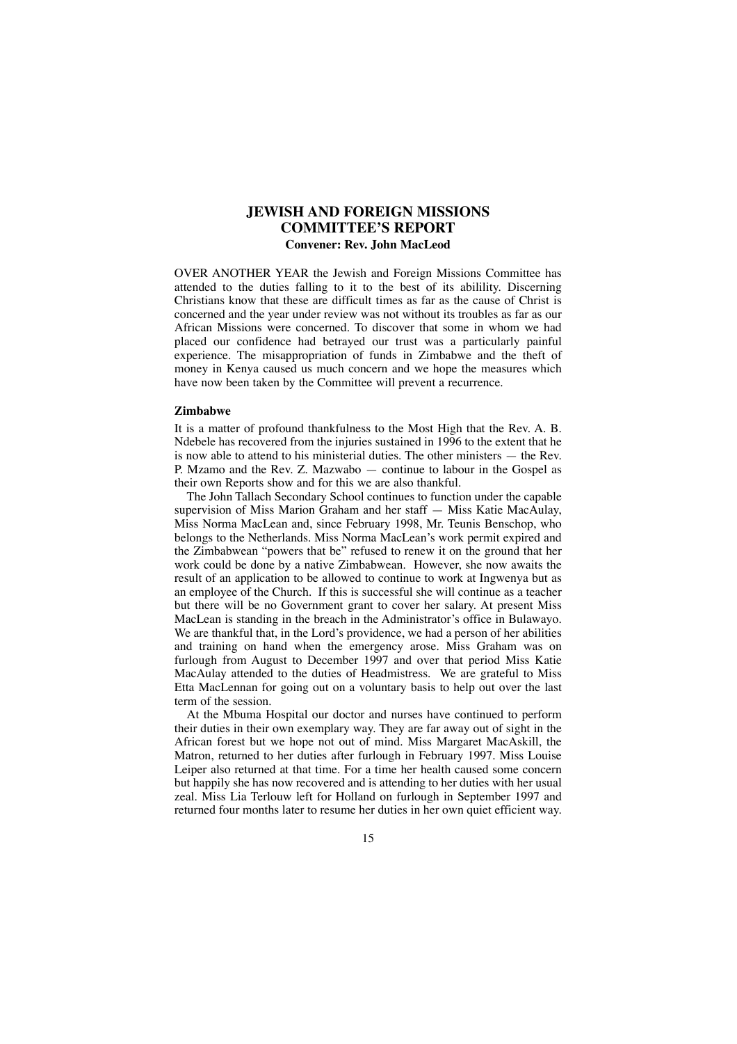# JEWISH AND FOREIGN MISSIONS COMMITTEE'S REPORT

**Convener: Rev. John MacLeod**

OVER ANOTHER YEAR the Jewish and Foreign Missions Committee has attended to the duties falling to it to the best of its abilility. Discerning Christians know that these are difficult times as far as the cause of Christ is concerned and the year under review was not without its troubles as far as our African Missions were concerned. To discover that some in whom we had placed our confidence had betrayed our trust was a particularly painful experience. The misappropriation of funds in Zimbabwe and the theft of money in Kenya caused us much concern and we hope the measures which have now been taken by the Committee will prevent a recurrence.

### Zimbabwe

It is a matter of profound thankfulness to the Most High that the Rev. A. B. Ndebele has recovered from the injuries sustained in 1996 to the extent that he is now able to attend to his ministerial duties. The other ministers — the Rev. P. Mzamo and the Rev. Z. Mazwabo — continue to labour in the Gospel as their own Reports show and for this we are also thankful.

The John Tallach Secondary School continues to function under the capable supervision of Miss Marion Graham and her staff — Miss Katie MacAulay, Miss Norma MacLean and, since February 1998, Mr. Teunis Benschop, who belongs to the Netherlands. Miss Norma MacLean's work permit expired and the Zimbabwean "powers that be" refused to renew it on the ground that her work could be done by a native Zimbabwean. However, she now awaits the result of an application to be allowed to continue to work at Ingwenya but as an employee of the Church. If this is successful she will continue as a teacher but there will be no Government grant to cover her salary. At present Miss MacLean is standing in the breach in the Administrator's office in Bulawayo. We are thankful that, in the Lord's providence, we had a person of her abilities and training on hand when the emergency arose. Miss Graham was on furlough from August to December 1997 and over that period Miss Katie MacAulay attended to the duties of Headmistress. We are grateful to Miss Etta MacLennan for going out on a voluntary basis to help out over the last term of the session.

At the Mbuma Hospital our doctor and nurses have continued to perform their duties in their own exemplary way. They are far away out of sight in the African forest but we hope not out of mind. Miss Margaret MacAskill, the Matron, returned to her duties after furlough in February 1997. Miss Louise Leiper also returned at that time. For a time her health caused some concern but happily she has now recovered and is attending to her duties with her usual zeal. Miss Lia Terlouw left for Holland on furlough in September 1997 and returned four months later to resume her duties in her own quiet efficient way.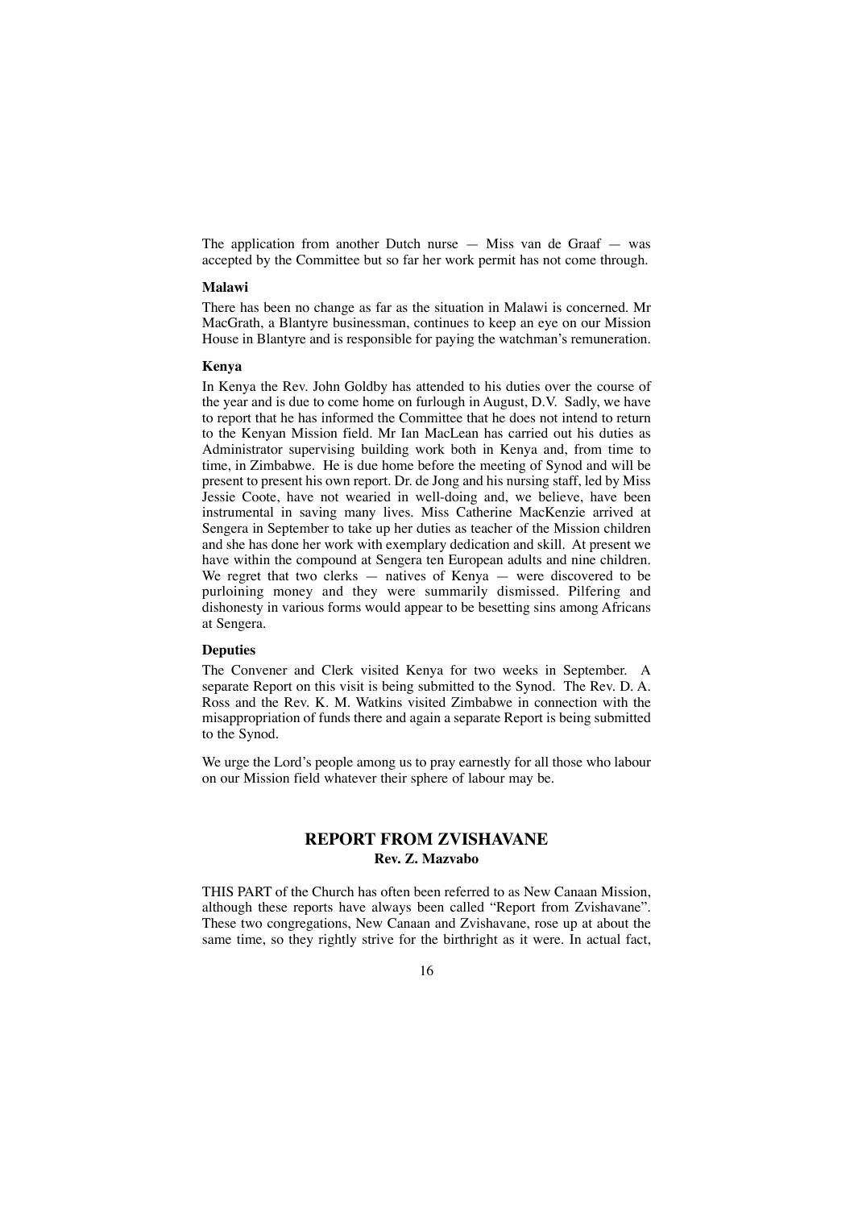The application from another Dutch nurse — Miss van de Graaf — was accepted by the Committee but so far her work permit has not come through.

**Malawi**

There has been no change as far as the situation in Malawi is concerned. Mr MacGrath, a Blantyre businessman, continues to keep an eye on our Mission House in Blantyre and is responsible for paying the watchman's remuneration.

**Kenya**

In Kenya the Rev. John Goldby has attended to his duties over the course of the year and is due to come home on furlough in August, D.V. Sadly, we have to report that he has informed the Committee that he does not intend to return to the Kenyan Mission field. Mr Ian MacLean has carried out his duties as Administrator supervising building work both in Kenya and, from time to time, in Zimbabwe. He is due home before the meeting of Synod and will be present to present his own report. Dr. de Jong and his nursing staff, led by Miss Jessie Coote, have not wearied in well-doing and, we believe, have been instrumental in saving many lives. Miss Catherine MacKenzie arrived at Sengera in September to take up her duties as teacher of the Mission children and she has done her work with exemplary dedication and skill. At present we have within the compound at Sengera ten European adults and nine children. We regret that two clerks — natives of Kenya — were discovered to be purloining money and they were summarily dismissed. Pilfering and dishonesty in various forms would appear to be besetting sins among Africans at Sengera.

**Deputies**

The Convener and Clerk visited Kenya for two weeks in September. A separate Report on this visit is being submitted to the Synod. The Rev. D. A. Ross and the Rev. K. M. Watkins visited Zimbabwe in connection with the misappropriation of funds there and again a separate Report is being submitted to the Synod.

We urge the Lord's people among us to pray earnestly for all those who labour on our Mission field whatever their sphere of labour may be.

## REPORT FROM ZVISHAVANE

**Rev. Z. Mazvabo**

THIS PART of the Church has often been referred to as New Canaan Mission, although these reports have always been called "Report from Zvishavane". These two congregations, New Canaan and Zvishavane, rose up at about the same time, so they rightly strive for the birthright as it were. In actual fact,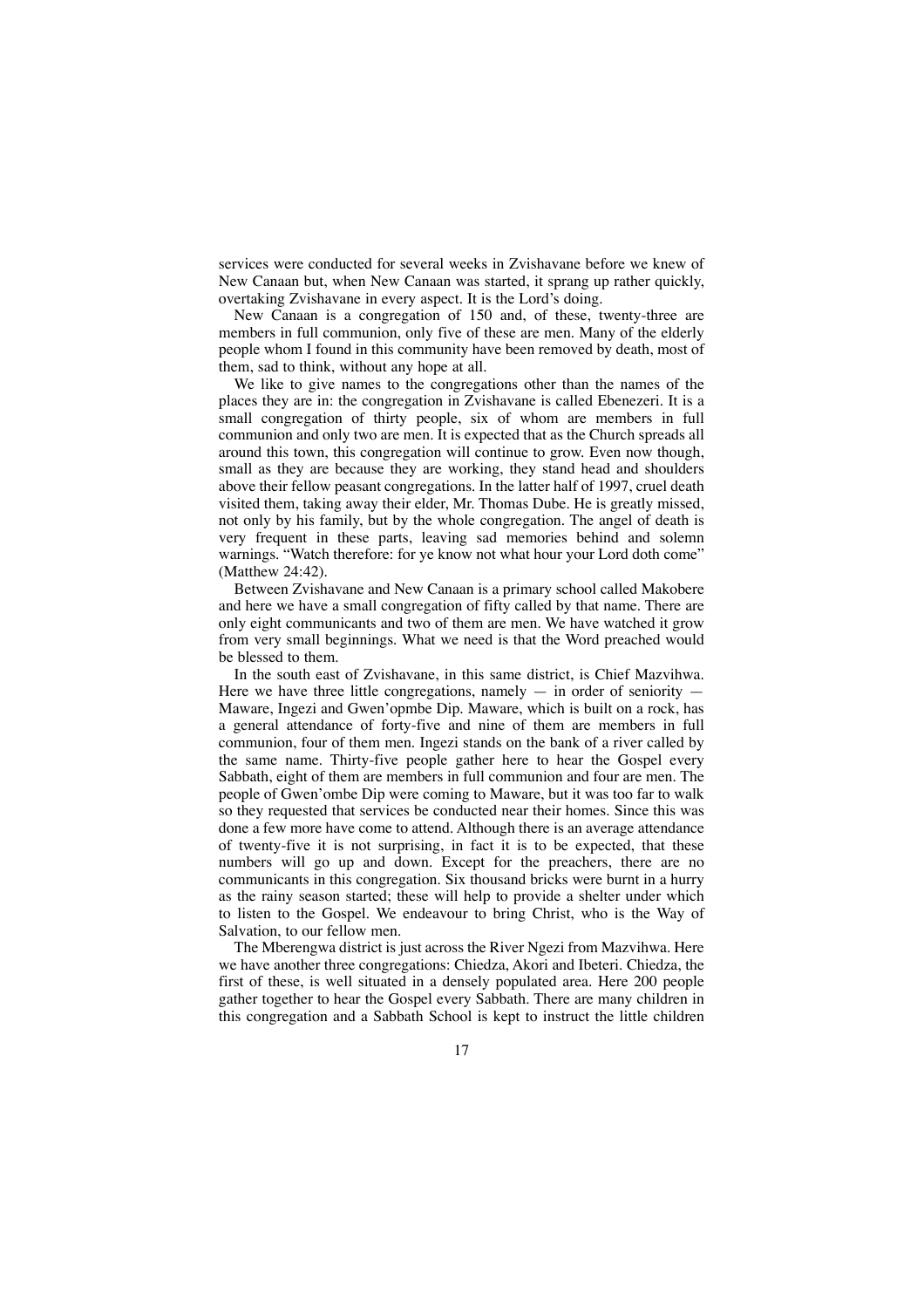services were conducted for several weeks in Zvishavane before we knew of New Canaan but, when New Canaan was started, it sprang up rather quickly, overtaking Zvishavane in every aspect. It is the Lord's doing.

New Canaan is a congregation of 150 and, of these, twenty-three are members in full communion, only five of these are men. Many of the elderly people whom I found in this community have been removed by death, most of them, sad to think, without any hope at all.

We like to give names to the congregations other than the names of the places they are in: the congregation in Zvishavane is called Ebenezeri. It is a small congregation of thirty people, six of whom are members in full communion and only two are men. It is expected that as the Church spreads all around this town, this congregation will continue to grow. Even now though, small as they are because they are working, they stand head and shoulders above their fellow peasant congregations. In the latter half of 1997, cruel death visited them, taking away their elder, Mr. Thomas Dube. He is greatly missed, not only by his family, but by the whole congregation. The angel of death is very frequent in these parts, leaving sad memories behind and solemn warnings. "Watch therefore: for ye know not what hour your Lord doth come" (Matthew 24:42).

Between Zvishavane and New Canaan is a primary school called Makobere and here we have a small congregation of fifty called by that name. There are only eight communicants and two of them are men. We have watched it grow from very small beginnings. What we need is that the Word preached would be blessed to them.

In the south east of Zvishavane, in this same district, is Chief Mazvihwa. Here we have three little congregations, namely — in order of seniority — Maware, Ingezi and Gwen'opmbe Dip. Maware, which is built on a rock, has a general attendance of forty-five and nine of them are members in full communion, four of them men. Ingezi stands on the bank of a river called by the same name. Thirty-five people gather here to hear the Gospel every Sabbath, eight of them are members in full communion and four are men. The people of Gwen'ombe Dip were coming to Maware, but it was too far to walk so they requested that services be conducted near their homes. Since this was done a few more have come to attend. Although there is an average attendance of twenty-five it is not surprising, in fact it is to be expected, that these numbers will go up and down. Except for the preachers, there are no communicants in this congregation. Six thousand bricks were burnt in a hurry as the rainy season started; these will help to provide a shelter under which to listen to the Gospel. We endeavour to bring Christ, who is the Way of Salvation, to our fellow men.

The Mberengwa district is just across the River Ngezi from Mazvihwa. Here we have another three congregations: Chiedza, Akori and Ibeteri. Chiedza, the first of these, is well situated in a densely populated area. Here 200 people gather together to hear the Gospel every Sabbath. There are many children in this congregation and a Sabbath School is kept to instruct the little children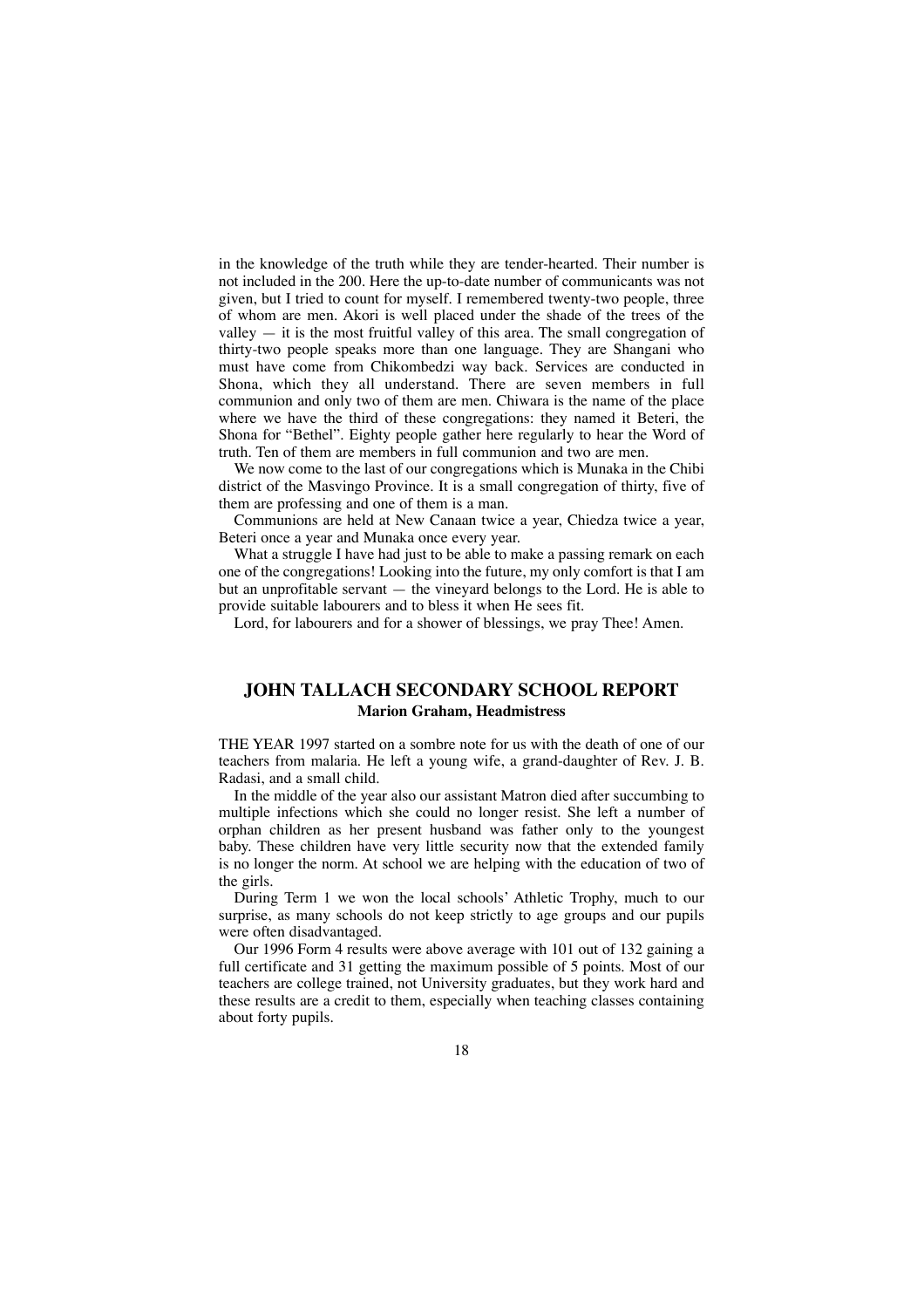in the knowledge of the truth while they are tender-hearted. Their number is not included in the 200. Here the up-to-date number of communicants was not given, but I tried to count for myself. I remembered twenty-two people, three of whom are men. Akori is well placed under the shade of the trees of the valley — it is the most fruitful valley of this area. The small congregation of thirty-two people speaks more than one language. They are Shangani who must have come from Chikombedzi way back. Services are conducted in Shona, which they all understand. There are seven members in full communion and only two of them are men. Chiwara is the name of the place where we have the third of these congregations: they named it Beteri, the Shona for "Bethel". Eighty people gather here regularly to hear the Word of truth. Ten of them are members in full communion and two are men.

We now come to the last of our congregations which is Munaka in the Chibi district of the Masvingo Province. It is a small congregation of thirty, five of them are professing and one of them is a man.

Communions are held at New Canaan twice a year, Chiedza twice a year, Beteri once a year and Munaka once every year.

What a struggle I have had just to be able to make a passing remark on each one of the congregations! Looking into the future, my only comfort is that I am but an unprofitable servant — the vineyard belongs to the Lord. He is able to provide suitable labourers and to bless it when He sees fit.

Lord, for labourers and for a shower of blessings, we pray Thee! Amen.

## JOHN TALLACH SECONDARY SCHOOL REPORT

**Marion Graham, Headmistress**

THE YEAR 1997 started on a sombre note for us with the death of one of our teachers from malaria. He left a young wife, a grand-daughter of Rev. J. B. Radasi, and a small child.

In the middle of the year also our assistant Matron died after succumbing to multiple infections which she could no longer resist. She left a number of orphan children as her present husband was father only to the youngest baby. These children have very little security now that the extended family is no longer the norm. At school we are helping with the education of two of the girls.

During Term 1 we won the local schools' Athletic Trophy, much to our surprise, as many schools do not keep strictly to age groups and our pupils were often disadvantaged.

Our 1996 Form 4 results were above average with 101 out of 132 gaining a full certificate and 31 getting the maximum possible of 5 points. Most of our teachers are college trained, not University graduates, but they work hard and these results are a credit to them, especially when teaching classes containing about forty pupils.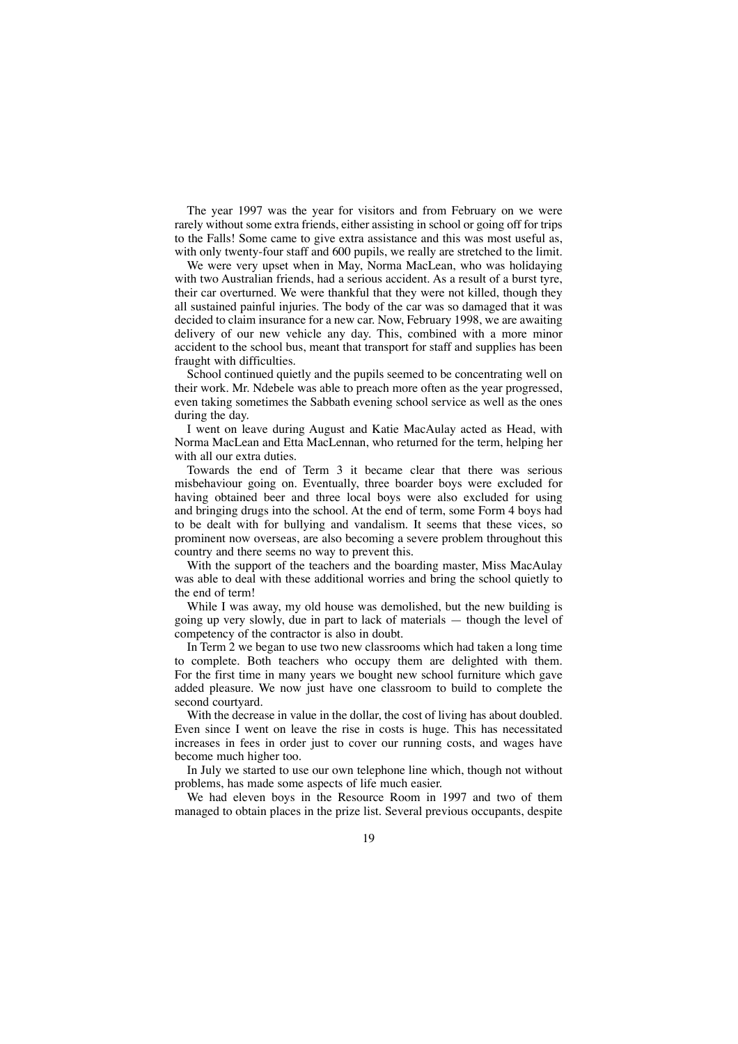The year 1997 was the year for visitors and from February on we were rarely without some extra friends, either assisting in school or going off for trips to the Falls! Some came to give extra assistance and this was most useful as, with only twenty-four staff and 600 pupils, we really are stretched to the limit.

We were very upset when in May, Norma MacLean, who was holidaying with two Australian friends, had a serious accident. As a result of a burst tyre, their car overturned. We were thankful that they were not killed, though they all sustained painful injuries. The body of the car was so damaged that it was decided to claim insurance for a new car. Now, February 1998, we are awaiting delivery of our new vehicle any day. This, combined with a more minor accident to the school bus, meant that transport for staff and supplies has been fraught with difficulties.

School continued quietly and the pupils seemed to be concentrating well on their work. Mr. Ndebele was able to preach more often as the year progressed, even taking sometimes the Sabbath evening school service as well as the ones during the day.

I went on leave during August and Katie MacAulay acted as Head, with Norma MacLean and Etta MacLennan, who returned for the term, helping her with all our extra duties.

Towards the end of Term 3 it became clear that there was serious misbehaviour going on. Eventually, three boarder boys were excluded for having obtained beer and three local boys were also excluded for using and bringing drugs into the school. At the end of term, some Form 4 boys had to be dealt with for bullying and vandalism. It seems that these vices, so prominent now overseas, are also becoming a severe problem throughout this country and there seems no way to prevent this.

With the support of the teachers and the boarding master, Miss MacAulay was able to deal with these additional worries and bring the school quietly to the end of term!

While I was away, my old house was demolished, but the new building is going up very slowly, due in part to lack of materials — though the level of competency of the contractor is also in doubt.

In Term 2 we began to use two new classrooms which had taken a long time to complete. Both teachers who occupy them are delighted with them. For the first time in many years we bought new school furniture which gave added pleasure. We now just have one classroom to build to complete the second courtyard.

With the decrease in value in the dollar, the cost of living has about doubled. Even since I went on leave the rise in costs is huge. This has necessitated increases in fees in order just to cover our running costs, and wages have become much higher too.

In July we started to use our own telephone line which, though not without problems, has made some aspects of life much easier.

We had eleven boys in the Resource Room in 1997 and two of them managed to obtain places in the prize list. Several previous occupants, despite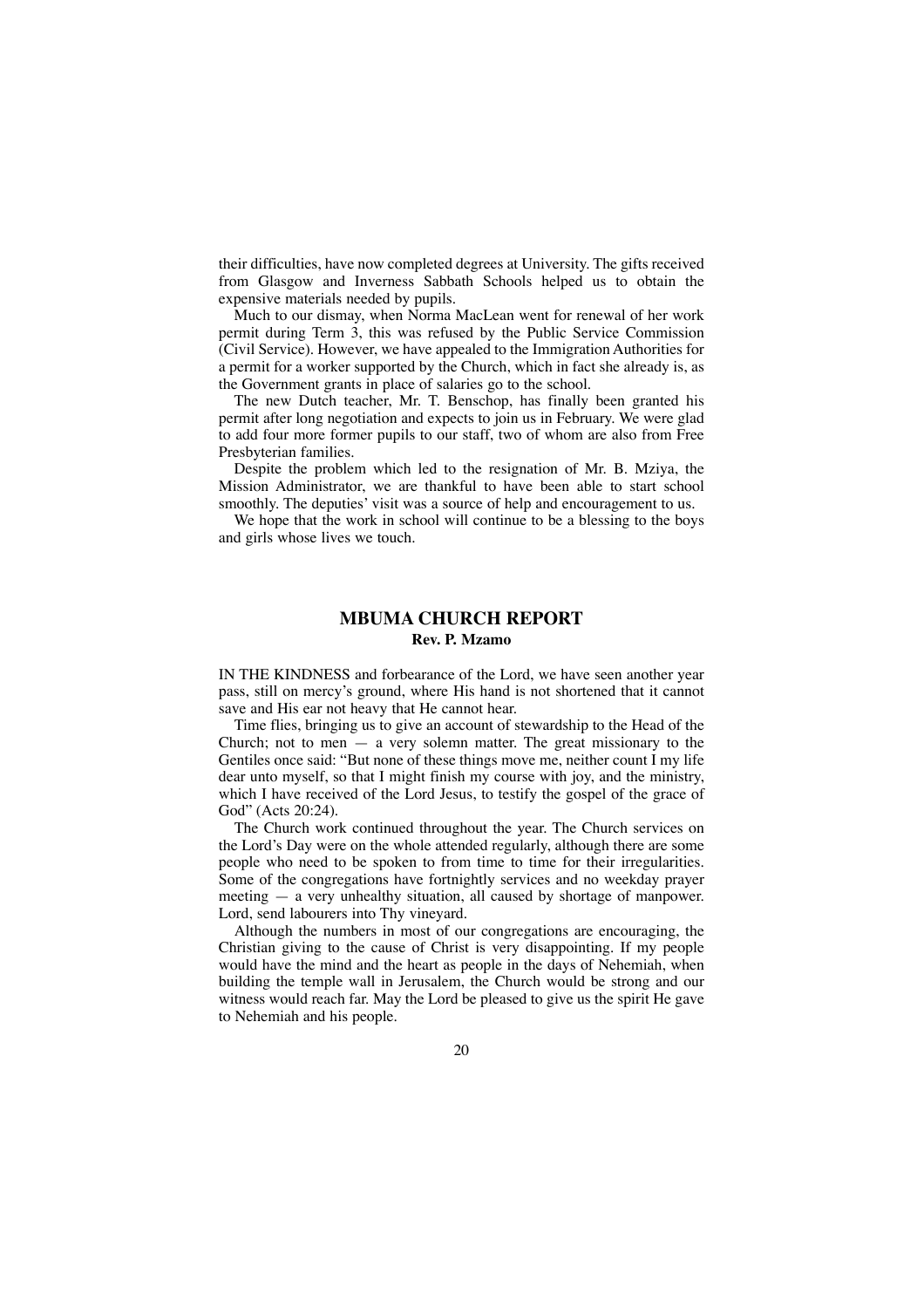their difficulties, have now completed degrees at University. The gifts received from Glasgow and Inverness Sabbath Schools helped us to obtain the expensive materials needed by pupils.

Much to our dismay, when Norma MacLean went for renewal of her work permit during Term 3, this was refused by the Public Service Commission (Civil Service). However, we have appealed to the Immigration Authorities for a permit for a worker supported by the Church, which in fact she already is, as the Government grants in place of salaries go to the school.

The new Dutch teacher, Mr. T. Benschop, has finally been granted his permit after long negotiation and expects to join us in February. We were glad to add four more former pupils to our staff, two of whom are also from Free Presbyterian families.

Despite the problem which led to the resignation of Mr. B. Mziya, the Mission Administrator, we are thankful to have been able to start school smoothly. The deputies' visit was a source of help and encouragement to us.

We hope that the work in school will continue to be a blessing to the boys and girls whose lives we touch.

## MBUMA CHURCH REPORT

**Rev. P. Mzamo**

IN THE KINDNESS and forbearance of the Lord, we have seen another year pass, still on mercy's ground, where His hand is not shortened that it cannot save and His ear not heavy that He cannot hear.

Time flies, bringing us to give an account of stewardship to the Head of the Church; not to men — a very solemn matter. The great missionary to the Gentiles once said: "But none of these things move me, neither count I my life dear unto myself, so that I might finish my course with joy, and the ministry, which I have received of the Lord Jesus, to testify the gospel of the grace of God" (Acts 20:24).

The Church work continued throughout the year. The Church services on the Lord's Day were on the whole attended regularly, although there are some people who need to be spoken to from time to time for their irregularities. Some of the congregations have fortnightly services and no weekday prayer meeting — a very unhealthy situation, all caused by shortage of manpower. Lord, send labourers into Thy vineyard.

Although the numbers in most of our congregations are encouraging, the Christian giving to the cause of Christ is very disappointing. If my people would have the mind and the heart as people in the days of Nehemiah, when building the temple wall in Jerusalem, the Church would be strong and our witness would reach far. May the Lord be pleased to give us the spirit He gave to Nehemiah and his people.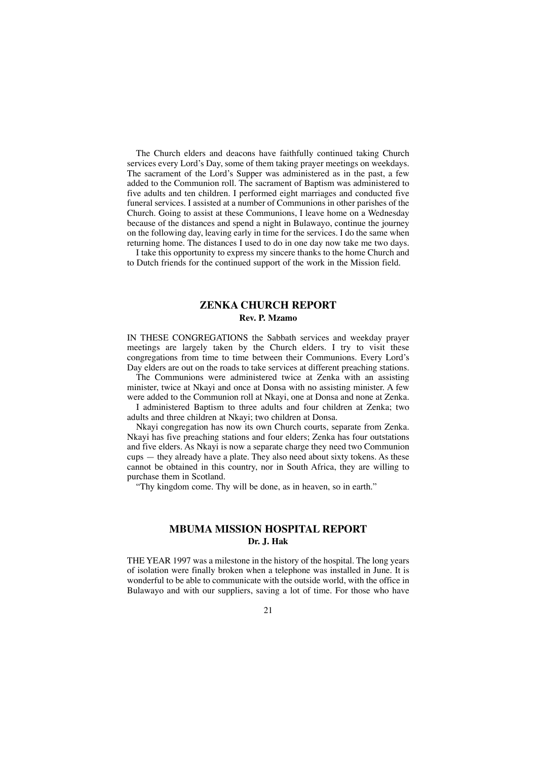The Church elders and deacons have faithfully continued taking Church services every Lord's Day, some of them taking prayer meetings on weekdays. The sacrament of the Lord's Supper was administered as in the past, a few added to the Communion roll. The sacrament of Baptism was administered to five adults and ten children. I performed eight marriages and conducted five funeral services. I assisted at a number of Communions in other parishes of the Church. Going to assist at these Communions, I leave home on a Wednesday because of the distances and spend a night in Bulawayo, continue the journey on the following day, leaving early in time for the services. I do the same when returning home. The distances I used to do in one day now take me two days.

I take this opportunity to express my sincere thanks to the home Church and to Dutch friends for the continued support of the work in the Mission field.

## ZENKA CHURCH REPORT

**Rev. P. Mzamo**

IN THESE CONGREGATIONS the Sabbath services and weekday prayer meetings are largely taken by the Church elders. I try to visit these congregations from time to time between their Communions. Every Lord's Day elders are out on the roads to take services at different preaching stations.

The Communions were administered twice at Zenka with an assisting minister, twice at Nkayi and once at Donsa with no assisting minister. A few were added to the Communion roll at Nkayi, one at Donsa and none at Zenka.

I administered Baptism to three adults and four children at Zenka; two adults and three children at Nkayi; two children at Donsa.

Nkayi congregation has now its own Church courts, separate from Zenka. Nkayi has five preaching stations and four elders; Zenka has four outstations and five elders. As Nkayi is now a separate charge they need two Communion cups — they already have a plate. They also need about sixty tokens. As these cannot be obtained in this country, nor in South Africa, they are willing to purchase them in Scotland.

"Thy kingdom come. Thy will be done, as in heaven, so in earth."

## MBUMA MISSION HOSPITAL REPORT

**Dr. J. Hak**

THE YEAR 1997 was a milestone in the history of the hospital. The long years of isolation were finally broken when a telephone was installed in June. It is wonderful to be able to communicate with the outside world, with the office in Bulawayo and with our suppliers, saving a lot of time. For those who have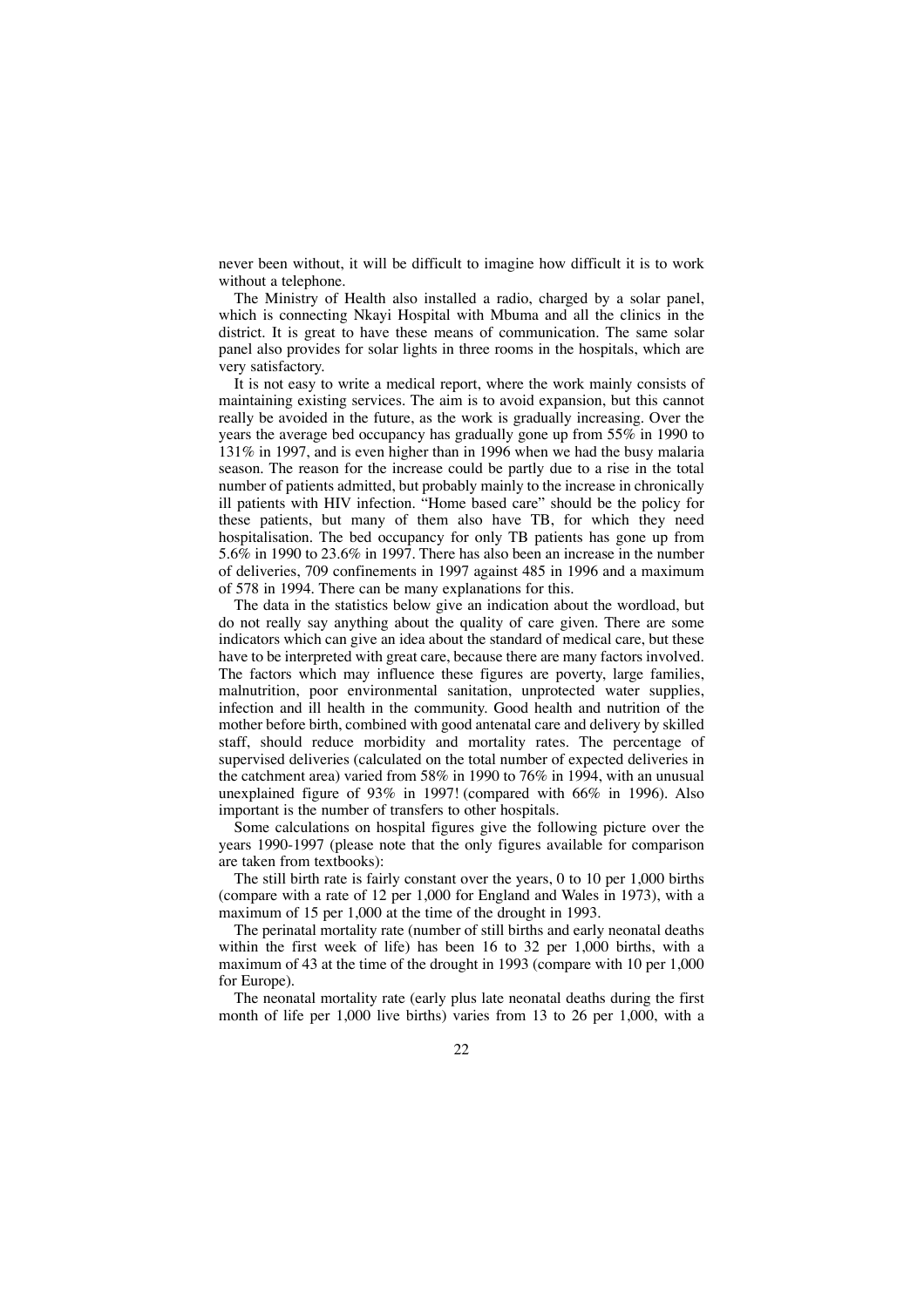never been without, it will be difficult to imagine how difficult it is to work without a telephone.

The Ministry of Health also installed a radio, charged by a solar panel, which is connecting Nkayi Hospital with Mbuma and all the clinics in the district. It is great to have these means of communication. The same solar panel also provides for solar lights in three rooms in the hospitals, which are very satisfactory.

It is not easy to write a medical report, where the work mainly consists of maintaining existing services. The aim is to avoid expansion, but this cannot really be avoided in the future, as the work is gradually increasing. Over the years the average bed occupancy has gradually gone up from 55% in 1990 to 131% in 1997, and is even higher than in 1996 when we had the busy malaria season. The reason for the increase could be partly due to a rise in the total number of patients admitted, but probably mainly to the increase in chronically ill patients with HIV infection. "Home based care" should be the policy for these patients, but many of them also have TB, for which they need hospitalisation. The bed occupancy for only TB patients has gone up from 5.6% in 1990 to 23.6% in 1997. There has also been an increase in the number of deliveries, 709 confinements in 1997 against 485 in 1996 and a maximum of 578 in 1994. There can be many explanations for this.

The data in the statistics below give an indication about the wordload, but do not really say anything about the quality of care given. There are some indicators which can give an idea about the standard of medical care, but these have to be interpreted with great care, because there are many factors involved. The factors which may influence these figures are poverty, large families, malnutrition, poor environmental sanitation, unprotected water supplies, infection and ill health in the community. Good health and nutrition of the mother before birth, combined with good antenatal care and delivery by skilled staff, should reduce morbidity and mortality rates. The percentage of supervised deliveries (calculated on the total number of expected deliveries in the catchment area) varied from 58% in 1990 to 76% in 1994, with an unusual unexplained figure of 93% in 1997! (compared with 66% in 1996). Also important is the number of transfers to other hospitals.

Some calculations on hospital figures give the following picture over the years 1990-1997 (please note that the only figures available for comparison are taken from textbooks):

The still birth rate is fairly constant over the years, 0 to 10 per 1,000 births (compare with a rate of 12 per 1,000 for England and Wales in 1973), with a maximum of 15 per 1,000 at the time of the drought in 1993.

The perinatal mortality rate (number of still births and early neonatal deaths within the first week of life) has been 16 to 32 per 1,000 births, with a maximum of 43 at the time of the drought in 1993 (compare with 10 per 1,000 for Europe).

The neonatal mortality rate (early plus late neonatal deaths during the first month of life per 1,000 live births) varies from 13 to 26 per 1,000, with a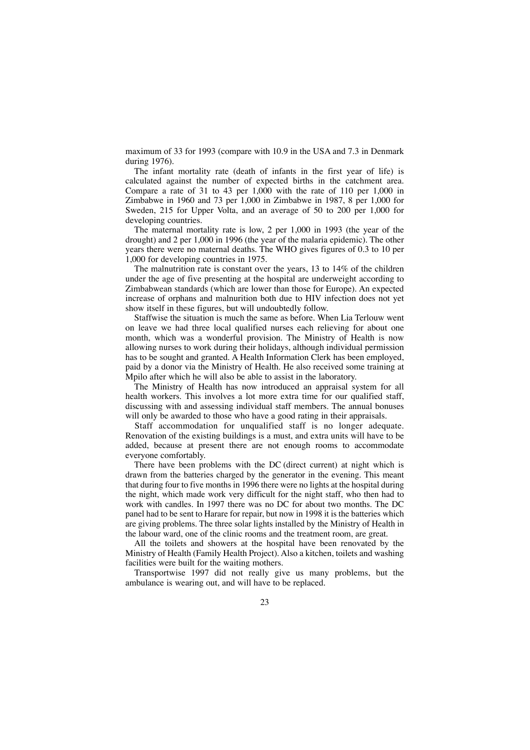maximum of 33 for 1993 (compare with 10.9 in the USA and 7.3 in Denmark during 1976).

The infant mortality rate (death of infants in the first year of life) is calculated against the number of expected births in the catchment area. Compare a rate of 31 to 43 per 1,000 with the rate of 110 per 1,000 in Zimbabwe in 1960 and 73 per 1,000 in Zimbabwe in 1987, 8 per 1,000 for Sweden, 215 for Upper Volta, and an average of 50 to 200 per 1,000 for developing countries.

The maternal mortality rate is low, 2 per 1,000 in 1993 (the year of the drought) and 2 per 1,000 in 1996 (the year of the malaria epidemic). The other years there were no maternal deaths. The WHO gives figures of 0.3 to 10 per 1,000 for developing countries in 1975.

The malnutrition rate is constant over the years, 13 to 14% of the children under the age of five presenting at the hospital are underweight according to Zimbabwean standards (which are lower than those for Europe). An expected increase of orphans and malnurition both due to HIV infection does not yet show itself in these figures, but will undoubtedly follow.

Staffwise the situation is much the same as before. When Lia Terlouw went on leave we had three local qualified nurses each relieving for about one month, which was a wonderful provision. The Ministry of Health is now allowing nurses to work during their holidays, although individual permission has to be sought and granted. A Health Information Clerk has been employed, paid by a donor via the Ministry of Health. He also received some training at Mpilo after which he will also be able to assist in the laboratory.

The Ministry of Health has now introduced an appraisal system for all health workers. This involves a lot more extra time for our qualified staff, discussing with and assessing individual staff members. The annual bonuses will only be awarded to those who have a good rating in their appraisals.

Staff accommodation for unqualified staff is no longer adequate. Renovation of the existing buildings is a must, and extra units will have to be added, because at present there are not enough rooms to accommodate everyone comfortably.

There have been problems with the DC (direct current) at night which is drawn from the batteries charged by the generator in the evening. This meant that during four to five months in 1996 there were no lights at the hospital during the night, which made work very difficult for the night staff, who then had to work with candles. In 1997 there was no DC for about two months. The DC panel had to be sent to Harare for repair, but now in 1998 it is the batteries which are giving problems. The three solar lights installed by the Ministry of Health in the labour ward, one of the clinic rooms and the treatment room, are great.

All the toilets and showers at the hospital have been renovated by the Ministry of Health (Family Health Project). Also a kitchen, toilets and washing facilities were built for the waiting mothers.

Transportwise 1997 did not really give us many problems, but the ambulance is wearing out, and will have to be replaced.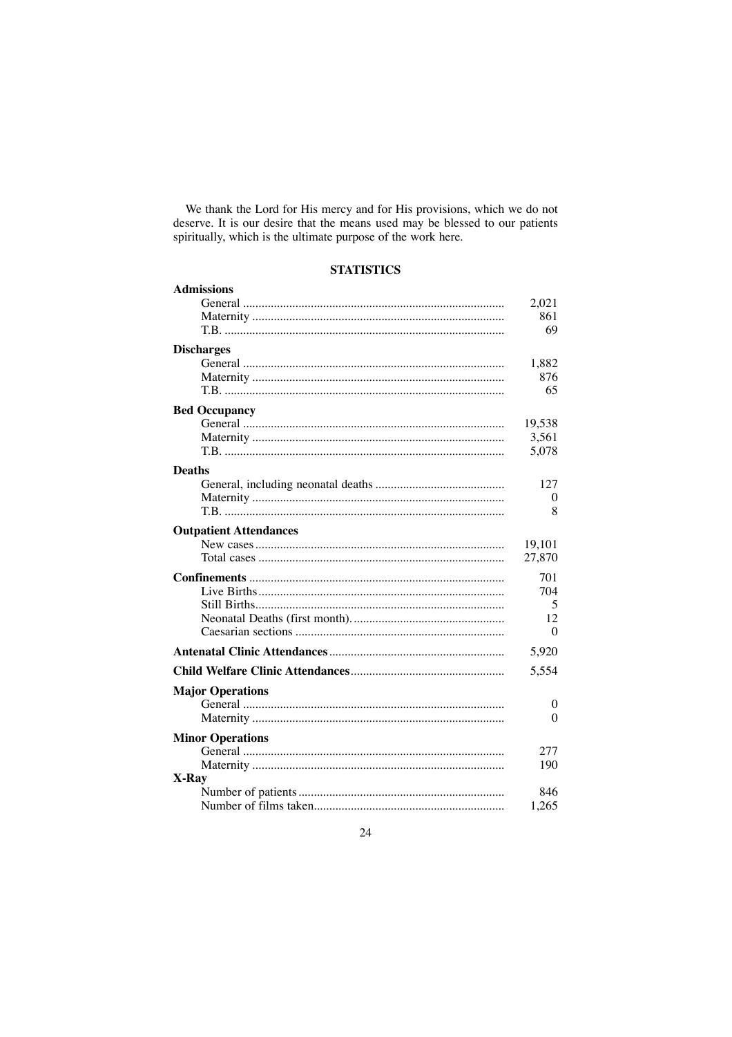We thank the Lord for His mercy and for His provisions, which we do not deserve. It is our desire that the means used may be blessed to our patients spiritually, which is the ultimate purpose of the work here.

## STATISTICS

| | |
|---|---|
| **Admissions** | |
| General | 2,021 |
| Maternity | 861 |
| T.B. | 69 |
| **Discharges** | |
| General | 1,882 |
| Maternity | 876 |
| T.B. | 65 |
| **Bed Occupancy** | |
| General | 19,538 |
| Maternity | 3,561 |
| T.B. | 5,078 |
| **Deaths** | |
| General, including neonatal deaths | 127 |
| Maternity | 0 |
| T.B. | 8 |
| **Outpatient Attendances** | |
| New cases | 19,101 |
| Total cases | 27,870 |
| **Confinements** | 701 |
| Live Births | 704 |
| Still Births | 5 |
| Neonatal Deaths (first month). | 12 |
| Caesarian sections | 0 |
| **Antenatal Clinic Attendances** | 5,920 |
| **Child Welfare Clinic Attendances** | 5,554 |
| **Major Operations** | |
| General | 0 |
| Maternity | 0 |
| **Minor Operations** | |
| General | 277 |
| Maternity | 190 |
| **X-Ray** | |
| Number of patients | 846 |
| Number of films taken | 1,265 |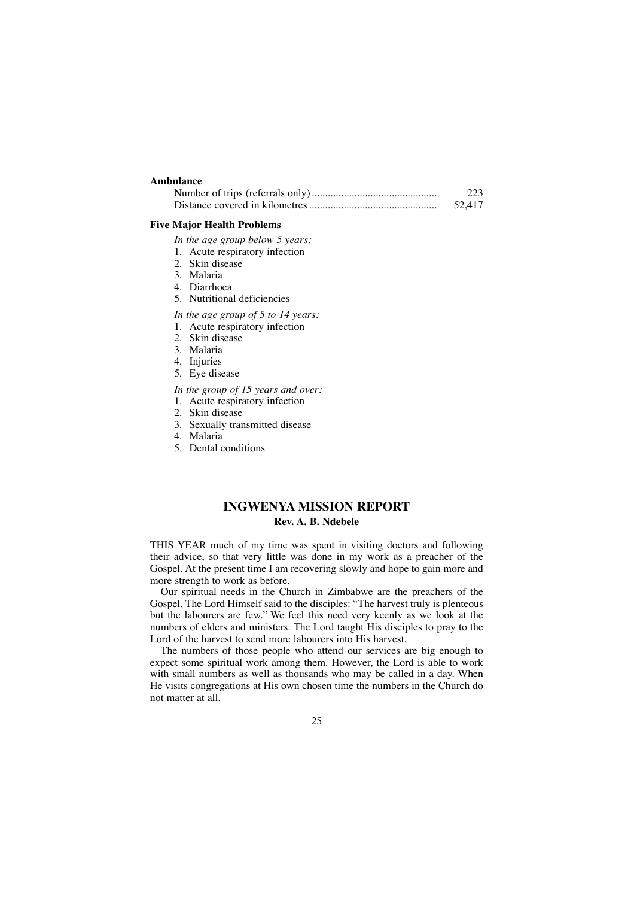**Ambulance**

| | |
|---|---|
| Number of trips (referrals only) | 223 |
| Distance covered in kilometres | 52,417 |

**Five Major Health Problems**

*In the age group below 5 years:*

1. Acute respiratory infection
2. Skin disease
3. Malaria
4. Diarrhoea
5. Nutritional deficiencies

*In the age group of 5 to 14 years:*

1. Acute respiratory infection
2. Skin disease
3. Malaria
4. Injuries
5. Eye disease

*In the group of 15 years and over:*

1. Acute respiratory infection
2. Skin disease
3. Sexually transmitted disease
4. Malaria
5. Dental conditions

## INGWENYA MISSION REPORT

**Rev. A. B. Ndebele**

THIS YEAR much of my time was spent in visiting doctors and following their advice, so that very little was done in my work as a preacher of the Gospel. At the present time I am recovering slowly and hope to gain more and more strength to work as before.

Our spiritual needs in the Church in Zimbabwe are the preachers of the Gospel. The Lord Himself said to the disciples: "The harvest truly is plenteous but the labourers are few." We feel this need very keenly as we look at the numbers of elders and ministers. The Lord taught His disciples to pray to the Lord of the harvest to send more labourers into His harvest.

The numbers of those people who attend our services are big enough to expect some spiritual work among them. However, the Lord is able to work with small numbers as well as thousands who may be called in a day. When He visits congregations at His own chosen time the numbers in the Church do not matter at all.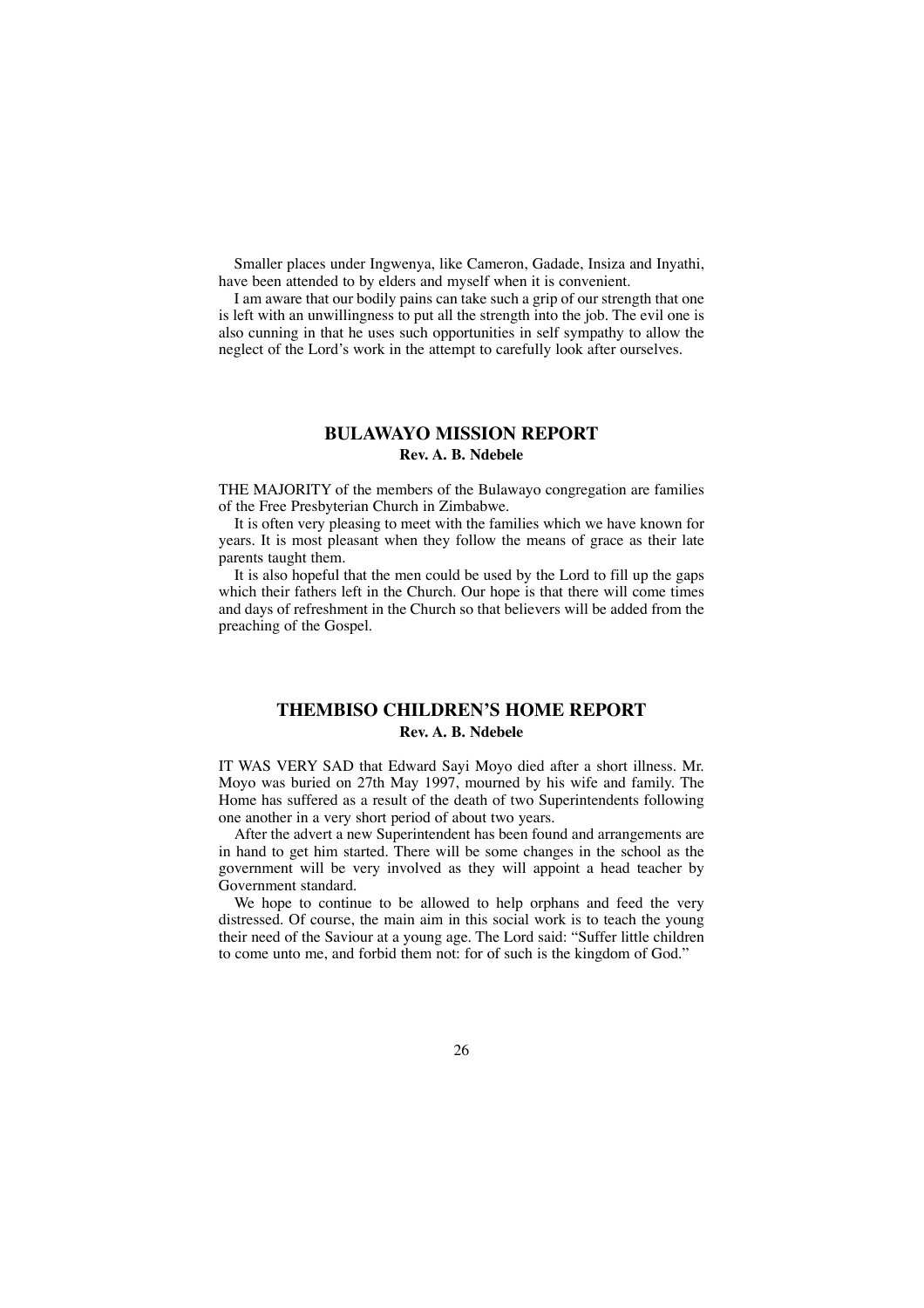Smaller places under Ingwenya, like Cameron, Gadade, Insiza and Inyathi, have been attended to by elders and myself when it is convenient.

I am aware that our bodily pains can take such a grip of our strength that one is left with an unwillingness to put all the strength into the job. The evil one is also cunning in that he uses such opportunities in self sympathy to allow the neglect of the Lord's work in the attempt to carefully look after ourselves.

## BULAWAYO MISSION REPORT

**Rev. A. B. Ndebele**

THE MAJORITY of the members of the Bulawayo congregation are families of the Free Presbyterian Church in Zimbabwe.

It is often very pleasing to meet with the families which we have known for years. It is most pleasant when they follow the means of grace as their late parents taught them.

It is also hopeful that the men could be used by the Lord to fill up the gaps which their fathers left in the Church. Our hope is that there will come times and days of refreshment in the Church so that believers will be added from the preaching of the Gospel.

## THEMBISO CHILDREN'S HOME REPORT

**Rev. A. B. Ndebele**

IT WAS VERY SAD that Edward Sayi Moyo died after a short illness. Mr. Moyo was buried on 27th May 1997, mourned by his wife and family. The Home has suffered as a result of the death of two Superintendents following one another in a very short period of about two years.

After the advert a new Superintendent has been found and arrangements are in hand to get him started. There will be some changes in the school as the government will be very involved as they will appoint a head teacher by Government standard.

We hope to continue to be allowed to help orphans and feed the very distressed. Of course, the main aim in this social work is to teach the young their need of the Saviour at a young age. The Lord said: "Suffer little children to come unto me, and forbid them not: for of such is the kingdom of God."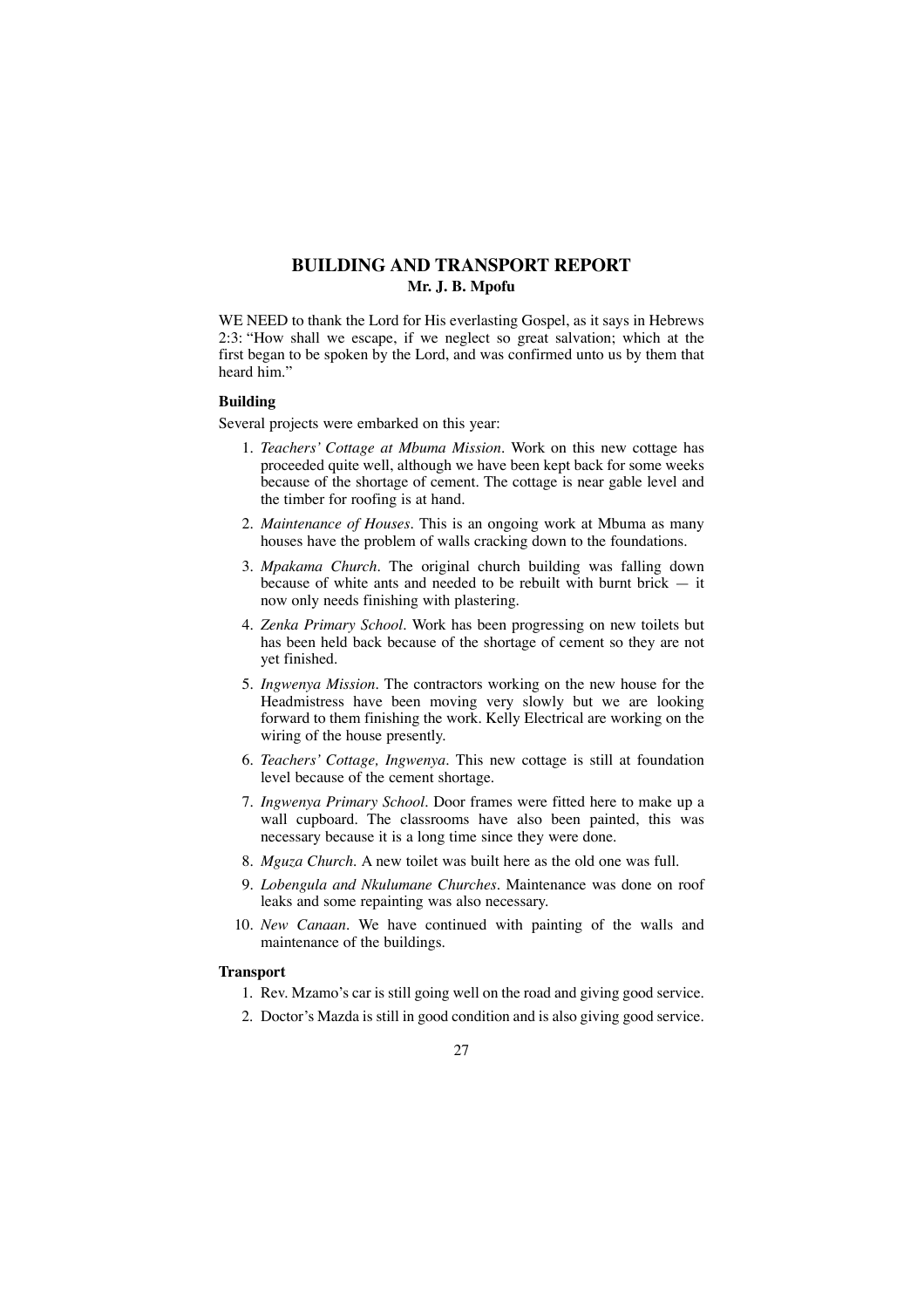## BUILDING AND TRANSPORT REPORT

**Mr. J. B. Mpofu**

WE NEED to thank the Lord for His everlasting Gospel, as it says in Hebrews 2:3: "How shall we escape, if we neglect so great salvation; which at the first began to be spoken by the Lord, and was confirmed unto us by them that heard him."

### Building

Several projects were embarked on this year:

1. *Teachers' Cottage at Mbuma Mission*. Work on this new cottage has proceeded quite well, although we have been kept back for some weeks because of the shortage of cement. The cottage is near gable level and the timber for roofing is at hand.
2. *Maintenance of Houses*. This is an ongoing work at Mbuma as many houses have the problem of walls cracking down to the foundations.
3. *Mpakama Church*. The original church building was falling down because of white ants and needed to be rebuilt with burnt brick — it now only needs finishing with plastering.
4. *Zenka Primary School*. Work has been progressing on new toilets but has been held back because of the shortage of cement so they are not yet finished.
5. *Ingwenya Mission*. The contractors working on the new house for the Headmistress have been moving very slowly but we are looking forward to them finishing the work. Kelly Electrical are working on the wiring of the house presently.
6. *Teachers' Cottage, Ingwenya*. This new cottage is still at foundation level because of the cement shortage.
7. *Ingwenya Primary School*. Door frames were fitted here to make up a wall cupboard. The classrooms have also been painted, this was necessary because it is a long time since they were done.
8. *Mguza Church*. A new toilet was built here as the old one was full.
9. *Lobengula and Nkulumane Churches*. Maintenance was done on roof leaks and some repainting was also necessary.
10. *New Canaan*. We have continued with painting of the walls and maintenance of the buildings.

### Transport

1. Rev. Mzamo's car is still going well on the road and giving good service.
2. Doctor's Mazda is still in good condition and is also giving good service.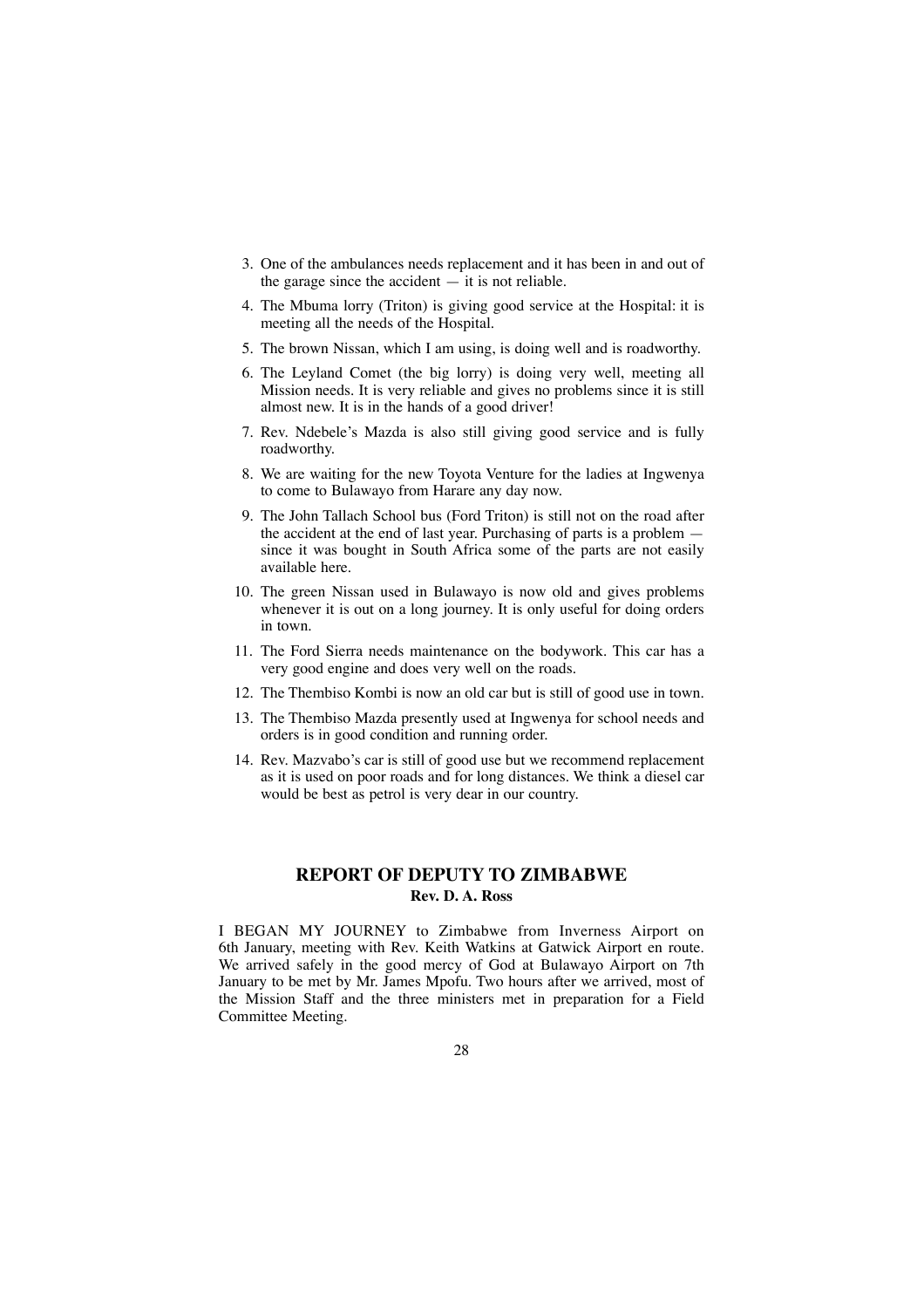3. One of the ambulances needs replacement and it has been in and out of the garage since the accident — it is not reliable.
4. The Mbuma lorry (Triton) is giving good service at the Hospital: it is meeting all the needs of the Hospital.
5. The brown Nissan, which I am using, is doing well and is roadworthy.
6. The Leyland Comet (the big lorry) is doing very well, meeting all Mission needs. It is very reliable and gives no problems since it is still almost new. It is in the hands of a good driver!
7. Rev. Ndebele's Mazda is also still giving good service and is fully roadworthy.
8. We are waiting for the new Toyota Venture for the ladies at Ingwenya to come to Bulawayo from Harare any day now.
9. The John Tallach School bus (Ford Triton) is still not on the road after the accident at the end of last year. Purchasing of parts is a problem — since it was bought in South Africa some of the parts are not easily available here.
10. The green Nissan used in Bulawayo is now old and gives problems whenever it is out on a long journey. It is only useful for doing orders in town.
11. The Ford Sierra needs maintenance on the bodywork. This car has a very good engine and does very well on the roads.
12. The Thembiso Kombi is now an old car but is still of good use in town.
13. The Thembiso Mazda presently used at Ingwenya for school needs and orders is in good condition and running order.
14. Rev. Mazvabo's car is still of good use but we recommend replacement as it is used on poor roads and for long distances. We think a diesel car would be best as petrol is very dear in our country.

## REPORT OF DEPUTY TO ZIMBABWE

**Rev. D. A. Ross**

I BEGAN MY JOURNEY to Zimbabwe from Inverness Airport on 6th January, meeting with Rev. Keith Watkins at Gatwick Airport en route. We arrived safely in the good mercy of God at Bulawayo Airport on 7th January to be met by Mr. James Mpofu. Two hours after we arrived, most of the Mission Staff and the three ministers met in preparation for a Field Committee Meeting.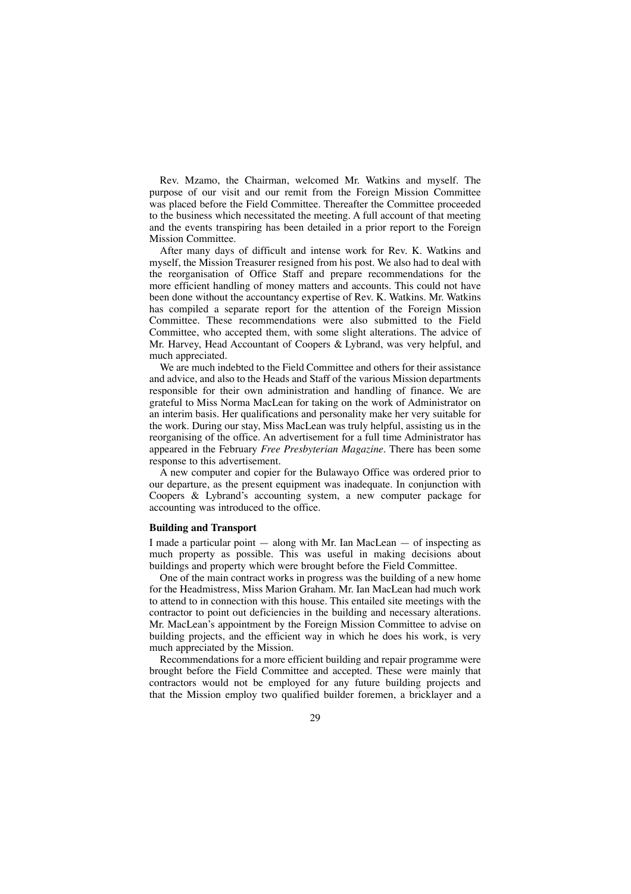Rev. Mzamo, the Chairman, welcomed Mr. Watkins and myself. The purpose of our visit and our remit from the Foreign Mission Committee was placed before the Field Committee. Thereafter the Committee proceeded to the business which necessitated the meeting. A full account of that meeting and the events transpiring has been detailed in a prior report to the Foreign Mission Committee.

After many days of difficult and intense work for Rev. K. Watkins and myself, the Mission Treasurer resigned from his post. We also had to deal with the reorganisation of Office Staff and prepare recommendations for the more efficient handling of money matters and accounts. This could not have been done without the accountancy expertise of Rev. K. Watkins. Mr. Watkins has compiled a separate report for the attention of the Foreign Mission Committee. These recommendations were also submitted to the Field Committee, who accepted them, with some slight alterations. The advice of Mr. Harvey, Head Accountant of Coopers & Lybrand, was very helpful, and much appreciated.

We are much indebted to the Field Committee and others for their assistance and advice, and also to the Heads and Staff of the various Mission departments responsible for their own administration and handling of finance. We are grateful to Miss Norma MacLean for taking on the work of Administrator on an interim basis. Her qualifications and personality make her very suitable for the work. During our stay, Miss MacLean was truly helpful, assisting us in the reorganising of the office. An advertisement for a full time Administrator has appeared in the February *Free Presbyterian Magazine*. There has been some response to this advertisement.

A new computer and copier for the Bulawayo Office was ordered prior to our departure, as the present equipment was inadequate. In conjunction with Coopers & Lybrand's accounting system, a new computer package for accounting was introduced to the office.

**Building and Transport**

I made a particular point — along with Mr. Ian MacLean — of inspecting as much property as possible. This was useful in making decisions about buildings and property which were brought before the Field Committee.

One of the main contract works in progress was the building of a new home for the Headmistress, Miss Marion Graham. Mr. Ian MacLean had much work to attend to in connection with this house. This entailed site meetings with the contractor to point out deficiencies in the building and necessary alterations. Mr. MacLean's appointment by the Foreign Mission Committee to advise on building projects, and the efficient way in which he does his work, is very much appreciated by the Mission.

Recommendations for a more efficient building and repair programme were brought before the Field Committee and accepted. These were mainly that contractors would not be employed for any future building projects and that the Mission employ two qualified builder foremen, a bricklayer and a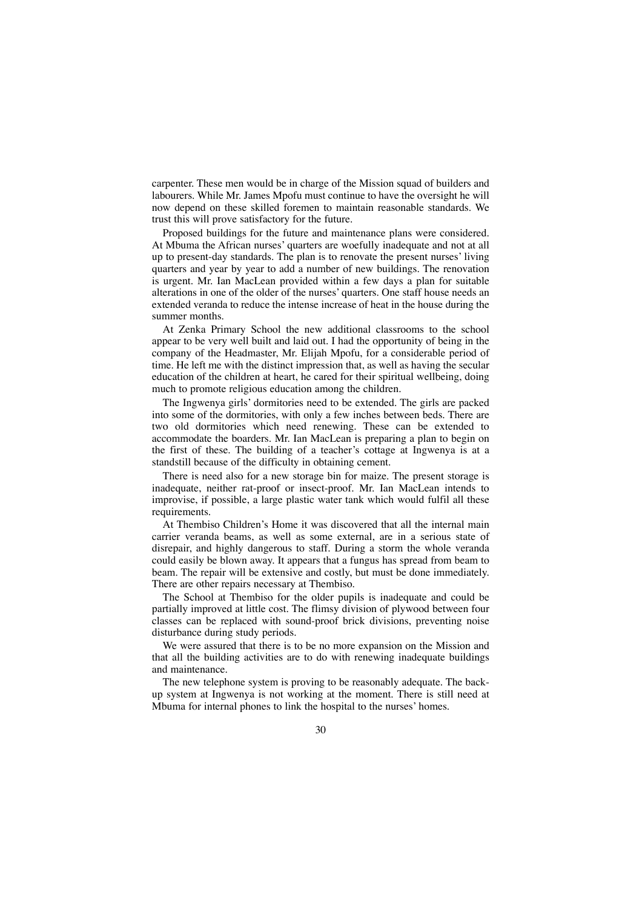carpenter. These men would be in charge of the Mission squad of builders and labourers. While Mr. James Mpofu must continue to have the oversight he will now depend on these skilled foremen to maintain reasonable standards. We trust this will prove satisfactory for the future.

Proposed buildings for the future and maintenance plans were considered. At Mbuma the African nurses' quarters are woefully inadequate and not at all up to present-day standards. The plan is to renovate the present nurses' living quarters and year by year to add a number of new buildings. The renovation is urgent. Mr. Ian MacLean provided within a few days a plan for suitable alterations in one of the older of the nurses' quarters. One staff house needs an extended veranda to reduce the intense increase of heat in the house during the summer months.

At Zenka Primary School the new additional classrooms to the school appear to be very well built and laid out. I had the opportunity of being in the company of the Headmaster, Mr. Elijah Mpofu, for a considerable period of time. He left me with the distinct impression that, as well as having the secular education of the children at heart, he cared for their spiritual wellbeing, doing much to promote religious education among the children.

The Ingwenya girls' dormitories need to be extended. The girls are packed into some of the dormitories, with only a few inches between beds. There are two old dormitories which need renewing. These can be extended to accommodate the boarders. Mr. Ian MacLean is preparing a plan to begin on the first of these. The building of a teacher's cottage at Ingwenya is at a standstill because of the difficulty in obtaining cement.

There is need also for a new storage bin for maize. The present storage is inadequate, neither rat-proof or insect-proof. Mr. Ian MacLean intends to improvise, if possible, a large plastic water tank which would fulfil all these requirements.

At Thembiso Children's Home it was discovered that all the internal main carrier veranda beams, as well as some external, are in a serious state of disrepair, and highly dangerous to staff. During a storm the whole veranda could easily be blown away. It appears that a fungus has spread from beam to beam. The repair will be extensive and costly, but must be done immediately. There are other repairs necessary at Thembiso.

The School at Thembiso for the older pupils is inadequate and could be partially improved at little cost. The flimsy division of plywood between four classes can be replaced with sound-proof brick divisions, preventing noise disturbance during study periods.

We were assured that there is to be no more expansion on the Mission and that all the building activities are to do with renewing inadequate buildings and maintenance.

The new telephone system is proving to be reasonably adequate. The back-up system at Ingwenya is not working at the moment. There is still need at Mbuma for internal phones to link the hospital to the nurses' homes.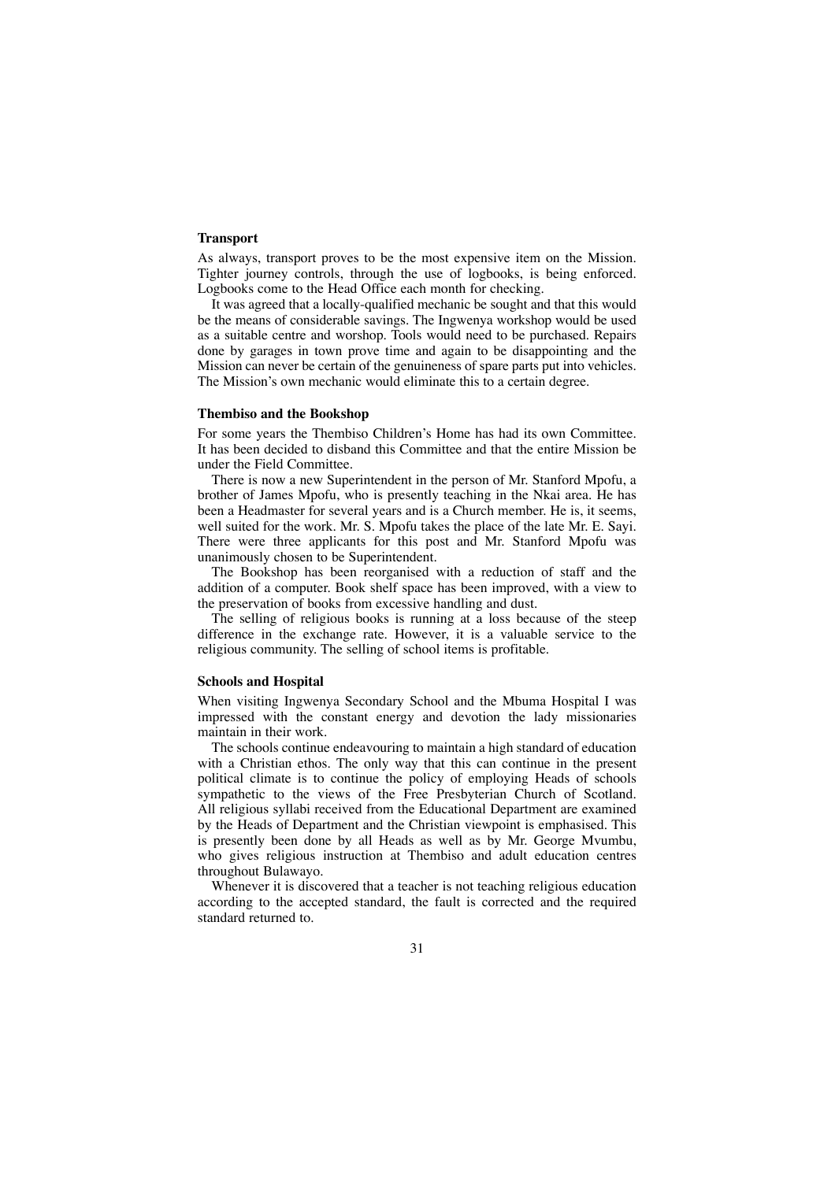**Transport**

As always, transport proves to be the most expensive item on the Mission. Tighter journey controls, through the use of logbooks, is being enforced. Logbooks come to the Head Office each month for checking.

It was agreed that a locally-qualified mechanic be sought and that this would be the means of considerable savings. The Ingwenya workshop would be used as a suitable centre and worshop. Tools would need to be purchased. Repairs done by garages in town prove time and again to be disappointing and the Mission can never be certain of the genuineness of spare parts put into vehicles. The Mission's own mechanic would eliminate this to a certain degree.

**Thembiso and the Bookshop**

For some years the Thembiso Children's Home has had its own Committee. It has been decided to disband this Committee and that the entire Mission be under the Field Committee.

There is now a new Superintendent in the person of Mr. Stanford Mpofu, a brother of James Mpofu, who is presently teaching in the Nkai area. He has been a Headmaster for several years and is a Church member. He is, it seems, well suited for the work. Mr. S. Mpofu takes the place of the late Mr. E. Sayi. There were three applicants for this post and Mr. Stanford Mpofu was unanimously chosen to be Superintendent.

The Bookshop has been reorganised with a reduction of staff and the addition of a computer. Book shelf space has been improved, with a view to the preservation of books from excessive handling and dust.

The selling of religious books is running at a loss because of the steep difference in the exchange rate. However, it is a valuable service to the religious community. The selling of school items is profitable.

**Schools and Hospital**

When visiting Ingwenya Secondary School and the Mbuma Hospital I was impressed with the constant energy and devotion the lady missionaries maintain in their work.

The schools continue endeavouring to maintain a high standard of education with a Christian ethos. The only way that this can continue in the present political climate is to continue the policy of employing Heads of schools sympathetic to the views of the Free Presbyterian Church of Scotland. All religious syllabi received from the Educational Department are examined by the Heads of Department and the Christian viewpoint is emphasised. This is presently been done by all Heads as well as by Mr. George Mvumbu, who gives religious instruction at Thembiso and adult education centres throughout Bulawayo.

Whenever it is discovered that a teacher is not teaching religious education according to the accepted standard, the fault is corrected and the required standard returned to.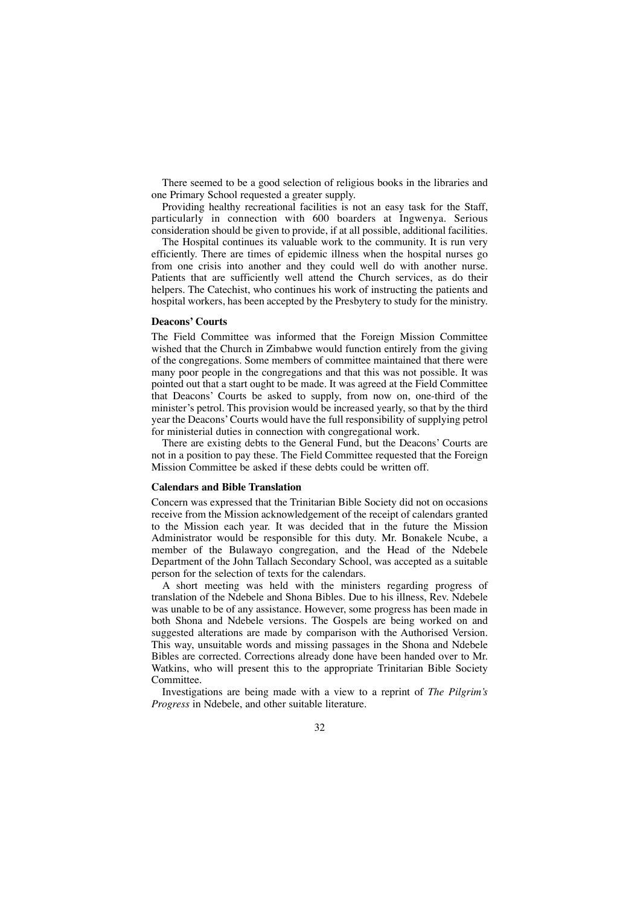There seemed to be a good selection of religious books in the libraries and one Primary School requested a greater supply.

Providing healthy recreational facilities is not an easy task for the Staff, particularly in connection with 600 boarders at Ingwenya. Serious consideration should be given to provide, if at all possible, additional facilities.

The Hospital continues its valuable work to the community. It is run very efficiently. There are times of epidemic illness when the hospital nurses go from one crisis into another and they could well do with another nurse. Patients that are sufficiently well attend the Church services, as do their helpers. The Catechist, who continues his work of instructing the patients and hospital workers, has been accepted by the Presbytery to study for the ministry.

#### Deacons' Courts

The Field Committee was informed that the Foreign Mission Committee wished that the Church in Zimbabwe would function entirely from the giving of the congregations. Some members of committee maintained that there were many poor people in the congregations and that this was not possible. It was pointed out that a start ought to be made. It was agreed at the Field Committee that Deacons' Courts be asked to supply, from now on, one-third of the minister's petrol. This provision would be increased yearly, so that by the third year the Deacons' Courts would have the full responsibility of supplying petrol for ministerial duties in connection with congregational work.

There are existing debts to the General Fund, but the Deacons' Courts are not in a position to pay these. The Field Committee requested that the Foreign Mission Committee be asked if these debts could be written off.

#### Calendars and Bible Translation

Concern was expressed that the Trinitarian Bible Society did not on occasions receive from the Mission acknowledgement of the receipt of calendars granted to the Mission each year. It was decided that in the future the Mission Administrator would be responsible for this duty. Mr. Bonakele Ncube, a member of the Bulawayo congregation, and the Head of the Ndebele Department of the John Tallach Secondary School, was accepted as a suitable person for the selection of texts for the calendars.

A short meeting was held with the ministers regarding progress of translation of the Ndebele and Shona Bibles. Due to his illness, Rev. Ndebele was unable to be of any assistance. However, some progress has been made in both Shona and Ndebele versions. The Gospels are being worked on and suggested alterations are made by comparison with the Authorised Version. This way, unsuitable words and missing passages in the Shona and Ndebele Bibles are corrected. Corrections already done have been handed over to Mr. Watkins, who will present this to the appropriate Trinitarian Bible Society Committee.

Investigations are being made with a view to a reprint of *The Pilgrim's Progress* in Ndebele, and other suitable literature.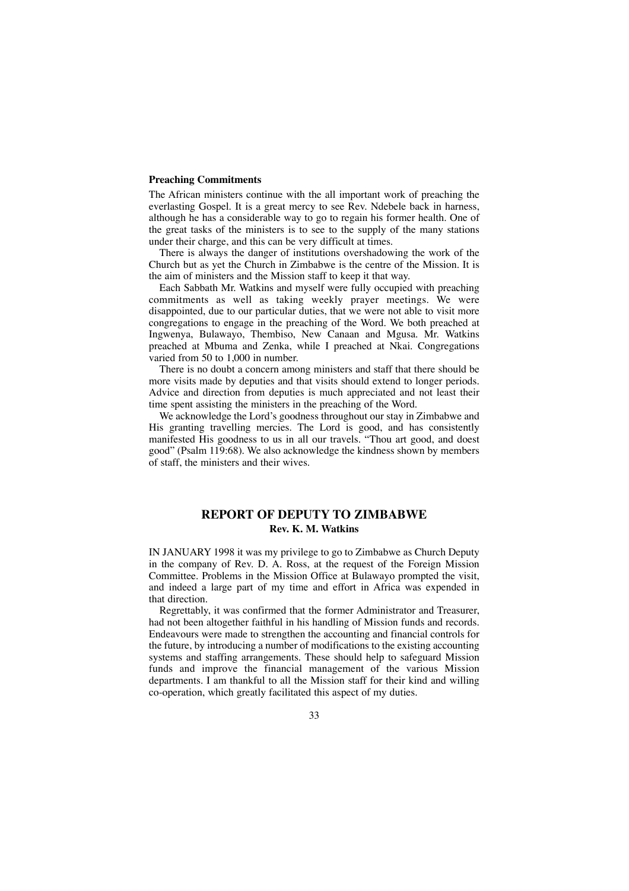### Preaching Commitments

The African ministers continue with the all important work of preaching the everlasting Gospel. It is a great mercy to see Rev. Ndebele back in harness, although he has a considerable way to go to regain his former health. One of the great tasks of the ministers is to see to the supply of the many stations under their charge, and this can be very difficult at times.

There is always the danger of institutions overshadowing the work of the Church but as yet the Church in Zimbabwe is the centre of the Mission. It is the aim of ministers and the Mission staff to keep it that way.

Each Sabbath Mr. Watkins and myself were fully occupied with preaching commitments as well as taking weekly prayer meetings. We were disappointed, due to our particular duties, that we were not able to visit more congregations to engage in the preaching of the Word. We both preached at Ingwenya, Bulawayo, Thembiso, New Canaan and Mgusa. Mr. Watkins preached at Mbuma and Zenka, while I preached at Nkai. Congregations varied from 50 to 1,000 in number.

There is no doubt a concern among ministers and staff that there should be more visits made by deputies and that visits should extend to longer periods. Advice and direction from deputies is much appreciated and not least their time spent assisting the ministers in the preaching of the Word.

We acknowledge the Lord's goodness throughout our stay in Zimbabwe and His granting travelling mercies. The Lord is good, and has consistently manifested His goodness to us in all our travels. "Thou art good, and doest good" (Psalm 119:68). We also acknowledge the kindness shown by members of staff, the ministers and their wives.

## REPORT OF DEPUTY TO ZIMBABWE

**Rev. K. M. Watkins**

IN JANUARY 1998 it was my privilege to go to Zimbabwe as Church Deputy in the company of Rev. D. A. Ross, at the request of the Foreign Mission Committee. Problems in the Mission Office at Bulawayo prompted the visit, and indeed a large part of my time and effort in Africa was expended in that direction.

Regrettably, it was confirmed that the former Administrator and Treasurer, had not been altogether faithful in his handling of Mission funds and records. Endeavours were made to strengthen the accounting and financial controls for the future, by introducing a number of modifications to the existing accounting systems and staffing arrangements. These should help to safeguard Mission funds and improve the financial management of the various Mission departments. I am thankful to all the Mission staff for their kind and willing co-operation, which greatly facilitated this aspect of my duties.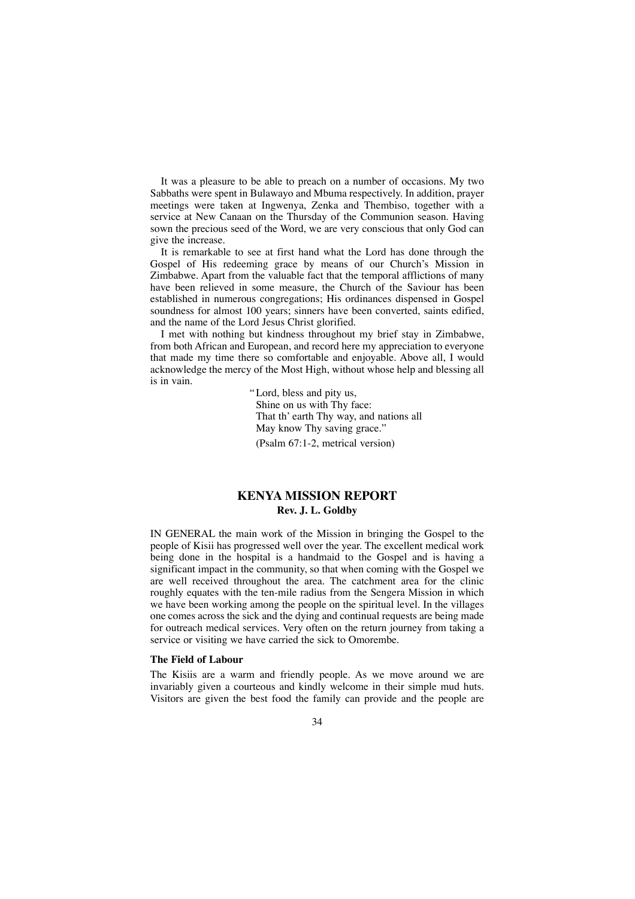It was a pleasure to be able to preach on a number of occasions. My two Sabbaths were spent in Bulawayo and Mbuma respectively. In addition, prayer meetings were taken at Ingwenya, Zenka and Thembiso, together with a service at New Canaan on the Thursday of the Communion season. Having sown the precious seed of the Word, we are very conscious that only God can give the increase.

It is remarkable to see at first hand what the Lord has done through the Gospel of His redeeming grace by means of our Church's Mission in Zimbabwe. Apart from the valuable fact that the temporal afflictions of many have been relieved in some measure, the Church of the Saviour has been established in numerous congregations; His ordinances dispensed in Gospel soundness for almost 100 years; sinners have been converted, saints edified, and the name of the Lord Jesus Christ glorified.

I met with nothing but kindness throughout my brief stay in Zimbabwe, from both African and European, and record here my appreciation to everyone that made my time there so comfortable and enjoyable. Above all, I would acknowledge the mercy of the Most High, without whose help and blessing all is in vain.

> "Lord, bless and pity us,
> Shine on us with Thy face:
> That th' earth Thy way, and nations all
> May know Thy saving grace."
>
> (Psalm 67:1-2, metrical version)

## KENYA MISSION REPORT

**Rev. J. L. Goldby**

IN GENERAL the main work of the Mission in bringing the Gospel to the people of Kisii has progressed well over the year. The excellent medical work being done in the hospital is a handmaid to the Gospel and is having a significant impact in the community, so that when coming with the Gospel we are well received throughout the area. The catchment area for the clinic roughly equates with the ten-mile radius from the Sengera Mission in which we have been working among the people on the spiritual level. In the villages one comes across the sick and the dying and continual requests are being made for outreach medical services. Very often on the return journey from taking a service or visiting we have carried the sick to Omorembe.

### The Field of Labour

The Kisiis are a warm and friendly people. As we move around we are invariably given a courteous and kindly welcome in their simple mud huts. Visitors are given the best food the family can provide and the people are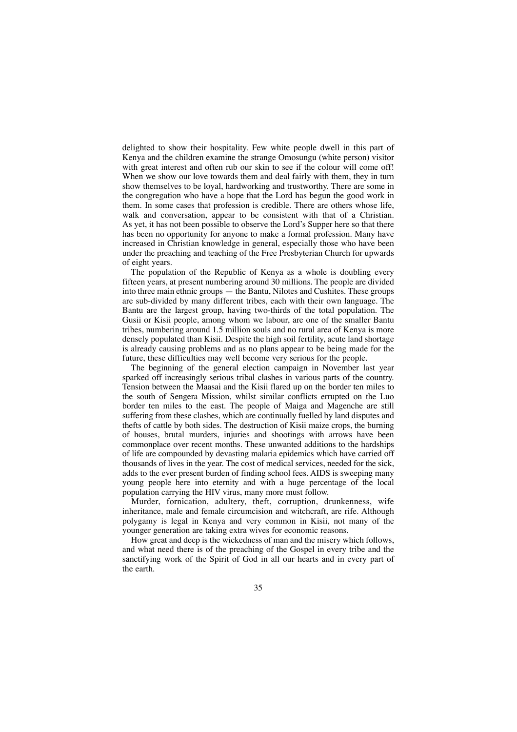delighted to show their hospitality. Few white people dwell in this part of Kenya and the children examine the strange Omosungu (white person) visitor with great interest and often rub our skin to see if the colour will come off! When we show our love towards them and deal fairly with them, they in turn show themselves to be loyal, hardworking and trustworthy. There are some in the congregation who have a hope that the Lord has begun the good work in them. In some cases that profession is credible. There are others whose life, walk and conversation, appear to be consistent with that of a Christian. As yet, it has not been possible to observe the Lord's Supper here so that there has been no opportunity for anyone to make a formal profession. Many have increased in Christian knowledge in general, especially those who have been under the preaching and teaching of the Free Presbyterian Church for upwards of eight years.

The population of the Republic of Kenya as a whole is doubling every fifteen years, at present numbering around 30 millions. The people are divided into three main ethnic groups — the Bantu, Nilotes and Cushites. These groups are sub-divided by many different tribes, each with their own language. The Bantu are the largest group, having two-thirds of the total population. The Gusii or Kisii people, among whom we labour, are one of the smaller Bantu tribes, numbering around 1.5 million souls and no rural area of Kenya is more densely populated than Kisii. Despite the high soil fertility, acute land shortage is already causing problems and as no plans appear to be being made for the future, these difficulties may well become very serious for the people.

The beginning of the general election campaign in November last year sparked off increasingly serious tribal clashes in various parts of the country. Tension between the Maasai and the Kisii flared up on the border ten miles to the south of Sengera Mission, whilst similar conflicts errupted on the Luo border ten miles to the east. The people of Maiga and Magenche are still suffering from these clashes, which are continually fuelled by land disputes and thefts of cattle by both sides. The destruction of Kisii maize crops, the burning of houses, brutal murders, injuries and shootings with arrows have been commonplace over recent months. These unwanted additions to the hardships of life are compounded by devasting malaria epidemics which have carried off thousands of lives in the year. The cost of medical services, needed for the sick, adds to the ever present burden of finding school fees. AIDS is sweeping many young people here into eternity and with a huge percentage of the local population carrying the HIV virus, many more must follow.

Murder, fornication, adultery, theft, corruption, drunkenness, wife inheritance, male and female circumcision and witchcraft, are rife. Although polygamy is legal in Kenya and very common in Kisii, not many of the younger generation are taking extra wives for economic reasons.

How great and deep is the wickedness of man and the misery which follows, and what need there is of the preaching of the Gospel in every tribe and the sanctifying work of the Spirit of God in all our hearts and in every part of the earth.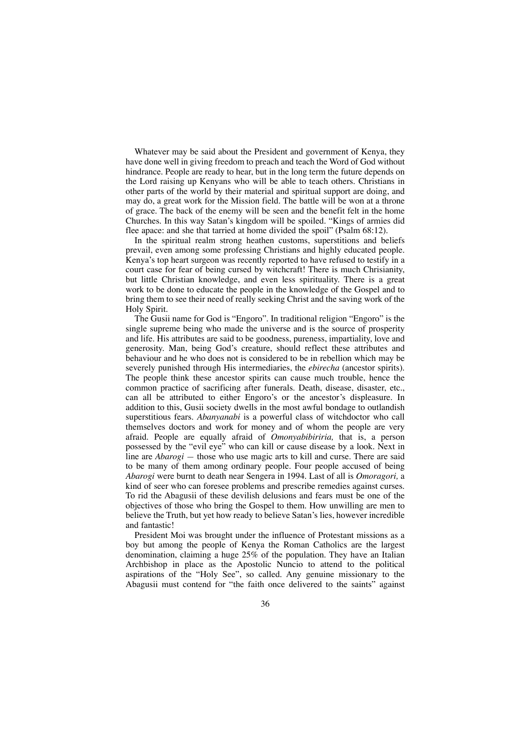Whatever may be said about the President and government of Kenya, they have done well in giving freedom to preach and teach the Word of God without hindrance. People are ready to hear, but in the long term the future depends on the Lord raising up Kenyans who will be able to teach others. Christians in other parts of the world by their material and spiritual support are doing, and may do, a great work for the Mission field. The battle will be won at a throne of grace. The back of the enemy will be seen and the benefit felt in the home Churches. In this way Satan's kingdom will be spoiled. "Kings of armies did flee apace: and she that tarried at home divided the spoil" (Psalm 68:12).

In the spiritual realm strong heathen customs, superstitions and beliefs prevail, even among some professing Christians and highly educated people. Kenya's top heart surgeon was recently reported to have refused to testify in a court case for fear of being cursed by witchcraft! There is much Chrisianity, but little Christian knowledge, and even less spirituality. There is a great work to be done to educate the people in the knowledge of the Gospel and to bring them to see their need of really seeking Christ and the saving work of the Holy Spirit.

The Gusii name for God is "Engoro". In traditional religion "Engoro" is the single supreme being who made the universe and is the source of prosperity and life. His attributes are said to be goodness, pureness, impartiality, love and generosity. Man, being God's creature, should reflect these attributes and behaviour and he who does not is considered to be in rebellion which may be severely punished through His intermediaries, the *ebirecha* (ancestor spirits). The people think these ancestor spirits can cause much trouble, hence the common practice of sacrificing after funerals. Death, disease, disaster, etc., can all be attributed to either Engoro's or the ancestor's displeasure. In addition to this, Gusii society dwells in the most awful bondage to outlandish superstitious fears. *Abanyanabi* is a powerful class of witchdoctor who call themselves doctors and work for money and of whom the people are very afraid. People are equally afraid of *Omonyabibiriria,* that is, a person possessed by the "evil eye" who can kill or cause disease by a look. Next in line are *Abarogi* — those who use magic arts to kill and curse. There are said to be many of them among ordinary people. Four people accused of being *Abarogi* were burnt to death near Sengera in 1994. Last of all is *Omoragori,* a kind of seer who can foresee problems and prescribe remedies against curses. To rid the Abagusii of these devilish delusions and fears must be one of the objectives of those who bring the Gospel to them. How unwilling are men to believe the Truth, but yet how ready to believe Satan's lies, however incredible and fantastic!

President Moi was brought under the influence of Protestant missions as a boy but among the people of Kenya the Roman Catholics are the largest denomination, claiming a huge 25% of the population. They have an Italian Archbishop in place as the Apostolic Nuncio to attend to the political aspirations of the "Holy See", so called. Any genuine missionary to the Abagusii must contend for "the faith once delivered to the saints" against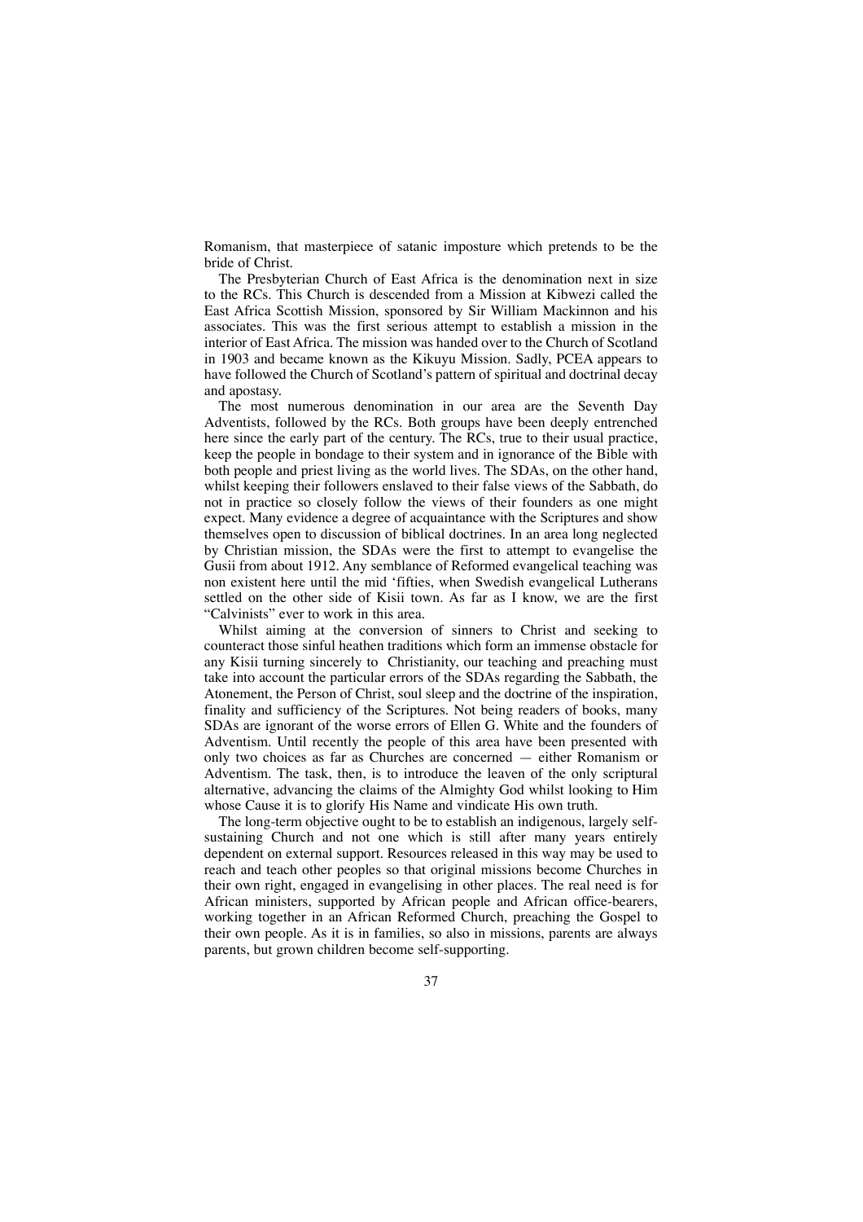Romanism, that masterpiece of satanic imposture which pretends to be the bride of Christ.

The Presbyterian Church of East Africa is the denomination next in size to the RCs. This Church is descended from a Mission at Kibwezi called the East Africa Scottish Mission, sponsored by Sir William Mackinnon and his associates. This was the first serious attempt to establish a mission in the interior of East Africa. The mission was handed over to the Church of Scotland in 1903 and became known as the Kikuyu Mission. Sadly, PCEA appears to have followed the Church of Scotland's pattern of spiritual and doctrinal decay and apostasy.

The most numerous denomination in our area are the Seventh Day Adventists, followed by the RCs. Both groups have been deeply entrenched here since the early part of the century. The RCs, true to their usual practice, keep the people in bondage to their system and in ignorance of the Bible with both people and priest living as the world lives. The SDAs, on the other hand, whilst keeping their followers enslaved to their false views of the Sabbath, do not in practice so closely follow the views of their founders as one might expect. Many evidence a degree of acquaintance with the Scriptures and show themselves open to discussion of biblical doctrines. In an area long neglected by Christian mission, the SDAs were the first to attempt to evangelise the Gusii from about 1912. Any semblance of Reformed evangelical teaching was non existent here until the mid 'fifties, when Swedish evangelical Lutherans settled on the other side of Kisii town. As far as I know, we are the first "Calvinists" ever to work in this area.

Whilst aiming at the conversion of sinners to Christ and seeking to counteract those sinful heathen traditions which form an immense obstacle for any Kisii turning sincerely to Christianity, our teaching and preaching must take into account the particular errors of the SDAs regarding the Sabbath, the Atonement, the Person of Christ, soul sleep and the doctrine of the inspiration, finality and sufficiency of the Scriptures. Not being readers of books, many SDAs are ignorant of the worse errors of Ellen G. White and the founders of Adventism. Until recently the people of this area have been presented with only two choices as far as Churches are concerned — either Romanism or Adventism. The task, then, is to introduce the leaven of the only scriptural alternative, advancing the claims of the Almighty God whilst looking to Him whose Cause it is to glorify His Name and vindicate His own truth.

The long-term objective ought to be to establish an indigenous, largely self-sustaining Church and not one which is still after many years entirely dependent on external support. Resources released in this way may be used to reach and teach other peoples so that original missions become Churches in their own right, engaged in evangelising in other places. The real need is for African ministers, supported by African people and African office-bearers, working together in an African Reformed Church, preaching the Gospel to their own people. As it is in families, so also in missions, parents are always parents, but grown children become self-supporting.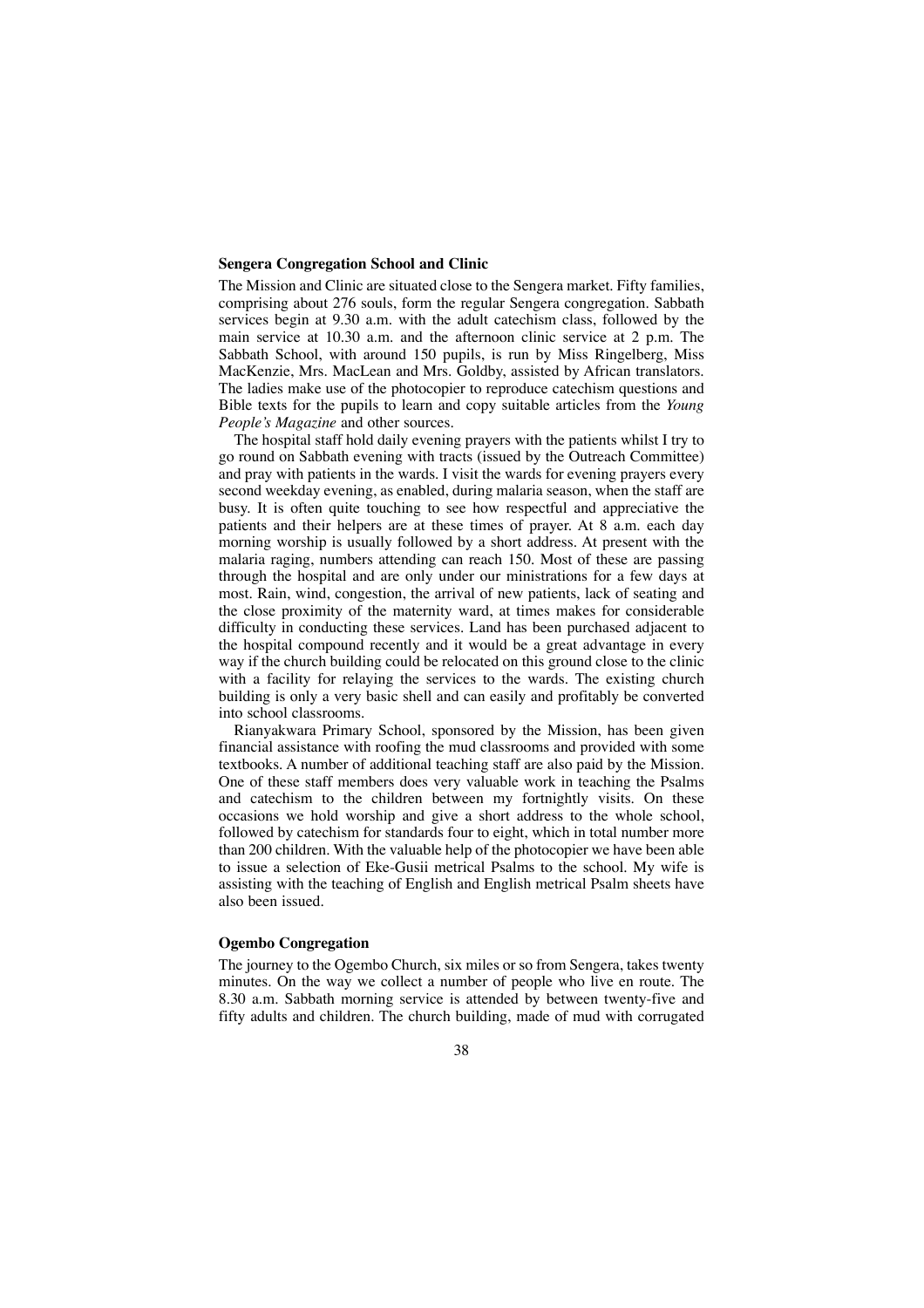### Sengera Congregation School and Clinic

The Mission and Clinic are situated close to the Sengera market. Fifty families, comprising about 276 souls, form the regular Sengera congregation. Sabbath services begin at 9.30 a.m. with the adult catechism class, followed by the main service at 10.30 a.m. and the afternoon clinic service at 2 p.m. The Sabbath School, with around 150 pupils, is run by Miss Ringelberg, Miss MacKenzie, Mrs. MacLean and Mrs. Goldby, assisted by African translators. The ladies make use of the photocopier to reproduce catechism questions and Bible texts for the pupils to learn and copy suitable articles from the *Young People's Magazine* and other sources.

The hospital staff hold daily evening prayers with the patients whilst I try to go round on Sabbath evening with tracts (issued by the Outreach Committee) and pray with patients in the wards. I visit the wards for evening prayers every second weekday evening, as enabled, during malaria season, when the staff are busy. It is often quite touching to see how respectful and appreciative the patients and their helpers are at these times of prayer. At 8 a.m. each day morning worship is usually followed by a short address. At present with the malaria raging, numbers attending can reach 150. Most of these are passing through the hospital and are only under our ministrations for a few days at most. Rain, wind, congestion, the arrival of new patients, lack of seating and the close proximity of the maternity ward, at times makes for considerable difficulty in conducting these services. Land has been purchased adjacent to the hospital compound recently and it would be a great advantage in every way if the church building could be relocated on this ground close to the clinic with a facility for relaying the services to the wards. The existing church building is only a very basic shell and can easily and profitably be converted into school classrooms.

Rianyakwara Primary School, sponsored by the Mission, has been given financial assistance with roofing the mud classrooms and provided with some textbooks. A number of additional teaching staff are also paid by the Mission. One of these staff members does very valuable work in teaching the Psalms and catechism to the children between my fortnightly visits. On these occasions we hold worship and give a short address to the whole school, followed by catechism for standards four to eight, which in total number more than 200 children. With the valuable help of the photocopier we have been able to issue a selection of Eke-Gusii metrical Psalms to the school. My wife is assisting with the teaching of English and English metrical Psalm sheets have also been issued.

### Ogembo Congregation

The journey to the Ogembo Church, six miles or so from Sengera, takes twenty minutes. On the way we collect a number of people who live en route. The 8.30 a.m. Sabbath morning service is attended by between twenty-five and fifty adults and children. The church building, made of mud with corrugated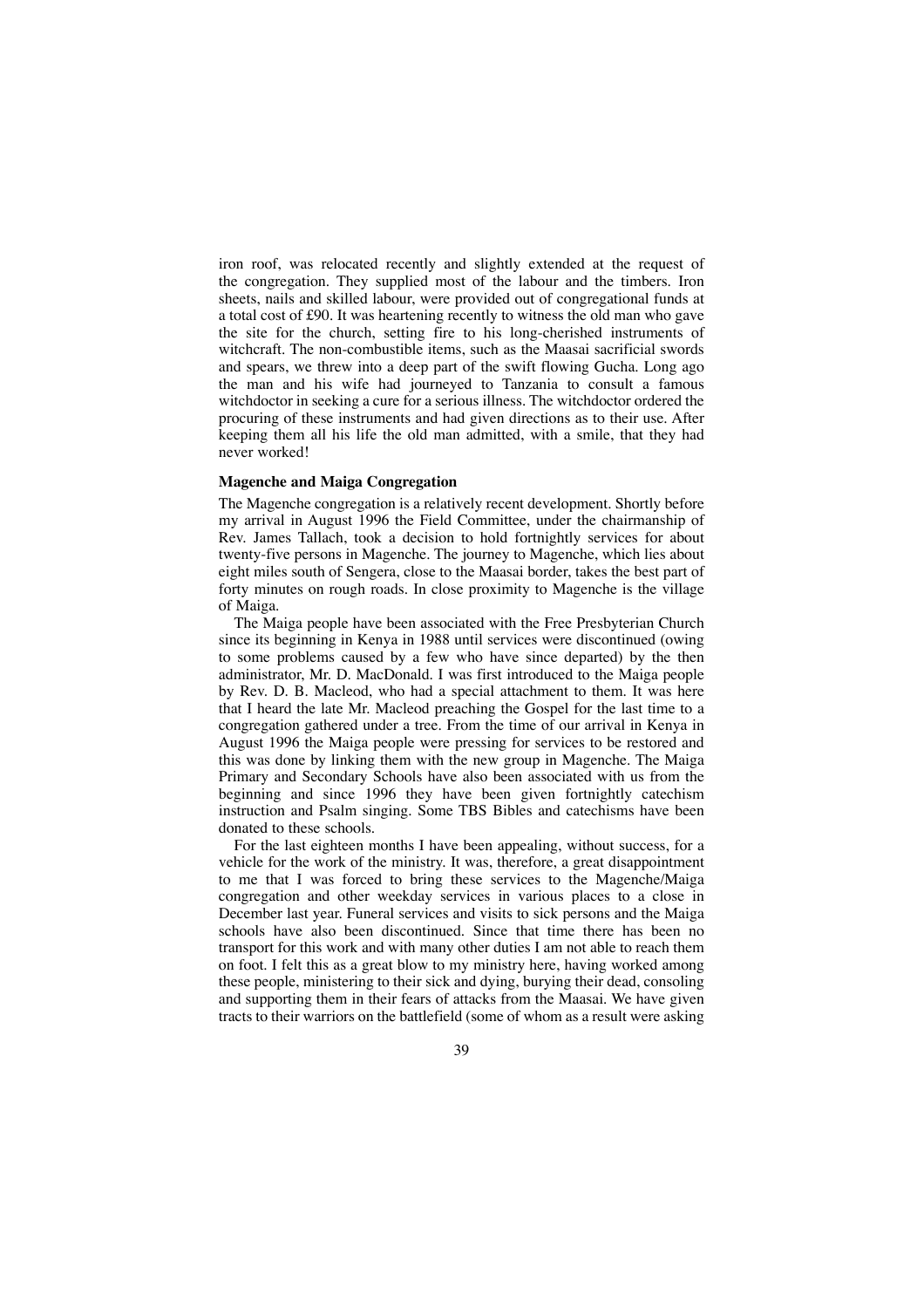iron roof, was relocated recently and slightly extended at the request of the congregation. They supplied most of the labour and the timbers. Iron sheets, nails and skilled labour, were provided out of congregational funds at a total cost of £90. It was heartening recently to witness the old man who gave the site for the church, setting fire to his long-cherished instruments of witchcraft. The non-combustible items, such as the Maasai sacrificial swords and spears, we threw into a deep part of the swift flowing Gucha. Long ago the man and his wife had journeyed to Tanzania to consult a famous witchdoctor in seeking a cure for a serious illness. The witchdoctor ordered the procuring of these instruments and had given directions as to their use. After keeping them all his life the old man admitted, with a smile, that they had never worked!

**Magenche and Maiga Congregation**

The Magenche congregation is a relatively recent development. Shortly before my arrival in August 1996 the Field Committee, under the chairmanship of Rev. James Tallach, took a decision to hold fortnightly services for about twenty-five persons in Magenche. The journey to Magenche, which lies about eight miles south of Sengera, close to the Maasai border, takes the best part of forty minutes on rough roads. In close proximity to Magenche is the village of Maiga.

The Maiga people have been associated with the Free Presbyterian Church since its beginning in Kenya in 1988 until services were discontinued (owing to some problems caused by a few who have since departed) by the then administrator, Mr. D. MacDonald. I was first introduced to the Maiga people by Rev. D. B. Macleod, who had a special attachment to them. It was here that I heard the late Mr. Macleod preaching the Gospel for the last time to a congregation gathered under a tree. From the time of our arrival in Kenya in August 1996 the Maiga people were pressing for services to be restored and this was done by linking them with the new group in Magenche. The Maiga Primary and Secondary Schools have also been associated with us from the beginning and since 1996 they have been given fortnightly catechism instruction and Psalm singing. Some TBS Bibles and catechisms have been donated to these schools.

For the last eighteen months I have been appealing, without success, for a vehicle for the work of the ministry. It was, therefore, a great disappointment to me that I was forced to bring these services to the Magenche/Maiga congregation and other weekday services in various places to a close in December last year. Funeral services and visits to sick persons and the Maiga schools have also been discontinued. Since that time there has been no transport for this work and with many other duties I am not able to reach them on foot. I felt this as a great blow to my ministry here, having worked among these people, ministering to their sick and dying, burying their dead, consoling and supporting them in their fears of attacks from the Maasai. We have given tracts to their warriors on the battlefield (some of whom as a result were asking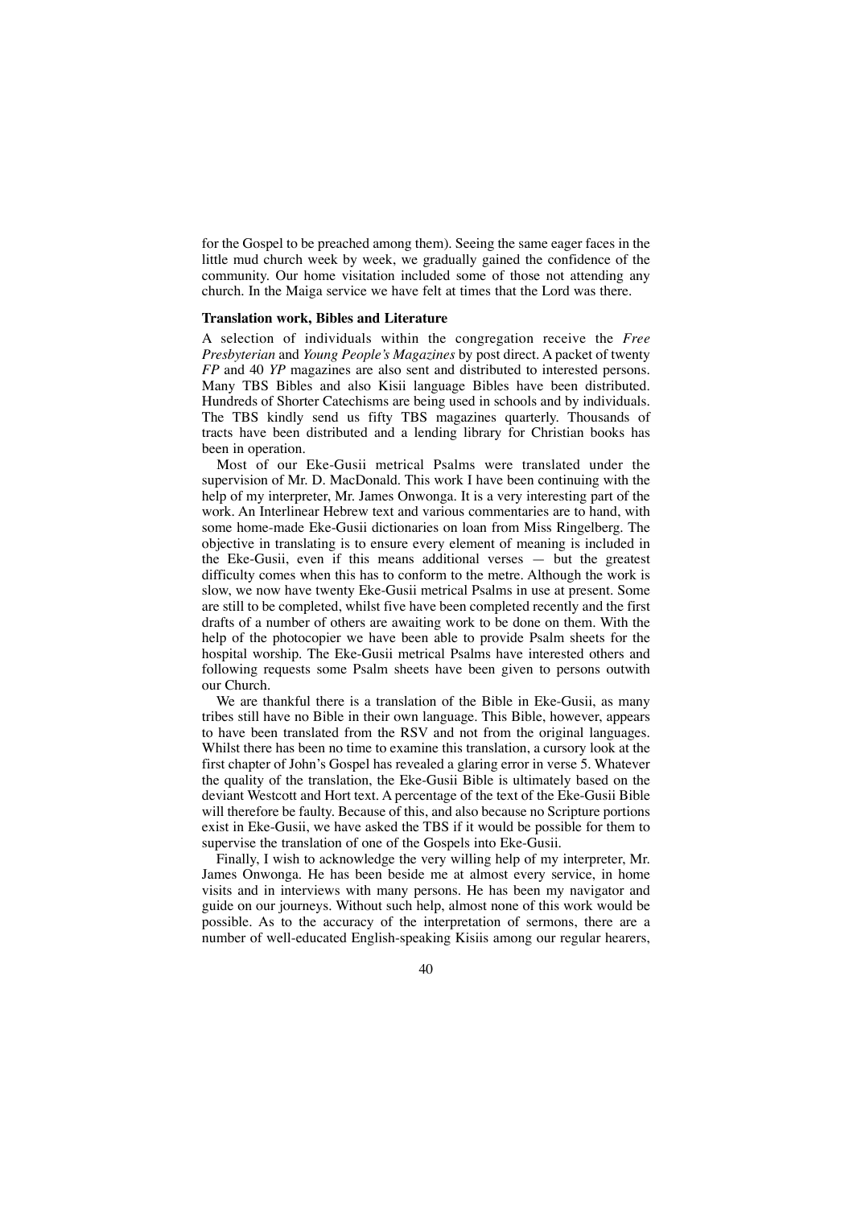for the Gospel to be preached among them). Seeing the same eager faces in the little mud church week by week, we gradually gained the confidence of the community. Our home visitation included some of those not attending any church. In the Maiga service we have felt at times that the Lord was there.

**Translation work, Bibles and Literature**

A selection of individuals within the congregation receive the *Free Presbyterian* and *Young People's Magazines* by post direct. A packet of twenty *FP* and 40 *YP* magazines are also sent and distributed to interested persons. Many TBS Bibles and also Kisii language Bibles have been distributed. Hundreds of Shorter Catechisms are being used in schools and by individuals. The TBS kindly send us fifty TBS magazines quarterly. Thousands of tracts have been distributed and a lending library for Christian books has been in operation.

Most of our Eke-Gusii metrical Psalms were translated under the supervision of Mr. D. MacDonald. This work I have been continuing with the help of my interpreter, Mr. James Onwonga. It is a very interesting part of the work. An Interlinear Hebrew text and various commentaries are to hand, with some home-made Eke-Gusii dictionaries on loan from Miss Ringelberg. The objective in translating is to ensure every element of meaning is included in the Eke-Gusii, even if this means additional verses — but the greatest difficulty comes when this has to conform to the metre. Although the work is slow, we now have twenty Eke-Gusii metrical Psalms in use at present. Some are still to be completed, whilst five have been completed recently and the first drafts of a number of others are awaiting work to be done on them. With the help of the photocopier we have been able to provide Psalm sheets for the hospital worship. The Eke-Gusii metrical Psalms have interested others and following requests some Psalm sheets have been given to persons outwith our Church.

We are thankful there is a translation of the Bible in Eke-Gusii, as many tribes still have no Bible in their own language. This Bible, however, appears to have been translated from the RSV and not from the original languages. Whilst there has been no time to examine this translation, a cursory look at the first chapter of John's Gospel has revealed a glaring error in verse 5. Whatever the quality of the translation, the Eke-Gusii Bible is ultimately based on the deviant Westcott and Hort text. A percentage of the text of the Eke-Gusii Bible will therefore be faulty. Because of this, and also because no Scripture portions exist in Eke-Gusii, we have asked the TBS if it would be possible for them to supervise the translation of one of the Gospels into Eke-Gusii.

Finally, I wish to acknowledge the very willing help of my interpreter, Mr. James Onwonga. He has been beside me at almost every service, in home visits and in interviews with many persons. He has been my navigator and guide on our journeys. Without such help, almost none of this work would be possible. As to the accuracy of the interpretation of sermons, there are a number of well-educated English-speaking Kisiis among our regular hearers,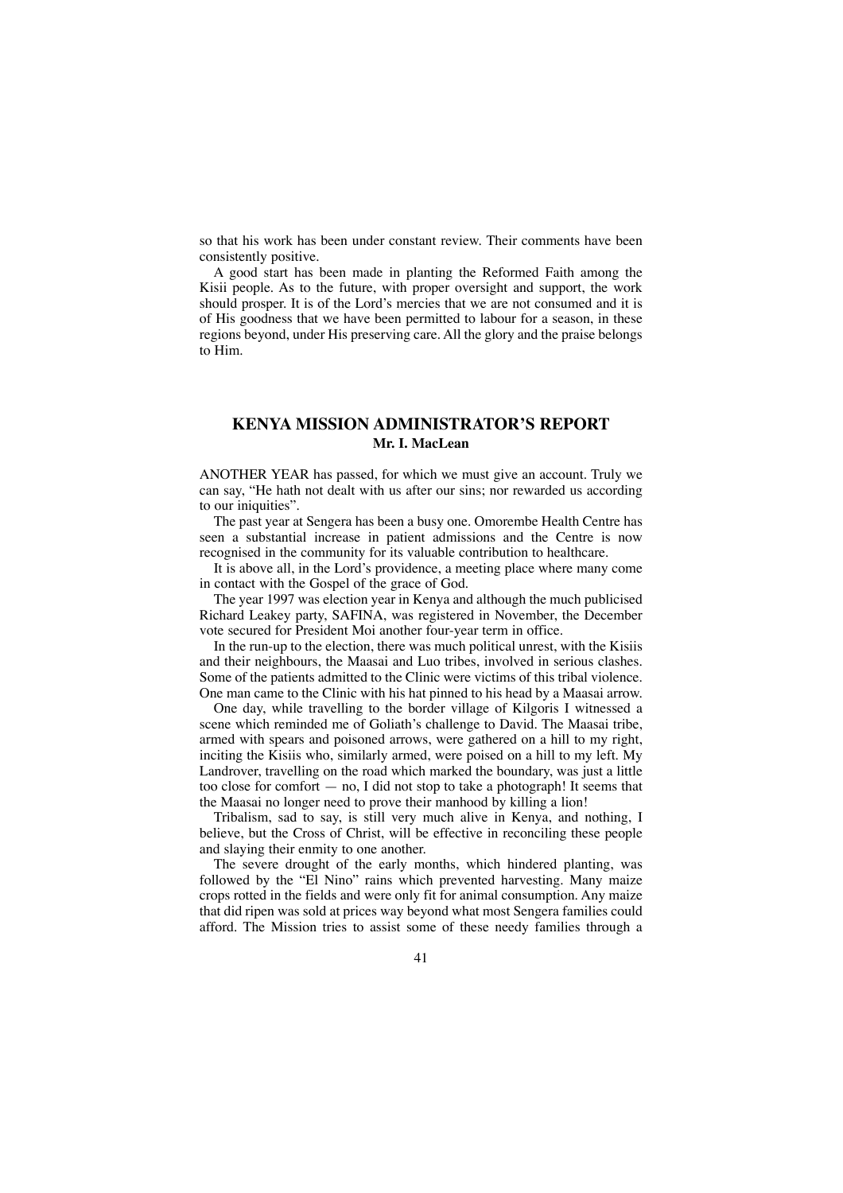so that his work has been under constant review. Their comments have been consistently positive.

A good start has been made in planting the Reformed Faith among the Kisii people. As to the future, with proper oversight and support, the work should prosper. It is of the Lord's mercies that we are not consumed and it is of His goodness that we have been permitted to labour for a season, in these regions beyond, under His preserving care. All the glory and the praise belongs to Him.

## KENYA MISSION ADMINISTRATOR'S REPORT

**Mr. I. MacLean**

ANOTHER YEAR has passed, for which we must give an account. Truly we can say, "He hath not dealt with us after our sins; nor rewarded us according to our iniquities".

The past year at Sengera has been a busy one. Omorembe Health Centre has seen a substantial increase in patient admissions and the Centre is now recognised in the community for its valuable contribution to healthcare.

It is above all, in the Lord's providence, a meeting place where many come in contact with the Gospel of the grace of God.

The year 1997 was election year in Kenya and although the much publicised Richard Leakey party, SAFINA, was registered in November, the December vote secured for President Moi another four-year term in office.

In the run-up to the election, there was much political unrest, with the Kisiis and their neighbours, the Maasai and Luo tribes, involved in serious clashes. Some of the patients admitted to the Clinic were victims of this tribal violence. One man came to the Clinic with his hat pinned to his head by a Maasai arrow.

One day, while travelling to the border village of Kilgoris I witnessed a scene which reminded me of Goliath's challenge to David. The Maasai tribe, armed with spears and poisoned arrows, were gathered on a hill to my right, inciting the Kisiis who, similarly armed, were poised on a hill to my left. My Landrover, travelling on the road which marked the boundary, was just a little too close for comfort — no, I did not stop to take a photograph! It seems that the Maasai no longer need to prove their manhood by killing a lion!

Tribalism, sad to say, is still very much alive in Kenya, and nothing, I believe, but the Cross of Christ, will be effective in reconciling these people and slaying their enmity to one another.

The severe drought of the early months, which hindered planting, was followed by the "El Nino" rains which prevented harvesting. Many maize crops rotted in the fields and were only fit for animal consumption. Any maize that did ripen was sold at prices way beyond what most Sengera families could afford. The Mission tries to assist some of these needy families through a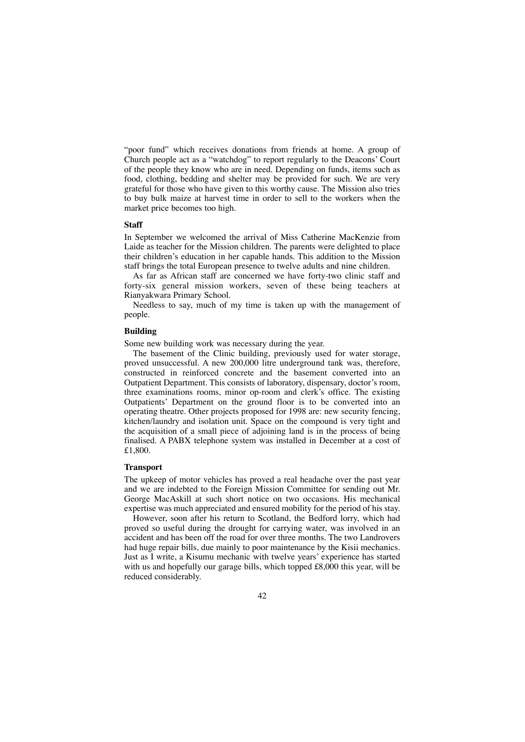"poor fund" which receives donations from friends at home. A group of Church people act as a "watchdog" to report regularly to the Deacons' Court of the people they know who are in need. Depending on funds, items such as food, clothing, bedding and shelter may be provided for such. We are very grateful for those who have given to this worthy cause. The Mission also tries to buy bulk maize at harvest time in order to sell to the workers when the market price becomes too high.

### Staff

In September we welcomed the arrival of Miss Catherine MacKenzie from Laide as teacher for the Mission children. The parents were delighted to place their children's education in her capable hands. This addition to the Mission staff brings the total European presence to twelve adults and nine children.

As far as African staff are concerned we have forty-two clinic staff and forty-six general mission workers, seven of these being teachers at Rianyakwara Primary School.

Needless to say, much of my time is taken up with the management of people.

### Building

Some new building work was necessary during the year.

The basement of the Clinic building, previously used for water storage, proved unsuccessful. A new 200,000 litre underground tank was, therefore, constructed in reinforced concrete and the basement converted into an Outpatient Department. This consists of laboratory, dispensary, doctor's room, three examinations rooms, minor op-room and clerk's office. The existing Outpatients' Department on the ground floor is to be converted into an operating theatre. Other projects proposed for 1998 are: new security fencing, kitchen/laundry and isolation unit. Space on the compound is very tight and the acquisition of a small piece of adjoining land is in the process of being finalised. A PABX telephone system was installed in December at a cost of £1,800.

### Transport

The upkeep of motor vehicles has proved a real headache over the past year and we are indebted to the Foreign Mission Committee for sending out Mr. George MacAskill at such short notice on two occasions. His mechanical expertise was much appreciated and ensured mobility for the period of his stay.

However, soon after his return to Scotland, the Bedford lorry, which had proved so useful during the drought for carrying water, was involved in an accident and has been off the road for over three months. The two Landrovers had huge repair bills, due mainly to poor maintenance by the Kisii mechanics. Just as I write, a Kisumu mechanic with twelve years' experience has started with us and hopefully our garage bills, which topped £8,000 this year, will be reduced considerably.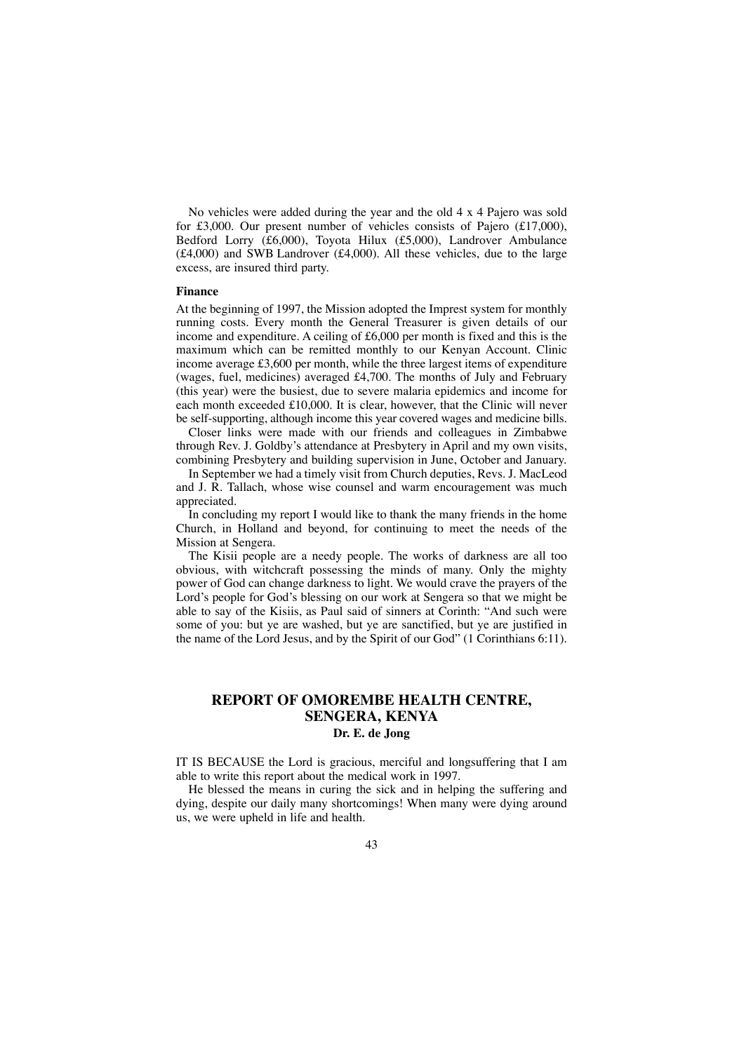No vehicles were added during the year and the old 4 x 4 Pajero was sold for £3,000. Our present number of vehicles consists of Pajero (£17,000), Bedford Lorry (£6,000), Toyota Hilux (£5,000), Landrover Ambulance (£4,000) and SWB Landrover (£4,000). All these vehicles, due to the large excess, are insured third party.

**Finance**

At the beginning of 1997, the Mission adopted the Imprest system for monthly running costs. Every month the General Treasurer is given details of our income and expenditure. A ceiling of £6,000 per month is fixed and this is the maximum which can be remitted monthly to our Kenyan Account. Clinic income average £3,600 per month, while the three largest items of expenditure (wages, fuel, medicines) averaged £4,700. The months of July and February (this year) were the busiest, due to severe malaria epidemics and income for each month exceeded £10,000. It is clear, however, that the Clinic will never be self-supporting, although income this year covered wages and medicine bills.

Closer links were made with our friends and colleagues in Zimbabwe through Rev. J. Goldby's attendance at Presbytery in April and my own visits, combining Presbytery and building supervision in June, October and January.

In September we had a timely visit from Church deputies, Revs. J. MacLeod and J. R. Tallach, whose wise counsel and warm encouragement was much appreciated.

In concluding my report I would like to thank the many friends in the home Church, in Holland and beyond, for continuing to meet the needs of the Mission at Sengera.

The Kisii people are a needy people. The works of darkness are all too obvious, with witchcraft possessing the minds of many. Only the mighty power of God can change darkness to light. We would crave the prayers of the Lord's people for God's blessing on our work at Sengera so that we might be able to say of the Kisiis, as Paul said of sinners at Corinth: "And such were some of you: but ye are washed, but ye are sanctified, but ye are justified in the name of the Lord Jesus, and by the Spirit of our God" (1 Corinthians 6:11).

## REPORT OF OMOREMBE HEALTH CENTRE, SENGERA, KENYA

**Dr. E. de Jong**

IT IS BECAUSE the Lord is gracious, merciful and longsuffering that I am able to write this report about the medical work in 1997.

He blessed the means in curing the sick and in helping the suffering and dying, despite our daily many shortcomings! When many were dying around us, we were upheld in life and health.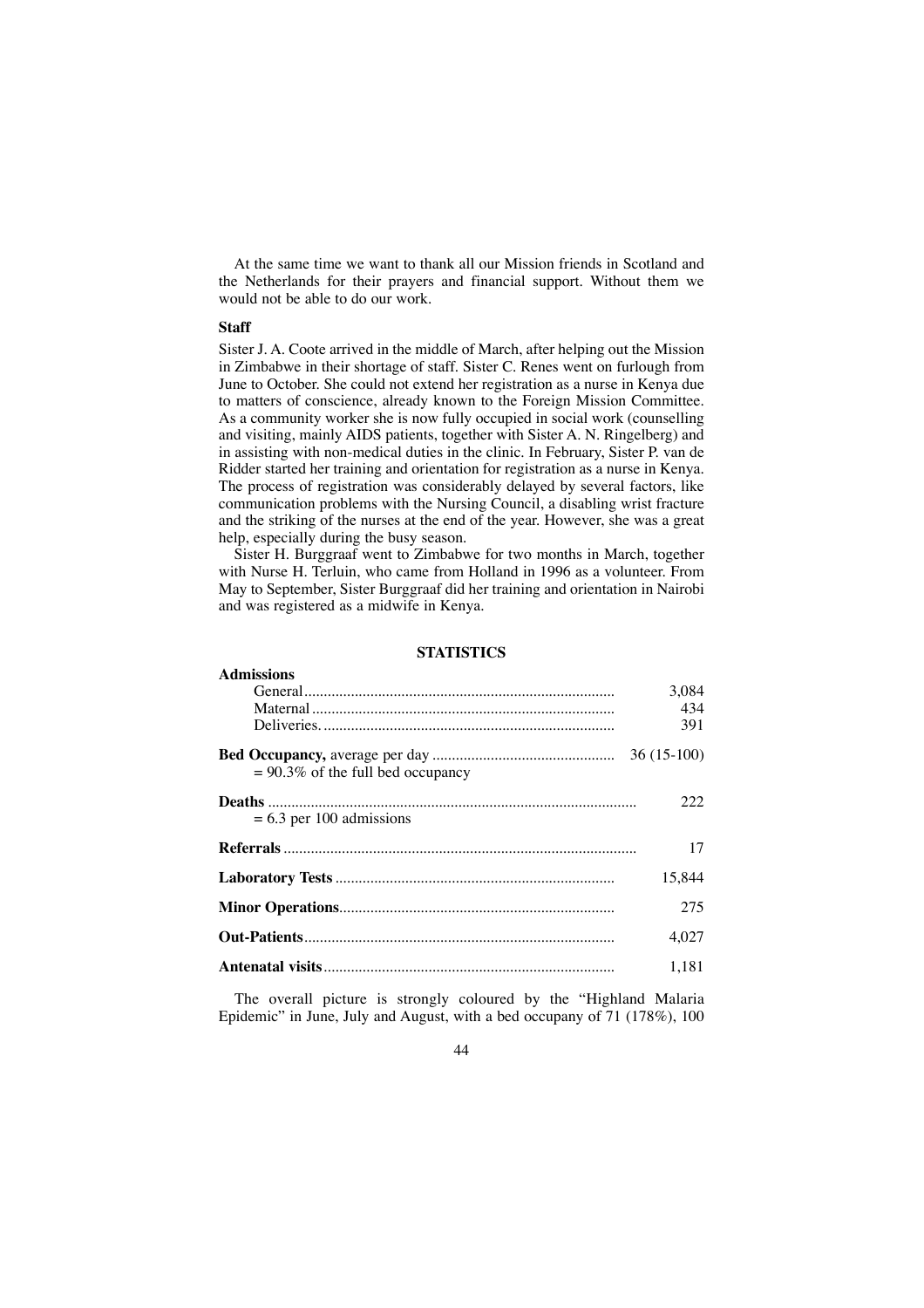At the same time we want to thank all our Mission friends in Scotland and the Netherlands for their prayers and financial support. Without them we would not be able to do our work.

**Staff**

Sister J. A. Coote arrived in the middle of March, after helping out the Mission in Zimbabwe in their shortage of staff. Sister C. Renes went on furlough from June to October. She could not extend her registration as a nurse in Kenya due to matters of conscience, already known to the Foreign Mission Committee. As a community worker she is now fully occupied in social work (counselling and visiting, mainly AIDS patients, together with Sister A. N. Ringelberg) and in assisting with non-medical duties in the clinic. In February, Sister P. van de Ridder started her training and orientation for registration as a nurse in Kenya. The process of registration was considerably delayed by several factors, like communication problems with the Nursing Council, a disabling wrist fracture and the striking of the nurses at the end of the year. However, she was a great help, especially during the busy season.

Sister H. Burggraaf went to Zimbabwe for two months in March, together with Nurse H. Terluin, who came from Holland in 1996 as a volunteer. From May to September, Sister Burggraaf did her training and orientation in Nairobi and was registered as a midwife in Kenya.

**STATISTICS**

| | |
|---|---|
| **Admissions** | |
| General | 3,084 |
| Maternal | 434 |
| Deliveries. | 391 |
| **Bed Occupancy,** average per day<br>= 90.3% of the full bed occupancy | 36 (15-100) |
| **Deaths**<br>= 6.3 per 100 admissions | 222 |
| **Referrals** | 17 |
| **Laboratory Tests** | 15,844 |
| **Minor Operations** | 275 |
| **Out-Patients** | 4,027 |
| **Antenatal visits** | 1,181 |

The overall picture is strongly coloured by the "Highland Malaria Epidemic" in June, July and August, with a bed occupany of 71 (178%), 100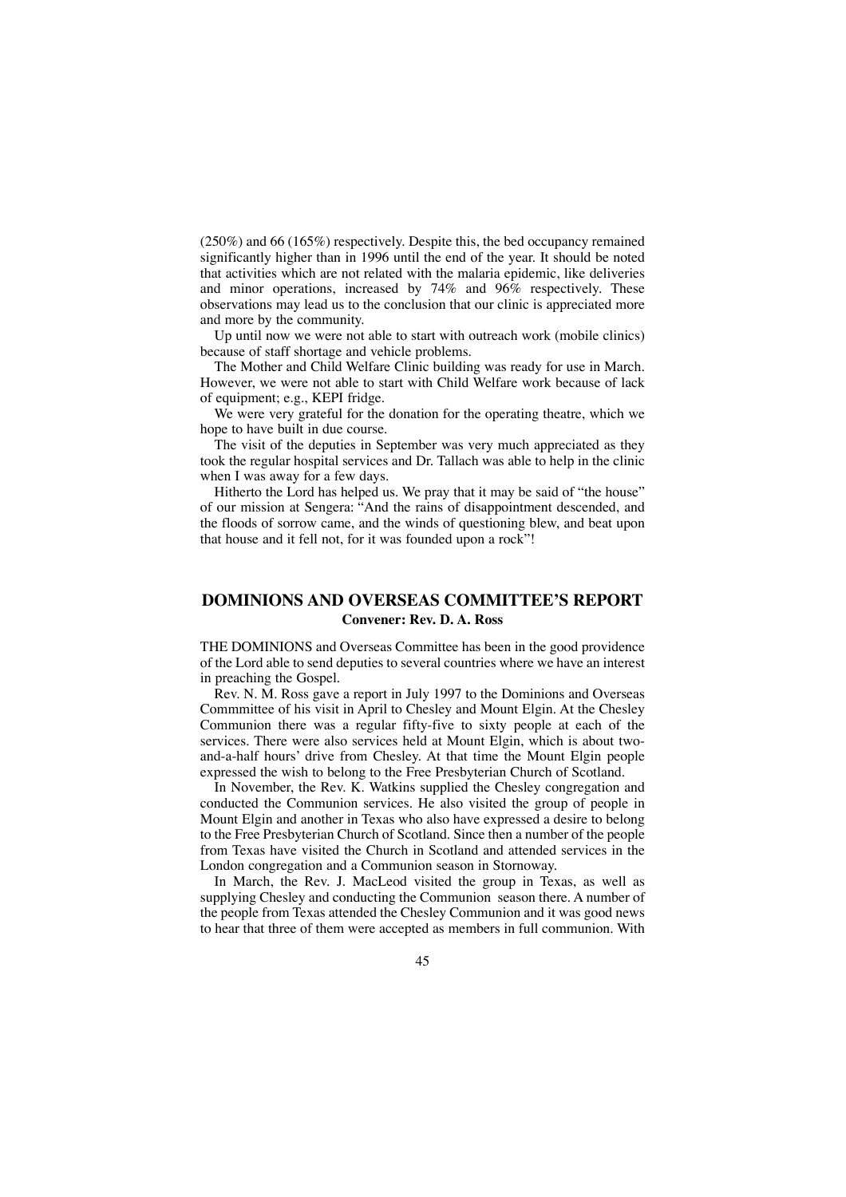(250%) and 66 (165%) respectively. Despite this, the bed occupancy remained significantly higher than in 1996 until the end of the year. It should be noted that activities which are not related with the malaria epidemic, like deliveries and minor operations, increased by 74% and 96% respectively. These observations may lead us to the conclusion that our clinic is appreciated more and more by the community.

Up until now we were not able to start with outreach work (mobile clinics) because of staff shortage and vehicle problems.

The Mother and Child Welfare Clinic building was ready for use in March. However, we were not able to start with Child Welfare work because of lack of equipment; e.g., KEPI fridge.

We were very grateful for the donation for the operating theatre, which we hope to have built in due course.

The visit of the deputies in September was very much appreciated as they took the regular hospital services and Dr. Tallach was able to help in the clinic when I was away for a few days.

Hitherto the Lord has helped us. We pray that it may be said of "the house" of our mission at Sengera: "And the rains of disappointment descended, and the floods of sorrow came, and the winds of questioning blew, and beat upon that house and it fell not, for it was founded upon a rock"!

## DOMINIONS AND OVERSEAS COMMITTEE'S REPORT

**Convener: Rev. D. A. Ross**

THE DOMINIONS and Overseas Committee has been in the good providence of the Lord able to send deputies to several countries where we have an interest in preaching the Gospel.

Rev. N. M. Ross gave a report in July 1997 to the Dominions and Overseas Commmittee of his visit in April to Chesley and Mount Elgin. At the Chesley Communion there was a regular fifty-five to sixty people at each of the services. There were also services held at Mount Elgin, which is about two-and-a-half hours' drive from Chesley. At that time the Mount Elgin people expressed the wish to belong to the Free Presbyterian Church of Scotland.

In November, the Rev. K. Watkins supplied the Chesley congregation and conducted the Communion services. He also visited the group of people in Mount Elgin and another in Texas who also have expressed a desire to belong to the Free Presbyterian Church of Scotland. Since then a number of the people from Texas have visited the Church in Scotland and attended services in the London congregation and a Communion season in Stornoway.

In March, the Rev. J. MacLeod visited the group in Texas, as well as supplying Chesley and conducting the Communion season there. A number of the people from Texas attended the Chesley Communion and it was good news to hear that three of them were accepted as members in full communion. With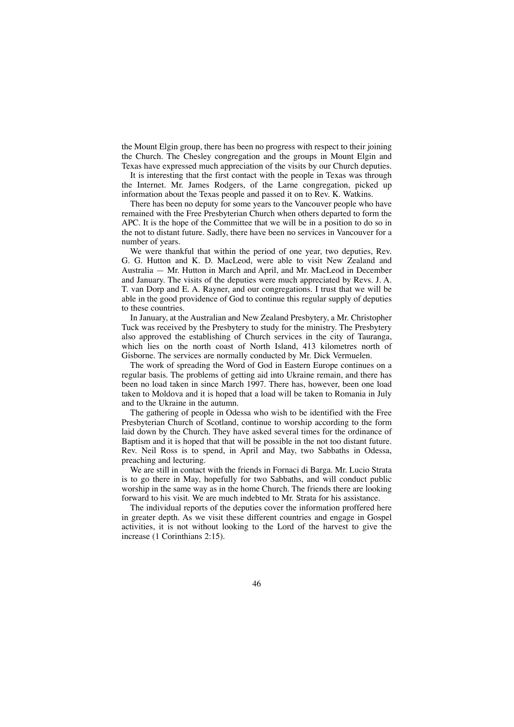the Mount Elgin group, there has been no progress with respect to their joining the Church. The Chesley congregation and the groups in Mount Elgin and Texas have expressed much appreciation of the visits by our Church deputies.

It is interesting that the first contact with the people in Texas was through the Internet. Mr. James Rodgers, of the Larne congregation, picked up information about the Texas people and passed it on to Rev. K. Watkins.

There has been no deputy for some years to the Vancouver people who have remained with the Free Presbyterian Church when others departed to form the APC. It is the hope of the Committee that we will be in a position to do so in the not to distant future. Sadly, there have been no services in Vancouver for a number of years.

We were thankful that within the period of one year, two deputies, Rev. G. G. Hutton and K. D. MacLeod, were able to visit New Zealand and Australia — Mr. Hutton in March and April, and Mr. MacLeod in December and January. The visits of the deputies were much appreciated by Revs. J. A. T. van Dorp and E. A. Rayner, and our congregations. I trust that we will be able in the good providence of God to continue this regular supply of deputies to these countries.

In January, at the Australian and New Zealand Presbytery, a Mr. Christopher Tuck was received by the Presbytery to study for the ministry. The Presbytery also approved the establishing of Church services in the city of Tauranga, which lies on the north coast of North Island, 413 kilometres north of Gisborne. The services are normally conducted by Mr. Dick Vermuelen.

The work of spreading the Word of God in Eastern Europe continues on a regular basis. The problems of getting aid into Ukraine remain, and there has been no load taken in since March 1997. There has, however, been one load taken to Moldova and it is hoped that a load will be taken to Romania in July and to the Ukraine in the autumn.

The gathering of people in Odessa who wish to be identified with the Free Presbyterian Church of Scotland, continue to worship according to the form laid down by the Church. They have asked several times for the ordinance of Baptism and it is hoped that that will be possible in the not too distant future. Rev. Neil Ross is to spend, in April and May, two Sabbaths in Odessa, preaching and lecturing.

We are still in contact with the friends in Fornaci di Barga. Mr. Lucio Strata is to go there in May, hopefully for two Sabbaths, and will conduct public worship in the same way as in the home Church. The friends there are looking forward to his visit. We are much indebted to Mr. Strata for his assistance.

The individual reports of the deputies cover the information proffered here in greater depth. As we visit these different countries and engage in Gospel activities, it is not without looking to the Lord of the harvest to give the increase (1 Corinthians 2:15).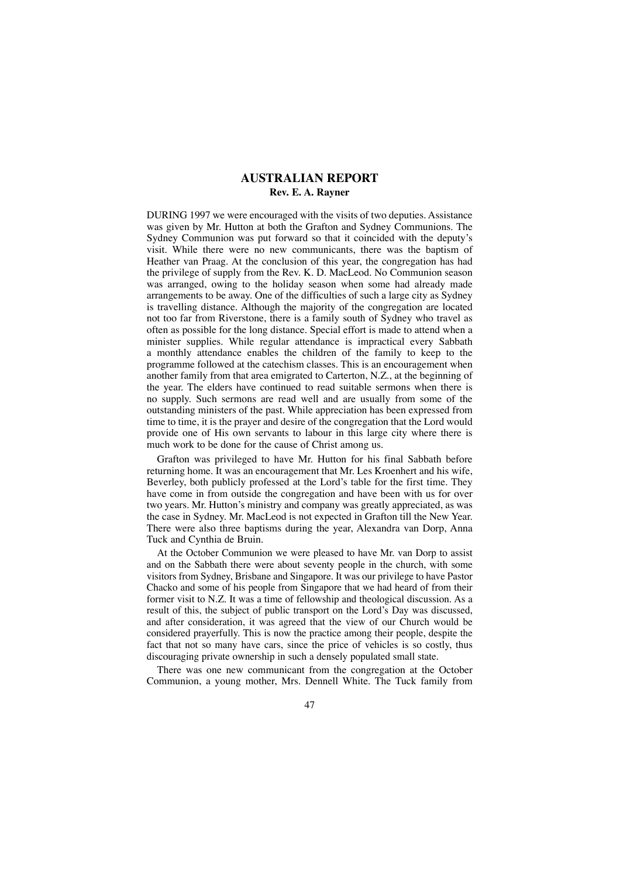## AUSTRALIAN REPORT

**Rev. E. A. Rayner**

DURING 1997 we were encouraged with the visits of two deputies. Assistance was given by Mr. Hutton at both the Grafton and Sydney Communions. The Sydney Communion was put forward so that it coincided with the deputy's visit. While there were no new communicants, there was the baptism of Heather van Praag. At the conclusion of this year, the congregation has had the privilege of supply from the Rev. K. D. MacLeod. No Communion season was arranged, owing to the holiday season when some had already made arrangements to be away. One of the difficulties of such a large city as Sydney is travelling distance. Although the majority of the congregation are located not too far from Riverstone, there is a family south of Sydney who travel as often as possible for the long distance. Special effort is made to attend when a minister supplies. While regular attendance is impractical every Sabbath a monthly attendance enables the children of the family to keep to the programme followed at the catechism classes. This is an encouragement when another family from that area emigrated to Carterton, N.Z., at the beginning of the year. The elders have continued to read suitable sermons when there is no supply. Such sermons are read well and are usually from some of the outstanding ministers of the past. While appreciation has been expressed from time to time, it is the prayer and desire of the congregation that the Lord would provide one of His own servants to labour in this large city where there is much work to be done for the cause of Christ among us.

Grafton was privileged to have Mr. Hutton for his final Sabbath before returning home. It was an encouragement that Mr. Les Kroenhert and his wife, Beverley, both publicly professed at the Lord's table for the first time. They have come in from outside the congregation and have been with us for over two years. Mr. Hutton's ministry and company was greatly appreciated, as was the case in Sydney. Mr. MacLeod is not expected in Grafton till the New Year. There were also three baptisms during the year, Alexandra van Dorp, Anna Tuck and Cynthia de Bruin.

At the October Communion we were pleased to have Mr. van Dorp to assist and on the Sabbath there were about seventy people in the church, with some visitors from Sydney, Brisbane and Singapore. It was our privilege to have Pastor Chacko and some of his people from Singapore that we had heard of from their former visit to N.Z. It was a time of fellowship and theological discussion. As a result of this, the subject of public transport on the Lord's Day was discussed, and after consideration, it was agreed that the view of our Church would be considered prayerfully. This is now the practice among their people, despite the fact that not so many have cars, since the price of vehicles is so costly, thus discouraging private ownership in such a densely populated small state.

There was one new communicant from the congregation at the October Communion, a young mother, Mrs. Dennell White. The Tuck family from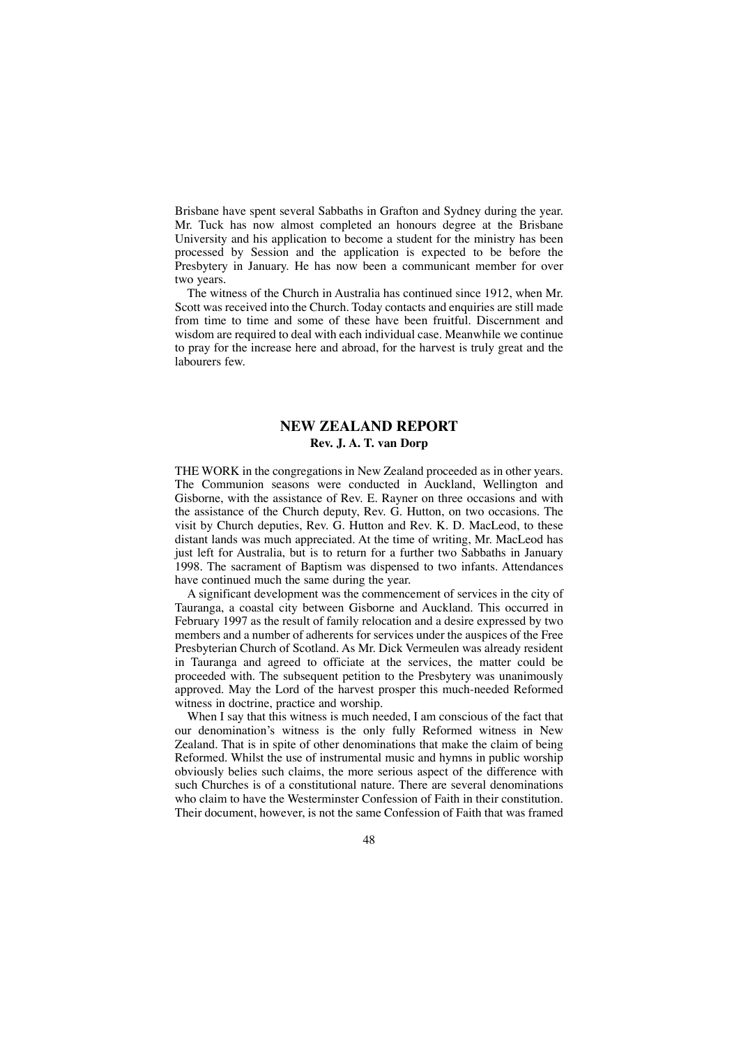Brisbane have spent several Sabbaths in Grafton and Sydney during the year. Mr. Tuck has now almost completed an honours degree at the Brisbane University and his application to become a student for the ministry has been processed by Session and the application is expected to be before the Presbytery in January. He has now been a communicant member for over two years.

The witness of the Church in Australia has continued since 1912, when Mr. Scott was received into the Church. Today contacts and enquiries are still made from time to time and some of these have been fruitful. Discernment and wisdom are required to deal with each individual case. Meanwhile we continue to pray for the increase here and abroad, for the harvest is truly great and the labourers few.

## NEW ZEALAND REPORT

**Rev. J. A. T. van Dorp**

THE WORK in the congregations in New Zealand proceeded as in other years. The Communion seasons were conducted in Auckland, Wellington and Gisborne, with the assistance of Rev. E. Rayner on three occasions and with the assistance of the Church deputy, Rev. G. Hutton, on two occasions. The visit by Church deputies, Rev. G. Hutton and Rev. K. D. MacLeod, to these distant lands was much appreciated. At the time of writing, Mr. MacLeod has just left for Australia, but is to return for a further two Sabbaths in January 1998. The sacrament of Baptism was dispensed to two infants. Attendances have continued much the same during the year.

A significant development was the commencement of services in the city of Tauranga, a coastal city between Gisborne and Auckland. This occurred in February 1997 as the result of family relocation and a desire expressed by two members and a number of adherents for services under the auspices of the Free Presbyterian Church of Scotland. As Mr. Dick Vermeulen was already resident in Tauranga and agreed to officiate at the services, the matter could be proceeded with. The subsequent petition to the Presbytery was unanimously approved. May the Lord of the harvest prosper this much-needed Reformed witness in doctrine, practice and worship.

When I say that this witness is much needed, I am conscious of the fact that our denomination's witness is the only fully Reformed witness in New Zealand. That is in spite of other denominations that make the claim of being Reformed. Whilst the use of instrumental music and hymns in public worship obviously belies such claims, the more serious aspect of the difference with such Churches is of a constitutional nature. There are several denominations who claim to have the Westerminster Confession of Faith in their constitution. Their document, however, is not the same Confession of Faith that was framed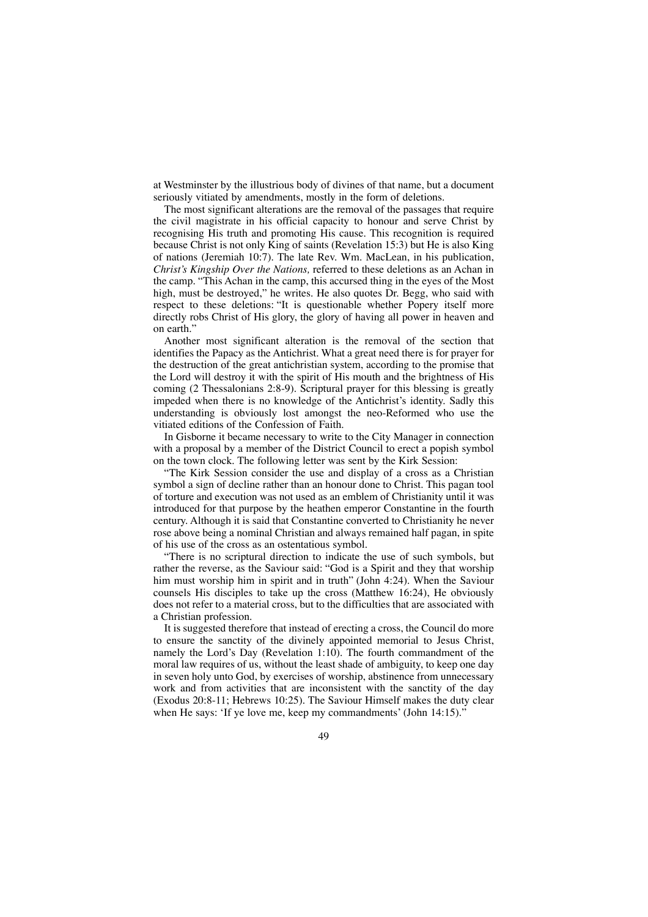at Westminster by the illustrious body of divines of that name, but a document seriously vitiated by amendments, mostly in the form of deletions.

The most significant alterations are the removal of the passages that require the civil magistrate in his official capacity to honour and serve Christ by recognising His truth and promoting His cause. This recognition is required because Christ is not only King of saints (Revelation 15:3) but He is also King of nations (Jeremiah 10:7). The late Rev. Wm. MacLean, in his publication, *Christ's Kingship Over the Nations,* referred to these deletions as an Achan in the camp. "This Achan in the camp, this accursed thing in the eyes of the Most high, must be destroyed," he writes. He also quotes Dr. Begg, who said with respect to these deletions: "It is questionable whether Popery itself more directly robs Christ of His glory, the glory of having all power in heaven and on earth."

Another most significant alteration is the removal of the section that identifies the Papacy as the Antichrist. What a great need there is for prayer for the destruction of the great antichristian system, according to the promise that the Lord will destroy it with the spirit of His mouth and the brightness of His coming (2 Thessalonians 2:8-9). Scriptural prayer for this blessing is greatly impeded when there is no knowledge of the Antichrist's identity. Sadly this understanding is obviously lost amongst the neo-Reformed who use the vitiated editions of the Confession of Faith.

In Gisborne it became necessary to write to the City Manager in connection with a proposal by a member of the District Council to erect a popish symbol on the town clock. The following letter was sent by the Kirk Session:

"The Kirk Session consider the use and display of a cross as a Christian symbol a sign of decline rather than an honour done to Christ. This pagan tool of torture and execution was not used as an emblem of Christianity until it was introduced for that purpose by the heathen emperor Constantine in the fourth century. Although it is said that Constantine converted to Christianity he never rose above being a nominal Christian and always remained half pagan, in spite of his use of the cross as an ostentatious symbol.

"There is no scriptural direction to indicate the use of such symbols, but rather the reverse, as the Saviour said: "God is a Spirit and they that worship him must worship him in spirit and in truth" (John 4:24). When the Saviour counsels His disciples to take up the cross (Matthew 16:24), He obviously does not refer to a material cross, but to the difficulties that are associated with a Christian profession.

It is suggested therefore that instead of erecting a cross, the Council do more to ensure the sanctity of the divinely appointed memorial to Jesus Christ, namely the Lord's Day (Revelation 1:10). The fourth commandment of the moral law requires of us, without the least shade of ambiguity, to keep one day in seven holy unto God, by exercises of worship, abstinence from unnecessary work and from activities that are inconsistent with the sanctity of the day (Exodus 20:8-11; Hebrews 10:25). The Saviour Himself makes the duty clear when He says: 'If ye love me, keep my commandments' (John 14:15)."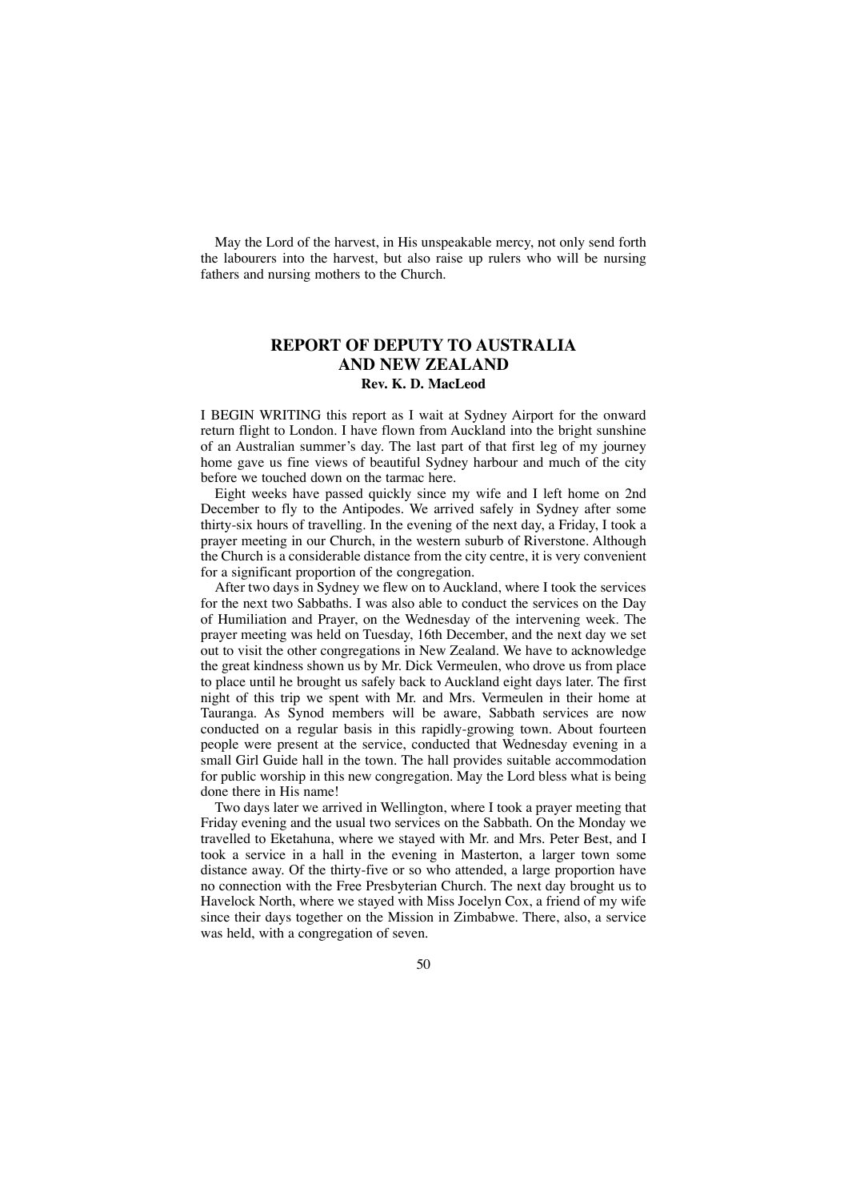May the Lord of the harvest, in His unspeakable mercy, not only send forth the labourers into the harvest, but also raise up rulers who will be nursing fathers and nursing mothers to the Church.

## REPORT OF DEPUTY TO AUSTRALIA AND NEW ZEALAND

**Rev. K. D. MacLeod**

I BEGIN WRITING this report as I wait at Sydney Airport for the onward return flight to London. I have flown from Auckland into the bright sunshine of an Australian summer's day. The last part of that first leg of my journey home gave us fine views of beautiful Sydney harbour and much of the city before we touched down on the tarmac here.

Eight weeks have passed quickly since my wife and I left home on 2nd December to fly to the Antipodes. We arrived safely in Sydney after some thirty-six hours of travelling. In the evening of the next day, a Friday, I took a prayer meeting in our Church, in the western suburb of Riverstone. Although the Church is a considerable distance from the city centre, it is very convenient for a significant proportion of the congregation.

After two days in Sydney we flew on to Auckland, where I took the services for the next two Sabbaths. I was also able to conduct the services on the Day of Humiliation and Prayer, on the Wednesday of the intervening week. The prayer meeting was held on Tuesday, 16th December, and the next day we set out to visit the other congregations in New Zealand. We have to acknowledge the great kindness shown us by Mr. Dick Vermeulen, who drove us from place to place until he brought us safely back to Auckland eight days later. The first night of this trip we spent with Mr. and Mrs. Vermeulen in their home at Tauranga. As Synod members will be aware, Sabbath services are now conducted on a regular basis in this rapidly-growing town. About fourteen people were present at the service, conducted that Wednesday evening in a small Girl Guide hall in the town. The hall provides suitable accommodation for public worship in this new congregation. May the Lord bless what is being done there in His name!

Two days later we arrived in Wellington, where I took a prayer meeting that Friday evening and the usual two services on the Sabbath. On the Monday we travelled to Eketahuna, where we stayed with Mr. and Mrs. Peter Best, and I took a service in a hall in the evening in Masterton, a larger town some distance away. Of the thirty-five or so who attended, a large proportion have no connection with the Free Presbyterian Church. The next day brought us to Havelock North, where we stayed with Miss Jocelyn Cox, a friend of my wife since their days together on the Mission in Zimbabwe. There, also, a service was held, with a congregation of seven.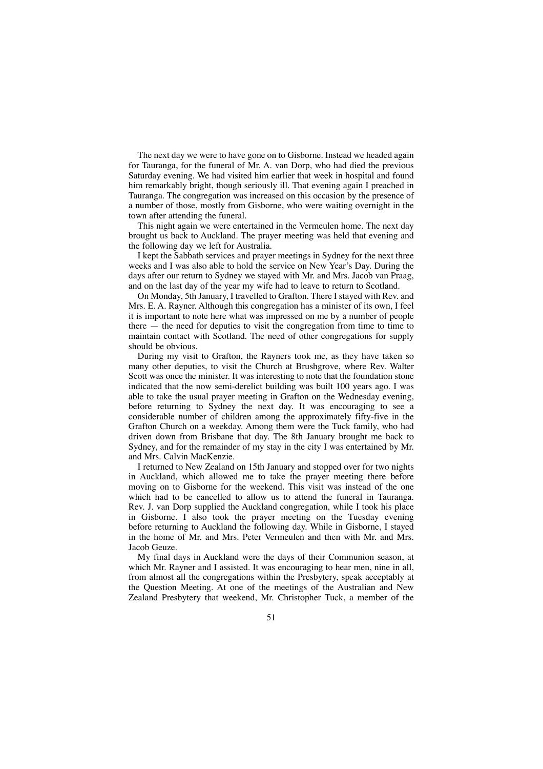The next day we were to have gone on to Gisborne. Instead we headed again for Tauranga, for the funeral of Mr. A. van Dorp, who had died the previous Saturday evening. We had visited him earlier that week in hospital and found him remarkably bright, though seriously ill. That evening again I preached in Tauranga. The congregation was increased on this occasion by the presence of a number of those, mostly from Gisborne, who were waiting overnight in the town after attending the funeral.

This night again we were entertained in the Vermeulen home. The next day brought us back to Auckland. The prayer meeting was held that evening and the following day we left for Australia.

I kept the Sabbath services and prayer meetings in Sydney for the next three weeks and I was also able to hold the service on New Year's Day. During the days after our return to Sydney we stayed with Mr. and Mrs. Jacob van Praag, and on the last day of the year my wife had to leave to return to Scotland.

On Monday, 5th January, I travelled to Grafton. There I stayed with Rev. and Mrs. E. A. Rayner. Although this congregation has a minister of its own, I feel it is important to note here what was impressed on me by a number of people there — the need for deputies to visit the congregation from time to time to maintain contact with Scotland. The need of other congregations for supply should be obvious.

During my visit to Grafton, the Rayners took me, as they have taken so many other deputies, to visit the Church at Brushgrove, where Rev. Walter Scott was once the minister. It was interesting to note that the foundation stone indicated that the now semi-derelict building was built 100 years ago. I was able to take the usual prayer meeting in Grafton on the Wednesday evening, before returning to Sydney the next day. It was encouraging to see a considerable number of children among the approximately fifty-five in the Grafton Church on a weekday. Among them were the Tuck family, who had driven down from Brisbane that day. The 8th January brought me back to Sydney, and for the remainder of my stay in the city I was entertained by Mr. and Mrs. Calvin MacKenzie.

I returned to New Zealand on 15th January and stopped over for two nights in Auckland, which allowed me to take the prayer meeting there before moving on to Gisborne for the weekend. This visit was instead of the one which had to be cancelled to allow us to attend the funeral in Tauranga. Rev. J. van Dorp supplied the Auckland congregation, while I took his place in Gisborne. I also took the prayer meeting on the Tuesday evening before returning to Auckland the following day. While in Gisborne, I stayed in the home of Mr. and Mrs. Peter Vermeulen and then with Mr. and Mrs. Jacob Geuze.

My final days in Auckland were the days of their Communion season, at which Mr. Rayner and I assisted. It was encouraging to hear men, nine in all, from almost all the congregations within the Presbytery, speak acceptably at the Question Meeting. At one of the meetings of the Australian and New Zealand Presbytery that weekend, Mr. Christopher Tuck, a member of the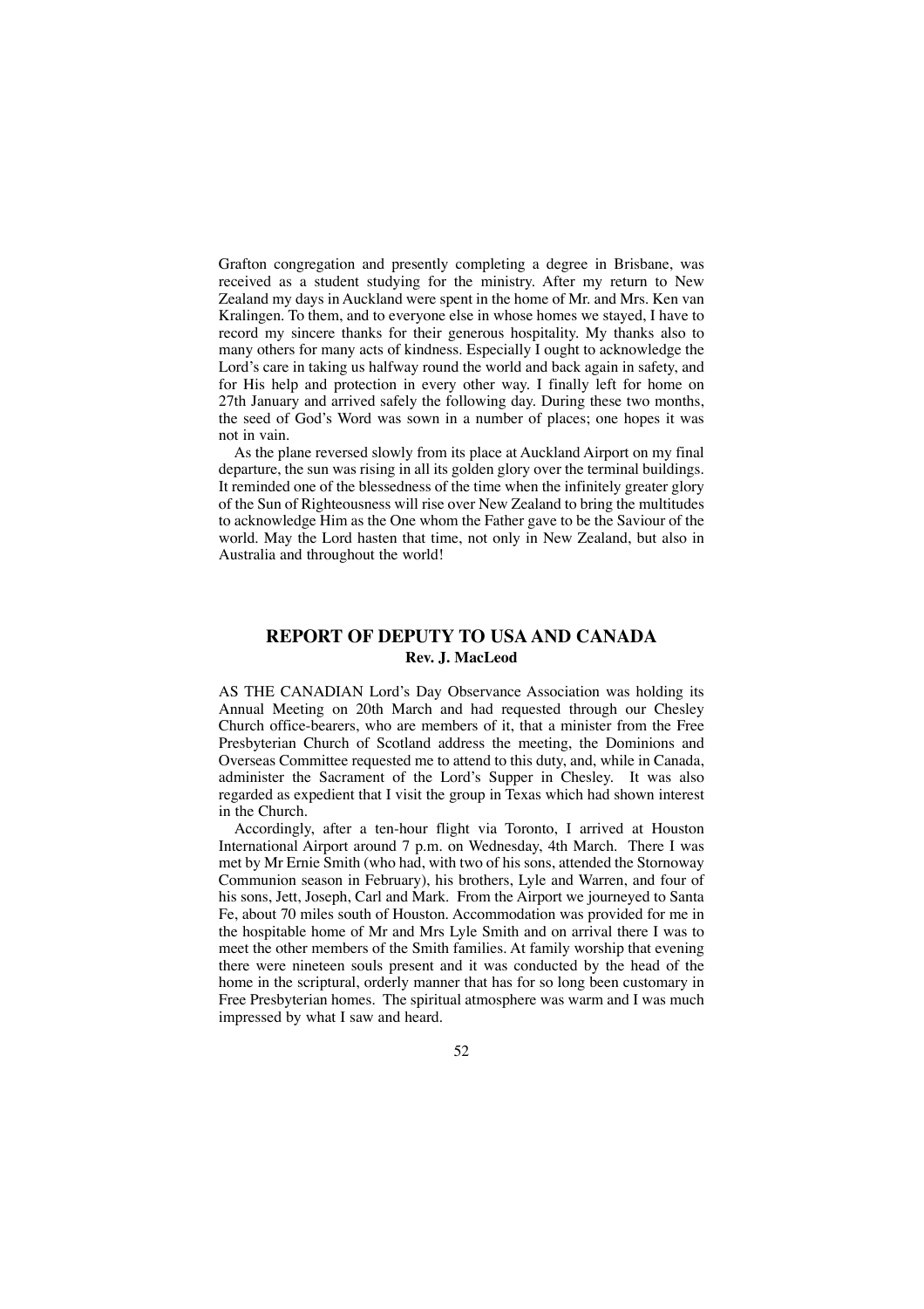Grafton congregation and presently completing a degree in Brisbane, was received as a student studying for the ministry. After my return to New Zealand my days in Auckland were spent in the home of Mr. and Mrs. Ken van Kralingen. To them, and to everyone else in whose homes we stayed, I have to record my sincere thanks for their generous hospitality. My thanks also to many others for many acts of kindness. Especially I ought to acknowledge the Lord's care in taking us halfway round the world and back again in safety, and for His help and protection in every other way. I finally left for home on 27th January and arrived safely the following day. During these two months, the seed of God's Word was sown in a number of places; one hopes it was not in vain.

As the plane reversed slowly from its place at Auckland Airport on my final departure, the sun was rising in all its golden glory over the terminal buildings. It reminded one of the blessedness of the time when the infinitely greater glory of the Sun of Righteousness will rise over New Zealand to bring the multitudes to acknowledge Him as the One whom the Father gave to be the Saviour of the world. May the Lord hasten that time, not only in New Zealand, but also in Australia and throughout the world!

## REPORT OF DEPUTY TO USA AND CANADA

**Rev. J. MacLeod**

AS THE CANADIAN Lord's Day Observance Association was holding its Annual Meeting on 20th March and had requested through our Chesley Church office-bearers, who are members of it, that a minister from the Free Presbyterian Church of Scotland address the meeting, the Dominions and Overseas Committee requested me to attend to this duty, and, while in Canada, administer the Sacrament of the Lord's Supper in Chesley. It was also regarded as expedient that I visit the group in Texas which had shown interest in the Church.

Accordingly, after a ten-hour flight via Toronto, I arrived at Houston International Airport around 7 p.m. on Wednesday, 4th March. There I was met by Mr Ernie Smith (who had, with two of his sons, attended the Stornoway Communion season in February), his brothers, Lyle and Warren, and four of his sons, Jett, Joseph, Carl and Mark. From the Airport we journeyed to Santa Fe, about 70 miles south of Houston. Accommodation was provided for me in the hospitable home of Mr and Mrs Lyle Smith and on arrival there I was to meet the other members of the Smith families. At family worship that evening there were nineteen souls present and it was conducted by the head of the home in the scriptural, orderly manner that has for so long been customary in Free Presbyterian homes. The spiritual atmosphere was warm and I was much impressed by what I saw and heard.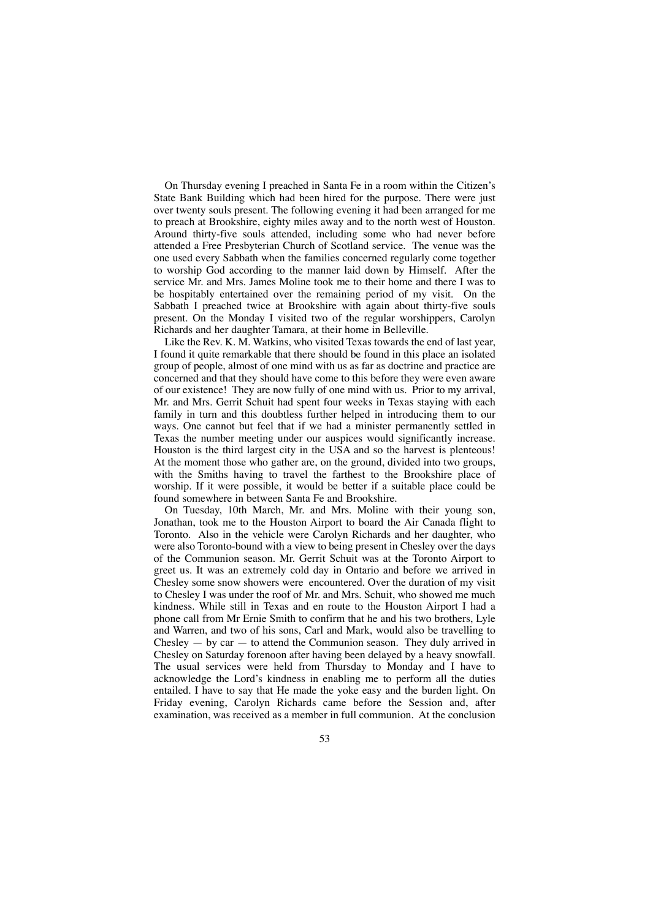On Thursday evening I preached in Santa Fe in a room within the Citizen's State Bank Building which had been hired for the purpose. There were just over twenty souls present. The following evening it had been arranged for me to preach at Brookshire, eighty miles away and to the north west of Houston. Around thirty-five souls attended, including some who had never before attended a Free Presbyterian Church of Scotland service. The venue was the one used every Sabbath when the families concerned regularly come together to worship God according to the manner laid down by Himself. After the service Mr. and Mrs. James Moline took me to their home and there I was to be hospitably entertained over the remaining period of my visit. On the Sabbath I preached twice at Brookshire with again about thirty-five souls present. On the Monday I visited two of the regular worshippers, Carolyn Richards and her daughter Tamara, at their home in Belleville.

Like the Rev. K. M. Watkins, who visited Texas towards the end of last year, I found it quite remarkable that there should be found in this place an isolated group of people, almost of one mind with us as far as doctrine and practice are concerned and that they should have come to this before they were even aware of our existence! They are now fully of one mind with us. Prior to my arrival, Mr. and Mrs. Gerrit Schuit had spent four weeks in Texas staying with each family in turn and this doubtless further helped in introducing them to our ways. One cannot but feel that if we had a minister permanently settled in Texas the number meeting under our auspices would significantly increase. Houston is the third largest city in the USA and so the harvest is plenteous! At the moment those who gather are, on the ground, divided into two groups, with the Smiths having to travel the farthest to the Brookshire place of worship. If it were possible, it would be better if a suitable place could be found somewhere in between Santa Fe and Brookshire.

On Tuesday, 10th March, Mr. and Mrs. Moline with their young son, Jonathan, took me to the Houston Airport to board the Air Canada flight to Toronto. Also in the vehicle were Carolyn Richards and her daughter, who were also Toronto-bound with a view to being present in Chesley over the days of the Communion season. Mr. Gerrit Schuit was at the Toronto Airport to greet us. It was an extremely cold day in Ontario and before we arrived in Chesley some snow showers were encountered. Over the duration of my visit to Chesley I was under the roof of Mr. and Mrs. Schuit, who showed me much kindness. While still in Texas and en route to the Houston Airport I had a phone call from Mr Ernie Smith to confirm that he and his two brothers, Lyle and Warren, and two of his sons, Carl and Mark, would also be travelling to Chesley — by car — to attend the Communion season. They duly arrived in Chesley on Saturday forenoon after having been delayed by a heavy snowfall. The usual services were held from Thursday to Monday and I have to acknowledge the Lord's kindness in enabling me to perform all the duties entailed. I have to say that He made the yoke easy and the burden light. On Friday evening, Carolyn Richards came before the Session and, after examination, was received as a member in full communion. At the conclusion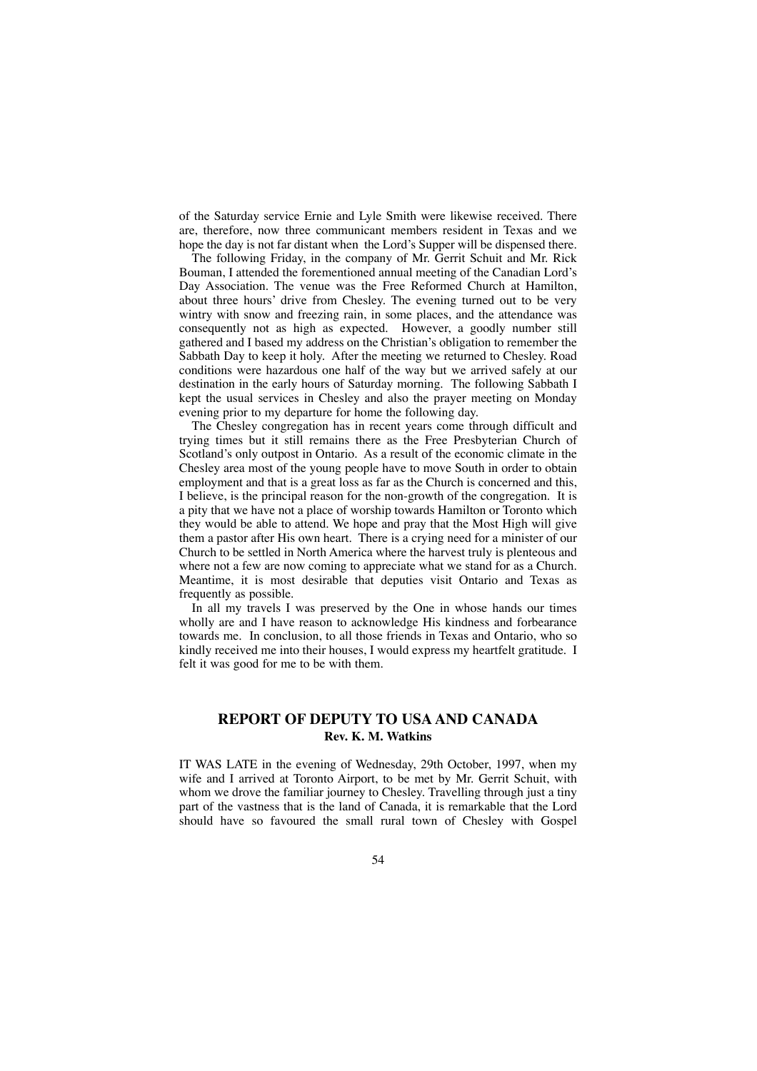of the Saturday service Ernie and Lyle Smith were likewise received. There are, therefore, now three communicant members resident in Texas and we hope the day is not far distant when the Lord's Supper will be dispensed there.

The following Friday, in the company of Mr. Gerrit Schuit and Mr. Rick Bouman, I attended the forementioned annual meeting of the Canadian Lord's Day Association. The venue was the Free Reformed Church at Hamilton, about three hours' drive from Chesley. The evening turned out to be very wintry with snow and freezing rain, in some places, and the attendance was consequently not as high as expected. However, a goodly number still gathered and I based my address on the Christian's obligation to remember the Sabbath Day to keep it holy. After the meeting we returned to Chesley. Road conditions were hazardous one half of the way but we arrived safely at our destination in the early hours of Saturday morning. The following Sabbath I kept the usual services in Chesley and also the prayer meeting on Monday evening prior to my departure for home the following day.

The Chesley congregation has in recent years come through difficult and trying times but it still remains there as the Free Presbyterian Church of Scotland's only outpost in Ontario. As a result of the economic climate in the Chesley area most of the young people have to move South in order to obtain employment and that is a great loss as far as the Church is concerned and this, I believe, is the principal reason for the non-growth of the congregation. It is a pity that we have not a place of worship towards Hamilton or Toronto which they would be able to attend. We hope and pray that the Most High will give them a pastor after His own heart. There is a crying need for a minister of our Church to be settled in North America where the harvest truly is plenteous and where not a few are now coming to appreciate what we stand for as a Church. Meantime, it is most desirable that deputies visit Ontario and Texas as frequently as possible.

In all my travels I was preserved by the One in whose hands our times wholly are and I have reason to acknowledge His kindness and forbearance towards me. In conclusion, to all those friends in Texas and Ontario, who so kindly received me into their houses, I would express my heartfelt gratitude. I felt it was good for me to be with them.

## REPORT OF DEPUTY TO USA AND CANADA

**Rev. K. M. Watkins**

IT WAS LATE in the evening of Wednesday, 29th October, 1997, when my wife and I arrived at Toronto Airport, to be met by Mr. Gerrit Schuit, with whom we drove the familiar journey to Chesley. Travelling through just a tiny part of the vastness that is the land of Canada, it is remarkable that the Lord should have so favoured the small rural town of Chesley with Gospel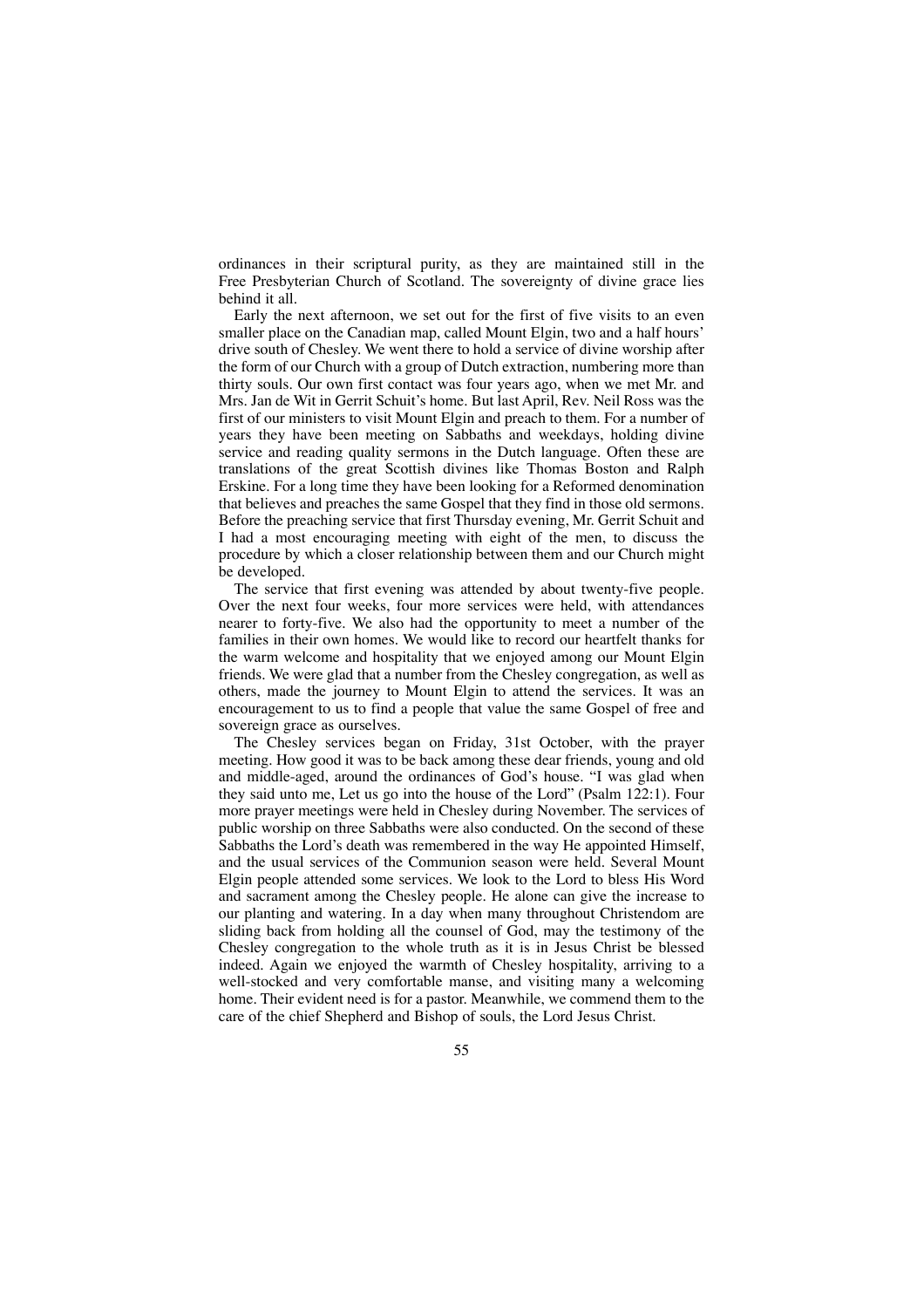ordinances in their scriptural purity, as they are maintained still in the Free Presbyterian Church of Scotland. The sovereignty of divine grace lies behind it all.

Early the next afternoon, we set out for the first of five visits to an even smaller place on the Canadian map, called Mount Elgin, two and a half hours' drive south of Chesley. We went there to hold a service of divine worship after the form of our Church with a group of Dutch extraction, numbering more than thirty souls. Our own first contact was four years ago, when we met Mr. and Mrs. Jan de Wit in Gerrit Schuit's home. But last April, Rev. Neil Ross was the first of our ministers to visit Mount Elgin and preach to them. For a number of years they have been meeting on Sabbaths and weekdays, holding divine service and reading quality sermons in the Dutch language. Often these are translations of the great Scottish divines like Thomas Boston and Ralph Erskine. For a long time they have been looking for a Reformed denomination that believes and preaches the same Gospel that they find in those old sermons. Before the preaching service that first Thursday evening, Mr. Gerrit Schuit and I had a most encouraging meeting with eight of the men, to discuss the procedure by which a closer relationship between them and our Church might be developed.

The service that first evening was attended by about twenty-five people. Over the next four weeks, four more services were held, with attendances nearer to forty-five. We also had the opportunity to meet a number of the families in their own homes. We would like to record our heartfelt thanks for the warm welcome and hospitality that we enjoyed among our Mount Elgin friends. We were glad that a number from the Chesley congregation, as well as others, made the journey to Mount Elgin to attend the services. It was an encouragement to us to find a people that value the same Gospel of free and sovereign grace as ourselves.

The Chesley services began on Friday, 31st October, with the prayer meeting. How good it was to be back among these dear friends, young and old and middle-aged, around the ordinances of God's house. "I was glad when they said unto me, Let us go into the house of the Lord" (Psalm 122:1). Four more prayer meetings were held in Chesley during November. The services of public worship on three Sabbaths were also conducted. On the second of these Sabbaths the Lord's death was remembered in the way He appointed Himself, and the usual services of the Communion season were held. Several Mount Elgin people attended some services. We look to the Lord to bless His Word and sacrament among the Chesley people. He alone can give the increase to our planting and watering. In a day when many throughout Christendom are sliding back from holding all the counsel of God, may the testimony of the Chesley congregation to the whole truth as it is in Jesus Christ be blessed indeed. Again we enjoyed the warmth of Chesley hospitality, arriving to a well-stocked and very comfortable manse, and visiting many a welcoming home. Their evident need is for a pastor. Meanwhile, we commend them to the care of the chief Shepherd and Bishop of souls, the Lord Jesus Christ.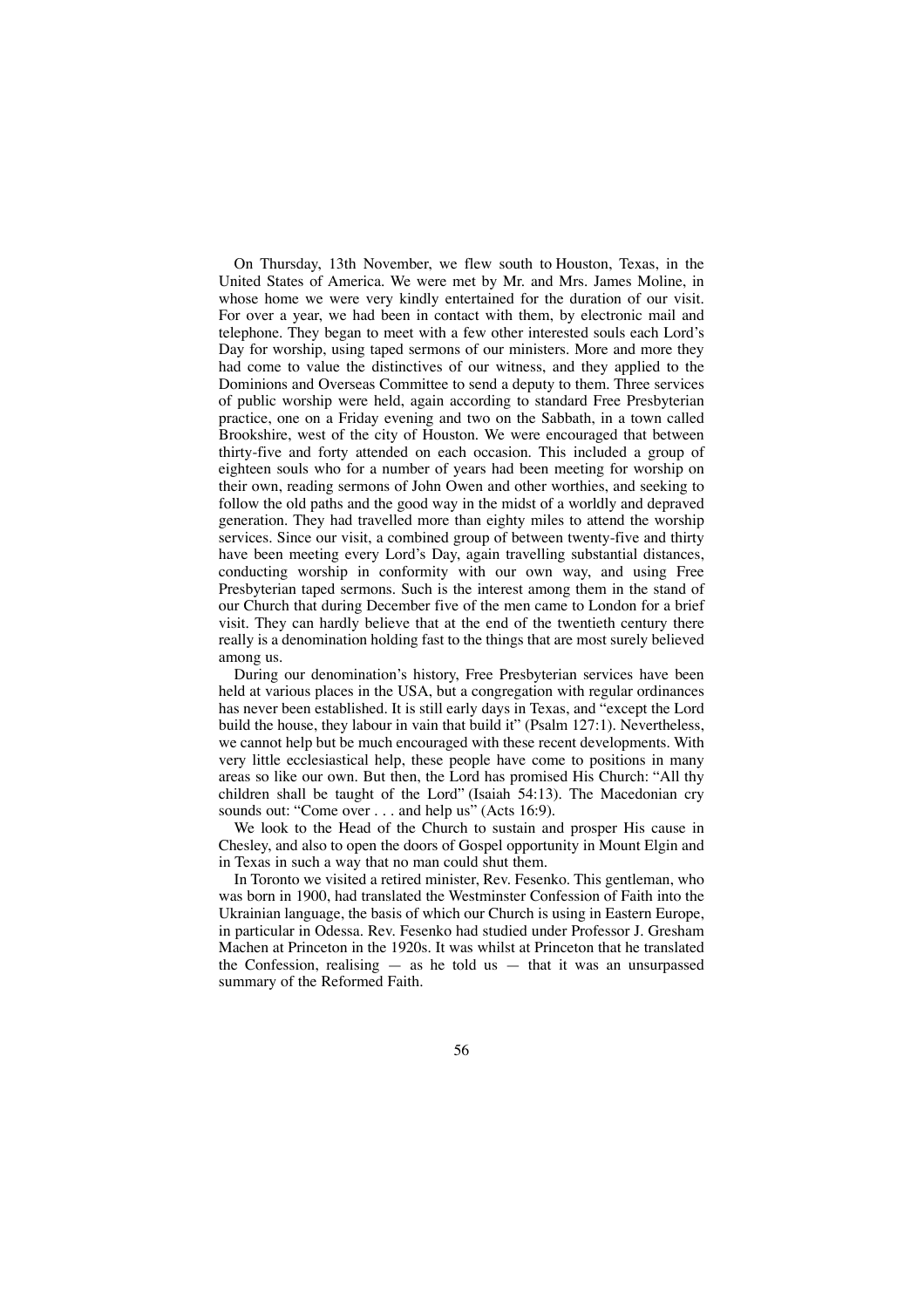On Thursday, 13th November, we flew south to Houston, Texas, in the United States of America. We were met by Mr. and Mrs. James Moline, in whose home we were very kindly entertained for the duration of our visit. For over a year, we had been in contact with them, by electronic mail and telephone. They began to meet with a few other interested souls each Lord's Day for worship, using taped sermons of our ministers. More and more they had come to value the distinctives of our witness, and they applied to the Dominions and Overseas Committee to send a deputy to them. Three services of public worship were held, again according to standard Free Presbyterian practice, one on a Friday evening and two on the Sabbath, in a town called Brookshire, west of the city of Houston. We were encouraged that between thirty-five and forty attended on each occasion. This included a group of eighteen souls who for a number of years had been meeting for worship on their own, reading sermons of John Owen and other worthies, and seeking to follow the old paths and the good way in the midst of a worldly and depraved generation. They had travelled more than eighty miles to attend the worship services. Since our visit, a combined group of between twenty-five and thirty have been meeting every Lord's Day, again travelling substantial distances, conducting worship in conformity with our own way, and using Free Presbyterian taped sermons. Such is the interest among them in the stand of our Church that during December five of the men came to London for a brief visit. They can hardly believe that at the end of the twentieth century there really is a denomination holding fast to the things that are most surely believed among us.

During our denomination's history, Free Presbyterian services have been held at various places in the USA, but a congregation with regular ordinances has never been established. It is still early days in Texas, and "except the Lord build the house, they labour in vain that build it" (Psalm 127:1). Nevertheless, we cannot help but be much encouraged with these recent developments. With very little ecclesiastical help, these people have come to positions in many areas so like our own. But then, the Lord has promised His Church: "All thy children shall be taught of the Lord" (Isaiah 54:13). The Macedonian cry sounds out: "Come over . . . and help us" (Acts 16:9).

We look to the Head of the Church to sustain and prosper His cause in Chesley, and also to open the doors of Gospel opportunity in Mount Elgin and in Texas in such a way that no man could shut them.

In Toronto we visited a retired minister, Rev. Fesenko. This gentleman, who was born in 1900, had translated the Westminster Confession of Faith into the Ukrainian language, the basis of which our Church is using in Eastern Europe, in particular in Odessa. Rev. Fesenko had studied under Professor J. Gresham Machen at Princeton in the 1920s. It was whilst at Princeton that he translated the Confession, realising — as he told us — that it was an unsurpassed summary of the Reformed Faith.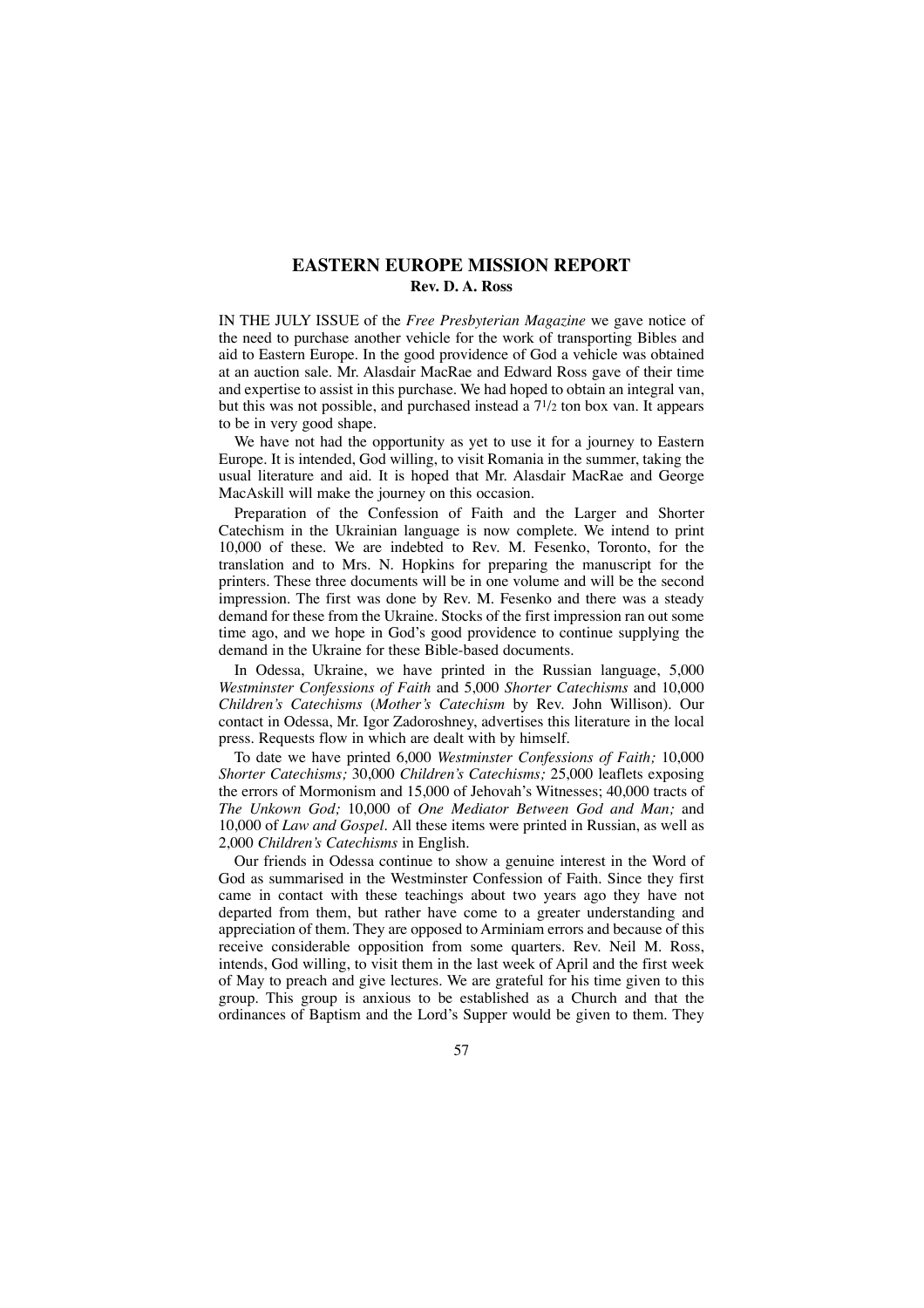## EASTERN EUROPE MISSION REPORT

**Rev. D. A. Ross**

IN THE JULY ISSUE of the *Free Presbyterian Magazine* we gave notice of the need to purchase another vehicle for the work of transporting Bibles and aid to Eastern Europe. In the good providence of God a vehicle was obtained at an auction sale. Mr. Alasdair MacRae and Edward Ross gave of their time and expertise to assist in this purchase. We had hoped to obtain an integral van, but this was not possible, and purchased instead a 7½ ton box van. It appears to be in very good shape.

We have not had the opportunity as yet to use it for a journey to Eastern Europe. It is intended, God willing, to visit Romania in the summer, taking the usual literature and aid. It is hoped that Mr. Alasdair MacRae and George MacAskill will make the journey on this occasion.

Preparation of the Confession of Faith and the Larger and Shorter Catechism in the Ukrainian language is now complete. We intend to print 10,000 of these. We are indebted to Rev. M. Fesenko, Toronto, for the translation and to Mrs. N. Hopkins for preparing the manuscript for the printers. These three documents will be in one volume and will be the second impression. The first was done by Rev. M. Fesenko and there was a steady demand for these from the Ukraine. Stocks of the first impression ran out some time ago, and we hope in God's good providence to continue supplying the demand in the Ukraine for these Bible-based documents.

In Odessa, Ukraine, we have printed in the Russian language, 5,000 *Westminster Confessions of Faith* and 5,000 *Shorter Catechisms* and 10,000 *Children's Catechisms* (*Mother's Catechism* by Rev. John Willison). Our contact in Odessa, Mr. Igor Zadoroshney, advertises this literature in the local press. Requests flow in which are dealt with by himself.

To date we have printed 6,000 *Westminster Confessions of Faith;* 10,000 *Shorter Catechisms;* 30,000 *Children's Catechisms;* 25,000 leaflets exposing the errors of Mormonism and 15,000 of Jehovah's Witnesses; 40,000 tracts of *The Unkown God;* 10,000 of *One Mediator Between God and Man;* and 10,000 of *Law and Gospel*. All these items were printed in Russian, as well as 2,000 *Children's Catechisms* in English.

Our friends in Odessa continue to show a genuine interest in the Word of God as summarised in the Westminster Confession of Faith. Since they first came in contact with these teachings about two years ago they have not departed from them, but rather have come to a greater understanding and appreciation of them. They are opposed to Arminiam errors and because of this receive considerable opposition from some quarters. Rev. Neil M. Ross, intends, God willing, to visit them in the last week of April and the first week of May to preach and give lectures. We are grateful for his time given to this group. This group is anxious to be established as a Church and that the ordinances of Baptism and the Lord's Supper would be given to them. They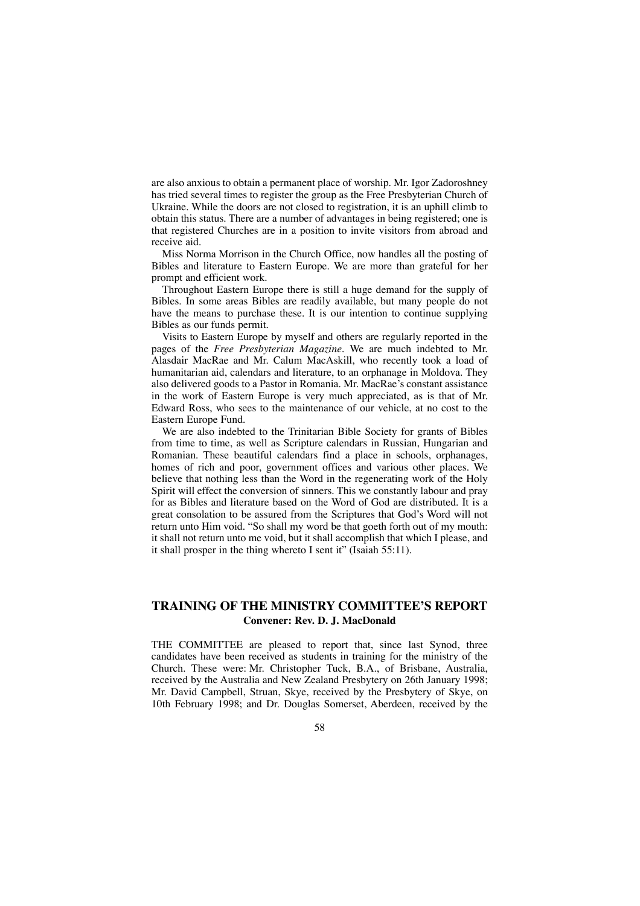are also anxious to obtain a permanent place of worship. Mr. Igor Zadoroshney has tried several times to register the group as the Free Presbyterian Church of Ukraine. While the doors are not closed to registration, it is an uphill climb to obtain this status. There are a number of advantages in being registered; one is that registered Churches are in a position to invite visitors from abroad and receive aid.

Miss Norma Morrison in the Church Office, now handles all the posting of Bibles and literature to Eastern Europe. We are more than grateful for her prompt and efficient work.

Throughout Eastern Europe there is still a huge demand for the supply of Bibles. In some areas Bibles are readily available, but many people do not have the means to purchase these. It is our intention to continue supplying Bibles as our funds permit.

Visits to Eastern Europe by myself and others are regularly reported in the pages of the *Free Presbyterian Magazine*. We are much indebted to Mr. Alasdair MacRae and Mr. Calum MacAskill, who recently took a load of humanitarian aid, calendars and literature, to an orphanage in Moldova. They also delivered goods to a Pastor in Romania. Mr. MacRae's constant assistance in the work of Eastern Europe is very much appreciated, as is that of Mr. Edward Ross, who sees to the maintenance of our vehicle, at no cost to the Eastern Europe Fund.

We are also indebted to the Trinitarian Bible Society for grants of Bibles from time to time, as well as Scripture calendars in Russian, Hungarian and Romanian. These beautiful calendars find a place in schools, orphanages, homes of rich and poor, government offices and various other places. We believe that nothing less than the Word in the regenerating work of the Holy Spirit will effect the conversion of sinners. This we constantly labour and pray for as Bibles and literature based on the Word of God are distributed. It is a great consolation to be assured from the Scriptures that God's Word will not return unto Him void. "So shall my word be that goeth forth out of my mouth: it shall not return unto me void, but it shall accomplish that which I please, and it shall prosper in the thing whereto I sent it" (Isaiah 55:11).

## TRAINING OF THE MINISTRY COMMITTEE'S REPORT

**Convener: Rev. D. J. MacDonald**

THE COMMITTEE are pleased to report that, since last Synod, three candidates have been received as students in training for the ministry of the Church. These were: Mr. Christopher Tuck, B.A., of Brisbane, Australia, received by the Australia and New Zealand Presbytery on 26th January 1998; Mr. David Campbell, Struan, Skye, received by the Presbytery of Skye, on 10th February 1998; and Dr. Douglas Somerset, Aberdeen, received by the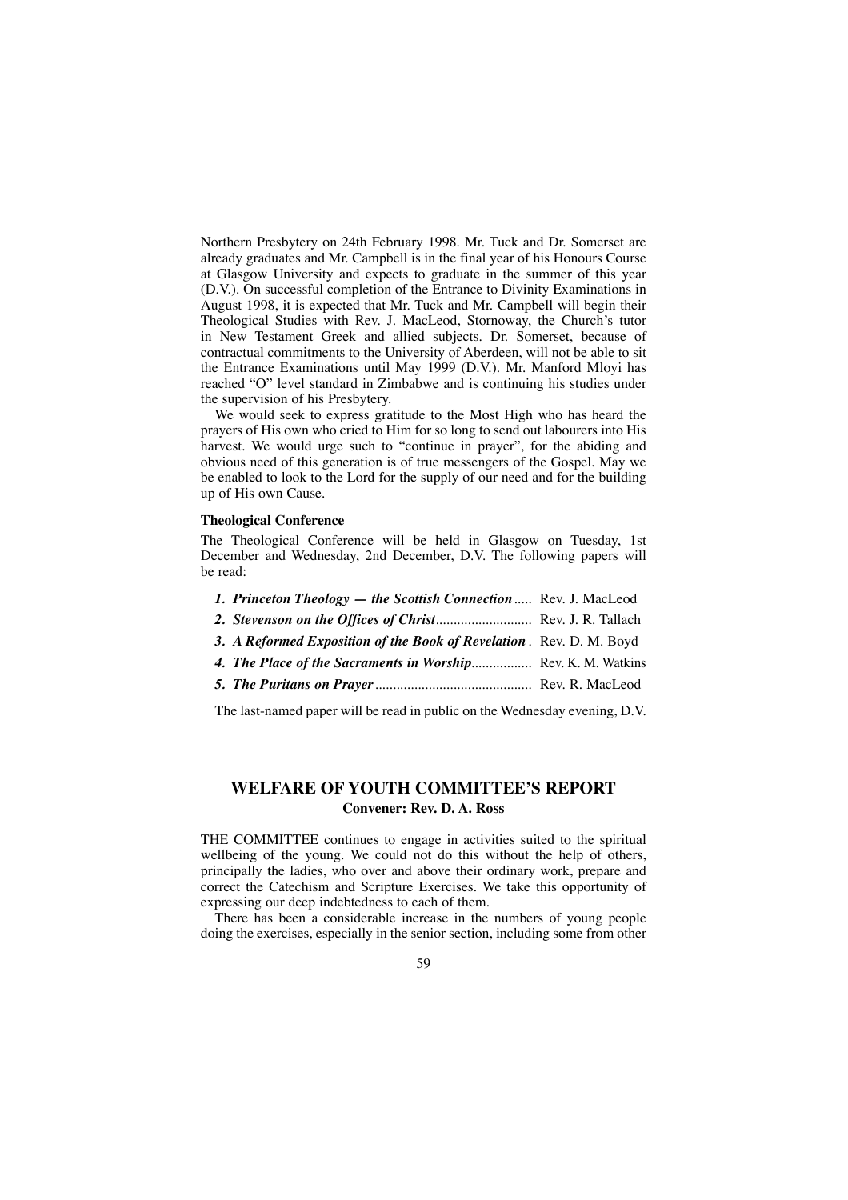Northern Presbytery on 24th February 1998. Mr. Tuck and Dr. Somerset are already graduates and Mr. Campbell is in the final year of his Honours Course at Glasgow University and expects to graduate in the summer of this year (D.V.). On successful completion of the Entrance to Divinity Examinations in August 1998, it is expected that Mr. Tuck and Mr. Campbell will begin their Theological Studies with Rev. J. MacLeod, Stornoway, the Church's tutor in New Testament Greek and allied subjects. Dr. Somerset, because of contractual commitments to the University of Aberdeen, will not be able to sit the Entrance Examinations until May 1999 (D.V.). Mr. Manford Mloyi has reached "O" level standard in Zimbabwe and is continuing his studies under the supervision of his Presbytery.

We would seek to express gratitude to the Most High who has heard the prayers of His own who cried to Him for so long to send out labourers into His harvest. We would urge such to "continue in prayer", for the abiding and obvious need of this generation is of true messengers of the Gospel. May we be enabled to look to the Lord for the supply of our need and for the building up of His own Cause.

**Theological Conference**

The Theological Conference will be held in Glasgow on Tuesday, 1st December and Wednesday, 2nd December, D.V. The following papers will be read:

1. ***Princeton Theology — the Scottish Connection*** ..... Rev. J. MacLeod
2. ***Stevenson on the Offices of Christ*** ........................... Rev. J. R. Tallach
3. ***A Reformed Exposition of the Book of Revelation*** . Rev. D. M. Boyd
4. ***The Place of the Sacraments in Worship*** ................. Rev. K. M. Watkins
5. ***The Puritans on Prayer*** ........................................... Rev. R. MacLeod

The last-named paper will be read in public on the Wednesday evening, D.V.

## WELFARE OF YOUTH COMMITTEE'S REPORT

**Convener: Rev. D. A. Ross**

THE COMMITTEE continues to engage in activities suited to the spiritual wellbeing of the young. We could not do this without the help of others, principally the ladies, who over and above their ordinary work, prepare and correct the Catechism and Scripture Exercises. We take this opportunity of expressing our deep indebtedness to each of them.

There has been a considerable increase in the numbers of young people doing the exercises, especially in the senior section, including some from other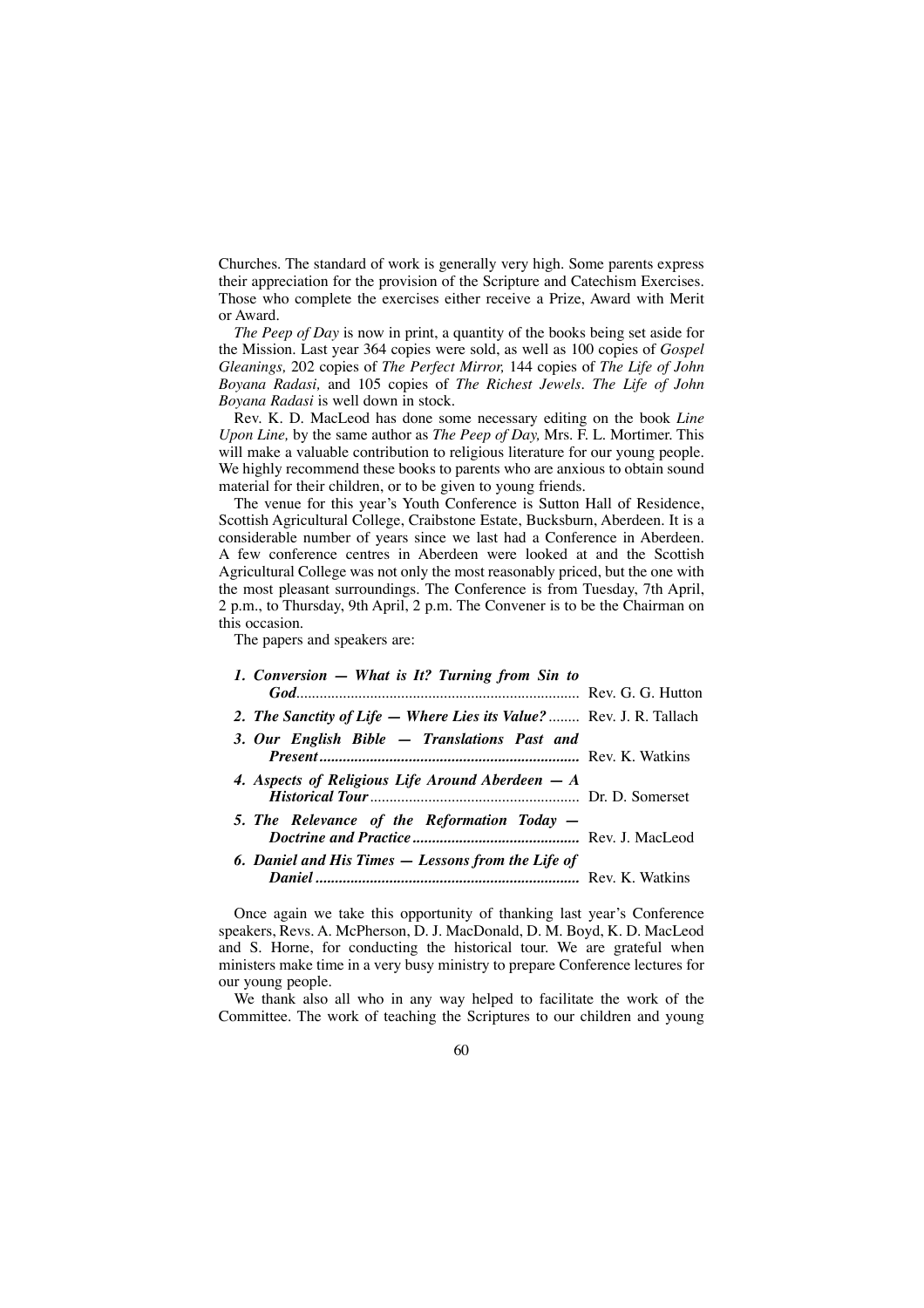Churches. The standard of work is generally very high. Some parents express their appreciation for the provision of the Scripture and Catechism Exercises. Those who complete the exercises either receive a Prize, Award with Merit or Award.

*The Peep of Day* is now in print, a quantity of the books being set aside for the Mission. Last year 364 copies were sold, as well as 100 copies of *Gospel Gleanings,* 202 copies of *The Perfect Mirror,* 144 copies of *The Life of John Boyana Radasi,* and 105 copies of *The Richest Jewels*. *The Life of John Boyana Radasi* is well down in stock.

Rev. K. D. MacLeod has done some necessary editing on the book *Line Upon Line,* by the same author as *The Peep of Day,* Mrs. F. L. Mortimer. This will make a valuable contribution to religious literature for our young people. We highly recommend these books to parents who are anxious to obtain sound material for their children, or to be given to young friends.

The venue for this year's Youth Conference is Sutton Hall of Residence, Scottish Agricultural College, Craibstone Estate, Bucksburn, Aberdeen. It is a considerable number of years since we last had a Conference in Aberdeen. A few conference centres in Aberdeen were looked at and the Scottish Agricultural College was not only the most reasonably priced, but the one with the most pleasant surroundings. The Conference is from Tuesday, 7th April, 2 p.m., to Thursday, 9th April, 2 p.m. The Convener is to be the Chairman on this occasion.

The papers and speakers are:

1. ***Conversion — What is It? Turning from Sin to God***........ Rev. G. G. Hutton
2. ***The Sanctity of Life — Where Lies its Value?***........ Rev. J. R. Tallach
3. ***Our English Bible — Translations Past and Present***........ Rev. K. Watkins
4. ***Aspects of Religious Life Around Aberdeen — A Historical Tour***........ Dr. D. Somerset
5. ***The Relevance of the Reformation Today — Doctrine and Practice***........ Rev. J. MacLeod
6. ***Daniel and His Times — Lessons from the Life of Daniel***........ Rev. K. Watkins

Once again we take this opportunity of thanking last year's Conference speakers, Revs. A. McPherson, D. J. MacDonald, D. M. Boyd, K. D. MacLeod and S. Horne, for conducting the historical tour. We are grateful when ministers make time in a very busy ministry to prepare Conference lectures for our young people.

We thank also all who in any way helped to facilitate the work of the Committee. The work of teaching the Scriptures to our children and young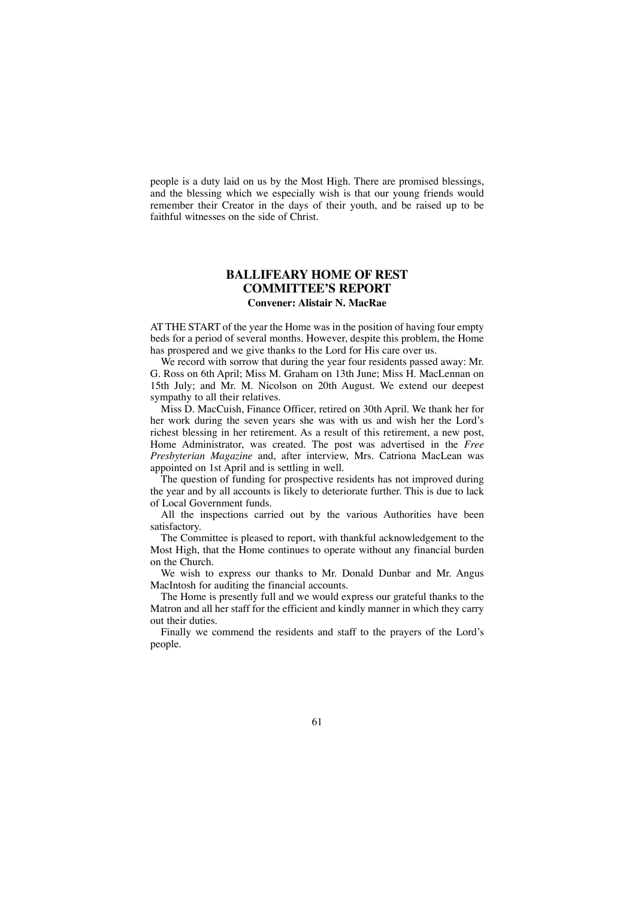people is a duty laid on us by the Most High. There are promised blessings, and the blessing which we especially wish is that our young friends would remember their Creator in the days of their youth, and be raised up to be faithful witnesses on the side of Christ.

## BALLIFEARY HOME OF REST COMMITTEE'S REPORT

**Convener: Alistair N. MacRae**

AT THE START of the year the Home was in the position of having four empty beds for a period of several months. However, despite this problem, the Home has prospered and we give thanks to the Lord for His care over us.

We record with sorrow that during the year four residents passed away: Mr. G. Ross on 6th April; Miss M. Graham on 13th June; Miss H. MacLennan on 15th July; and Mr. M. Nicolson on 20th August. We extend our deepest sympathy to all their relatives.

Miss D. MacCuish, Finance Officer, retired on 30th April. We thank her for her work during the seven years she was with us and wish her the Lord's richest blessing in her retirement. As a result of this retirement, a new post, Home Administrator, was created. The post was advertised in the *Free Presbyterian Magazine* and, after interview, Mrs. Catriona MacLean was appointed on 1st April and is settling in well.

The question of funding for prospective residents has not improved during the year and by all accounts is likely to deteriorate further. This is due to lack of Local Government funds.

All the inspections carried out by the various Authorities have been satisfactory.

The Committee is pleased to report, with thankful acknowledgement to the Most High, that the Home continues to operate without any financial burden on the Church.

We wish to express our thanks to Mr. Donald Dunbar and Mr. Angus MacIntosh for auditing the financial accounts.

The Home is presently full and we would express our grateful thanks to the Matron and all her staff for the efficient and kindly manner in which they carry out their duties.

Finally we commend the residents and staff to the prayers of the Lord's people.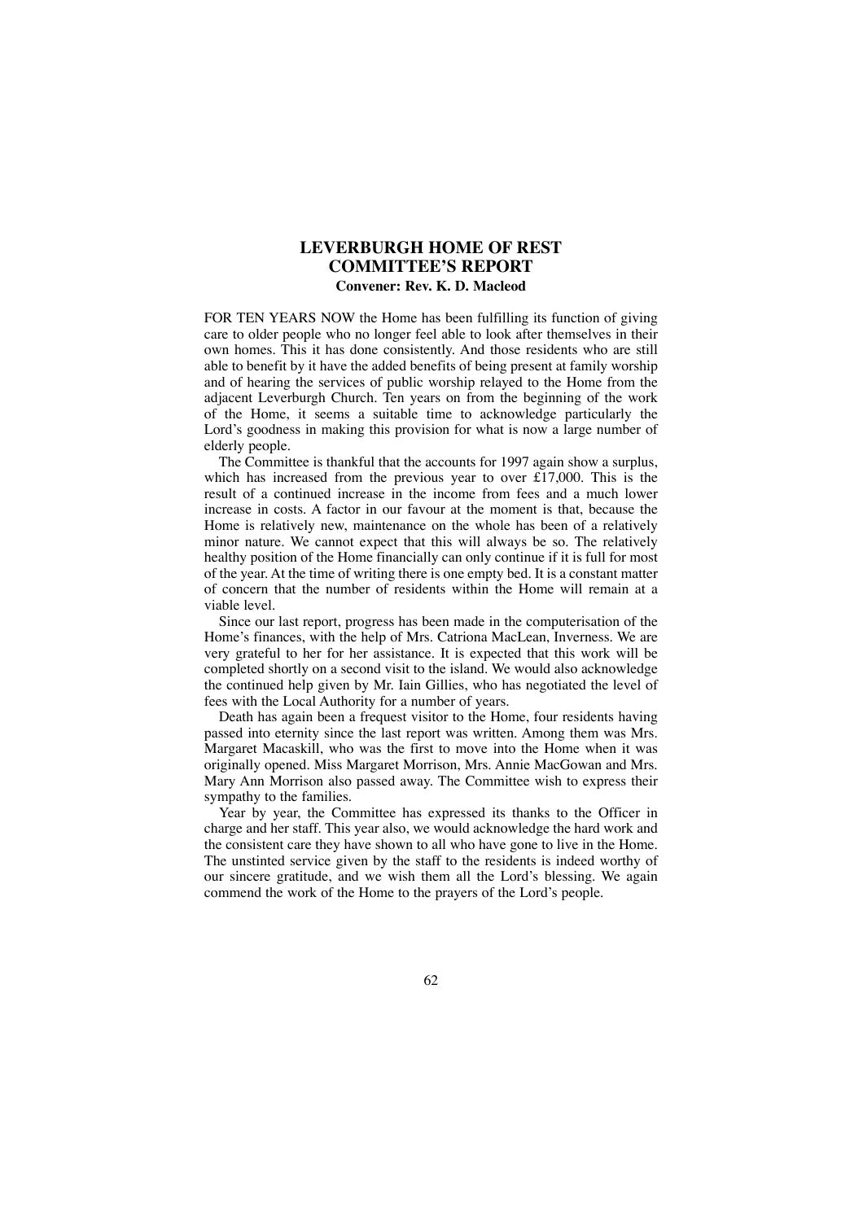# LEVERBURGH HOME OF REST COMMITTEE'S REPORT

**Convener: Rev. K. D. Macleod**

FOR TEN YEARS NOW the Home has been fulfilling its function of giving care to older people who no longer feel able to look after themselves in their own homes. This it has done consistently. And those residents who are still able to benefit by it have the added benefits of being present at family worship and of hearing the services of public worship relayed to the Home from the adjacent Leverburgh Church. Ten years on from the beginning of the work of the Home, it seems a suitable time to acknowledge particularly the Lord's goodness in making this provision for what is now a large number of elderly people.

The Committee is thankful that the accounts for 1997 again show a surplus, which has increased from the previous year to over £17,000. This is the result of a continued increase in the income from fees and a much lower increase in costs. A factor in our favour at the moment is that, because the Home is relatively new, maintenance on the whole has been of a relatively minor nature. We cannot expect that this will always be so. The relatively healthy position of the Home financially can only continue if it is full for most of the year. At the time of writing there is one empty bed. It is a constant matter of concern that the number of residents within the Home will remain at a viable level.

Since our last report, progress has been made in the computerisation of the Home's finances, with the help of Mrs. Catriona MacLean, Inverness. We are very grateful to her for her assistance. It is expected that this work will be completed shortly on a second visit to the island. We would also acknowledge the continued help given by Mr. Iain Gillies, who has negotiated the level of fees with the Local Authority for a number of years.

Death has again been a frequest visitor to the Home, four residents having passed into eternity since the last report was written. Among them was Mrs. Margaret Macaskill, who was the first to move into the Home when it was originally opened. Miss Margaret Morrison, Mrs. Annie MacGowan and Mrs. Mary Ann Morrison also passed away. The Committee wish to express their sympathy to the families.

Year by year, the Committee has expressed its thanks to the Officer in charge and her staff. This year also, we would acknowledge the hard work and the consistent care they have shown to all who have gone to live in the Home. The unstinted service given by the staff to the residents is indeed worthy of our sincere gratitude, and we wish them all the Lord's blessing. We again commend the work of the Home to the prayers of the Lord's people.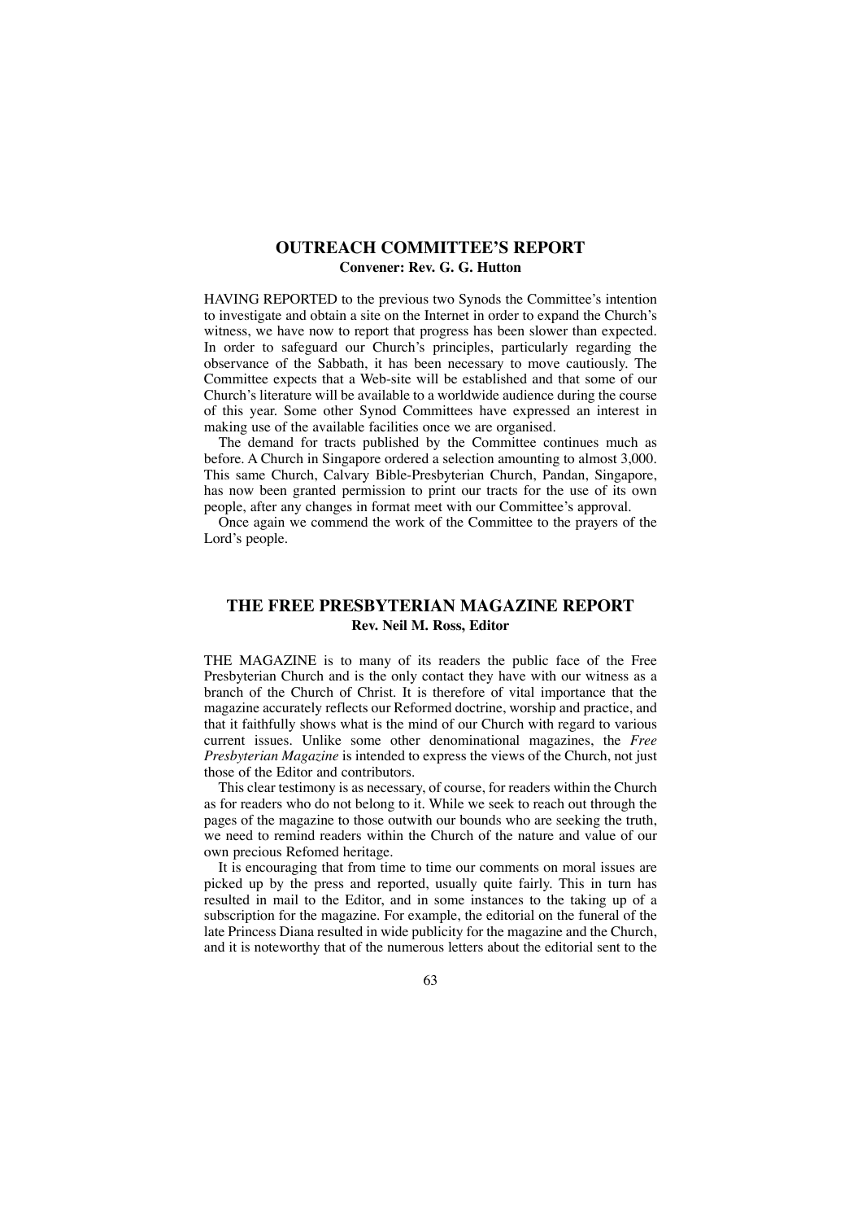## OUTREACH COMMITTEE'S REPORT

**Convener: Rev. G. G. Hutton**

HAVING REPORTED to the previous two Synods the Committee's intention to investigate and obtain a site on the Internet in order to expand the Church's witness, we have now to report that progress has been slower than expected. In order to safeguard our Church's principles, particularly regarding the observance of the Sabbath, it has been necessary to move cautiously. The Committee expects that a Web-site will be established and that some of our Church's literature will be available to a worldwide audience during the course of this year. Some other Synod Committees have expressed an interest in making use of the available facilities once we are organised.

The demand for tracts published by the Committee continues much as before. A Church in Singapore ordered a selection amounting to almost 3,000. This same Church, Calvary Bible-Presbyterian Church, Pandan, Singapore, has now been granted permission to print our tracts for the use of its own people, after any changes in format meet with our Committee's approval.

Once again we commend the work of the Committee to the prayers of the Lord's people.

## THE FREE PRESBYTERIAN MAGAZINE REPORT

**Rev. Neil M. Ross, Editor**

THE MAGAZINE is to many of its readers the public face of the Free Presbyterian Church and is the only contact they have with our witness as a branch of the Church of Christ. It is therefore of vital importance that the magazine accurately reflects our Reformed doctrine, worship and practice, and that it faithfully shows what is the mind of our Church with regard to various current issues. Unlike some other denominational magazines, the *Free Presbyterian Magazine* is intended to express the views of the Church, not just those of the Editor and contributors.

This clear testimony is as necessary, of course, for readers within the Church as for readers who do not belong to it. While we seek to reach out through the pages of the magazine to those outwith our bounds who are seeking the truth, we need to remind readers within the Church of the nature and value of our own precious Refomed heritage.

It is encouraging that from time to time our comments on moral issues are picked up by the press and reported, usually quite fairly. This in turn has resulted in mail to the Editor, and in some instances to the taking up of a subscription for the magazine. For example, the editorial on the funeral of the late Princess Diana resulted in wide publicity for the magazine and the Church, and it is noteworthy that of the numerous letters about the editorial sent to the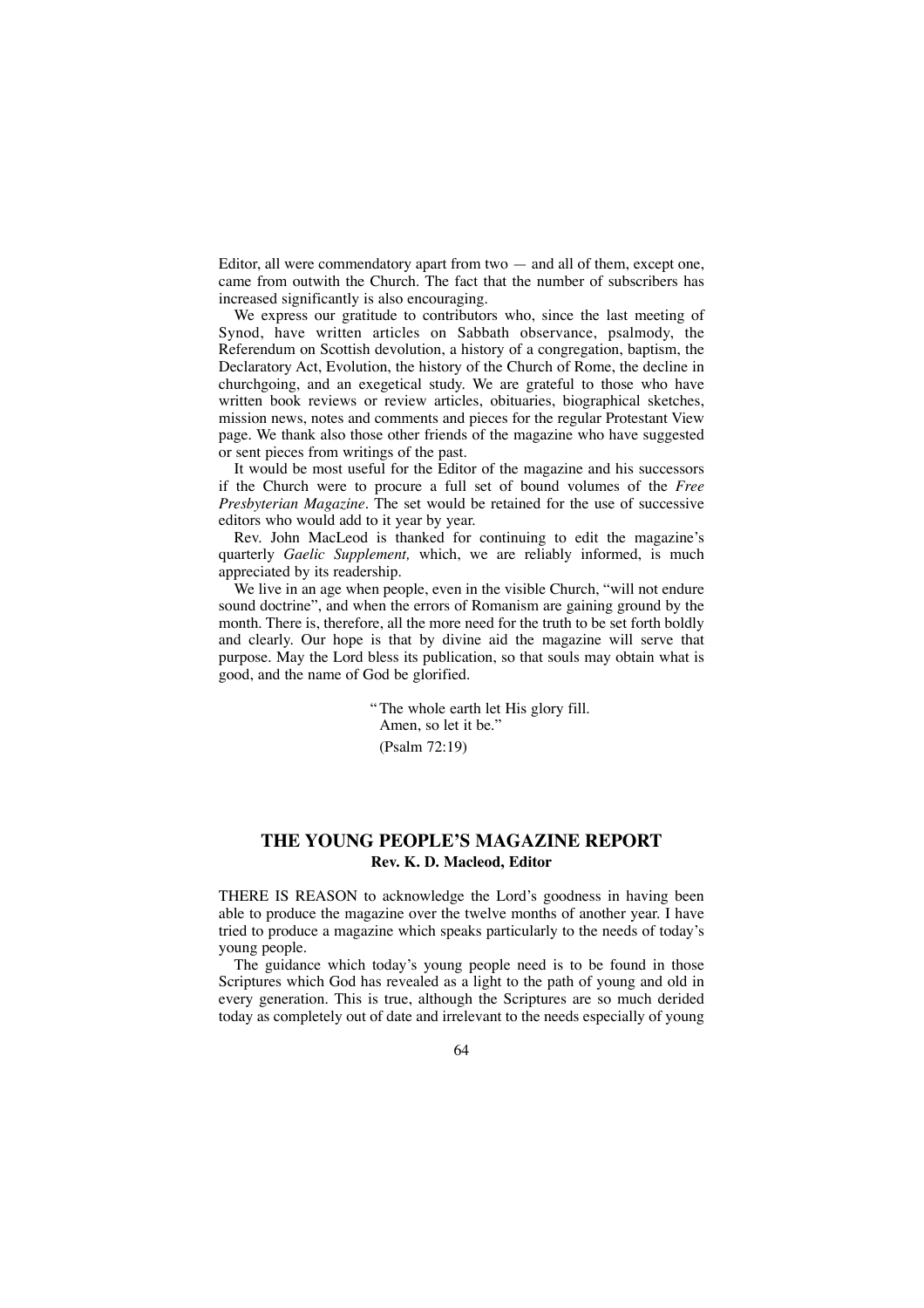Editor, all were commendatory apart from two — and all of them, except one, came from outwith the Church. The fact that the number of subscribers has increased significantly is also encouraging.

We express our gratitude to contributors who, since the last meeting of Synod, have written articles on Sabbath observance, psalmody, the Referendum on Scottish devolution, a history of a congregation, baptism, the Declaratory Act, Evolution, the history of the Church of Rome, the decline in churchgoing, and an exegetical study. We are grateful to those who have written book reviews or review articles, obituaries, biographical sketches, mission news, notes and comments and pieces for the regular Protestant View page. We thank also those other friends of the magazine who have suggested or sent pieces from writings of the past.

It would be most useful for the Editor of the magazine and his successors if the Church were to procure a full set of bound volumes of the *Free Presbyterian Magazine*. The set would be retained for the use of successive editors who would add to it year by year.

Rev. John MacLeod is thanked for continuing to edit the magazine's quarterly *Gaelic Supplement,* which, we are reliably informed, is much appreciated by its readership.

We live in an age when people, even in the visible Church, "will not endure sound doctrine", and when the errors of Romanism are gaining ground by the month. There is, therefore, all the more need for the truth to be set forth boldly and clearly. Our hope is that by divine aid the magazine will serve that purpose. May the Lord bless its publication, so that souls may obtain what is good, and the name of God be glorified.

> "The whole earth let His glory fill.
> Amen, so let it be."
> (Psalm 72:19)

## THE YOUNG PEOPLE'S MAGAZINE REPORT
**Rev. K. D. Macleod, Editor**

THERE IS REASON to acknowledge the Lord's goodness in having been able to produce the magazine over the twelve months of another year. I have tried to produce a magazine which speaks particularly to the needs of today's young people.

The guidance which today's young people need is to be found in those Scriptures which God has revealed as a light to the path of young and old in every generation. This is true, although the Scriptures are so much derided today as completely out of date and irrelevant to the needs especially of young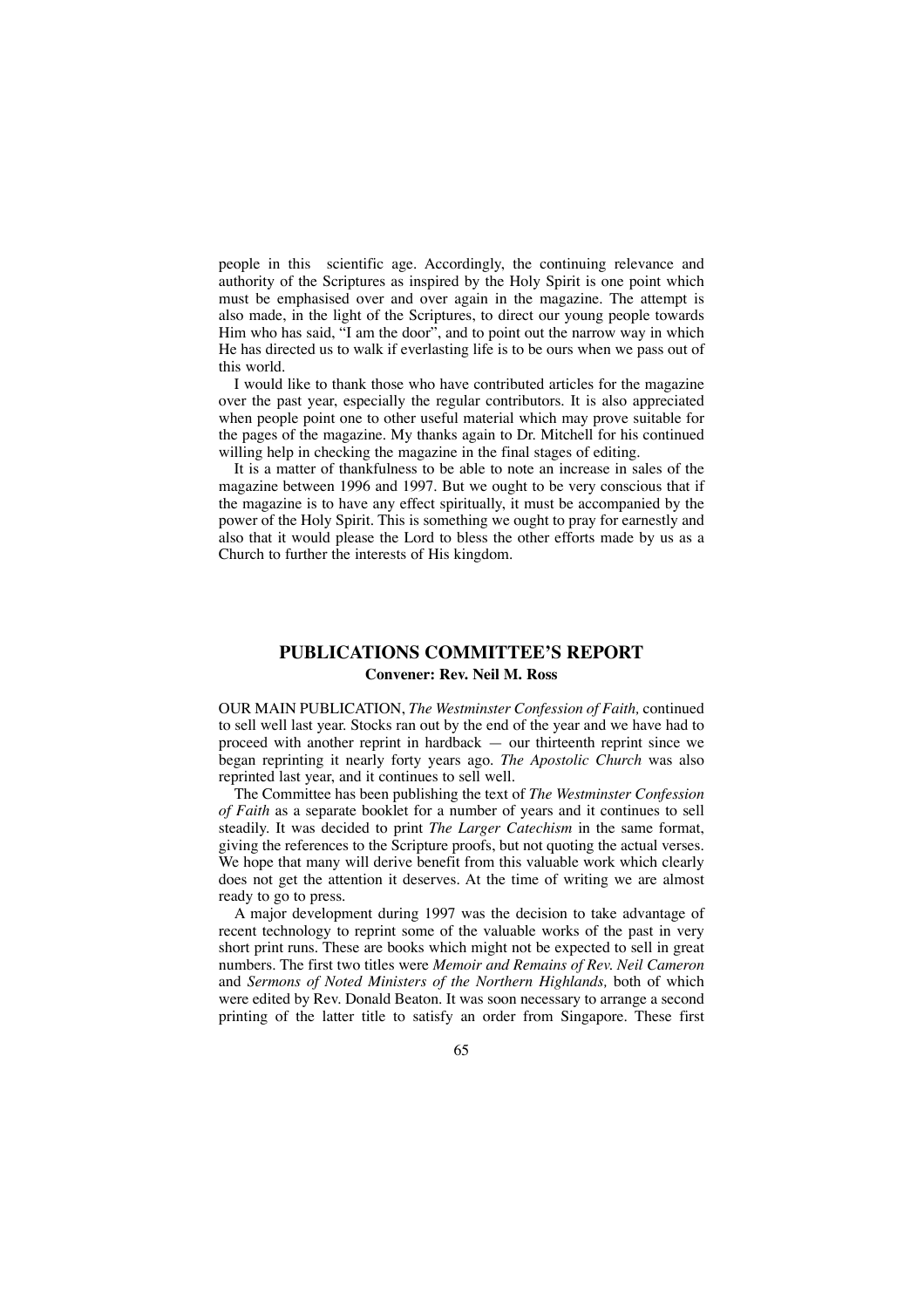people in this scientific age. Accordingly, the continuing relevance and authority of the Scriptures as inspired by the Holy Spirit is one point which must be emphasised over and over again in the magazine. The attempt is also made, in the light of the Scriptures, to direct our young people towards Him who has said, "I am the door", and to point out the narrow way in which He has directed us to walk if everlasting life is to be ours when we pass out of this world.

I would like to thank those who have contributed articles for the magazine over the past year, especially the regular contributors. It is also appreciated when people point one to other useful material which may prove suitable for the pages of the magazine. My thanks again to Dr. Mitchell for his continued willing help in checking the magazine in the final stages of editing.

It is a matter of thankfulness to be able to note an increase in sales of the magazine between 1996 and 1997. But we ought to be very conscious that if the magazine is to have any effect spiritually, it must be accompanied by the power of the Holy Spirit. This is something we ought to pray for earnestly and also that it would please the Lord to bless the other efforts made by us as a Church to further the interests of His kingdom.

## PUBLICATIONS COMMITTEE'S REPORT

**Convener: Rev. Neil M. Ross**

OUR MAIN PUBLICATION, *The Westminster Confession of Faith,* continued to sell well last year. Stocks ran out by the end of the year and we have had to proceed with another reprint in hardback — our thirteenth reprint since we began reprinting it nearly forty years ago. *The Apostolic Church* was also reprinted last year, and it continues to sell well.

The Committee has been publishing the text of *The Westminster Confession of Faith* as a separate booklet for a number of years and it continues to sell steadily. It was decided to print *The Larger Catechism* in the same format, giving the references to the Scripture proofs, but not quoting the actual verses. We hope that many will derive benefit from this valuable work which clearly does not get the attention it deserves. At the time of writing we are almost ready to go to press.

A major development during 1997 was the decision to take advantage of recent technology to reprint some of the valuable works of the past in very short print runs. These are books which might not be expected to sell in great numbers. The first two titles were *Memoir and Remains of Rev. Neil Cameron* and *Sermons of Noted Ministers of the Northern Highlands,* both of which were edited by Rev. Donald Beaton. It was soon necessary to arrange a second printing of the latter title to satisfy an order from Singapore. These first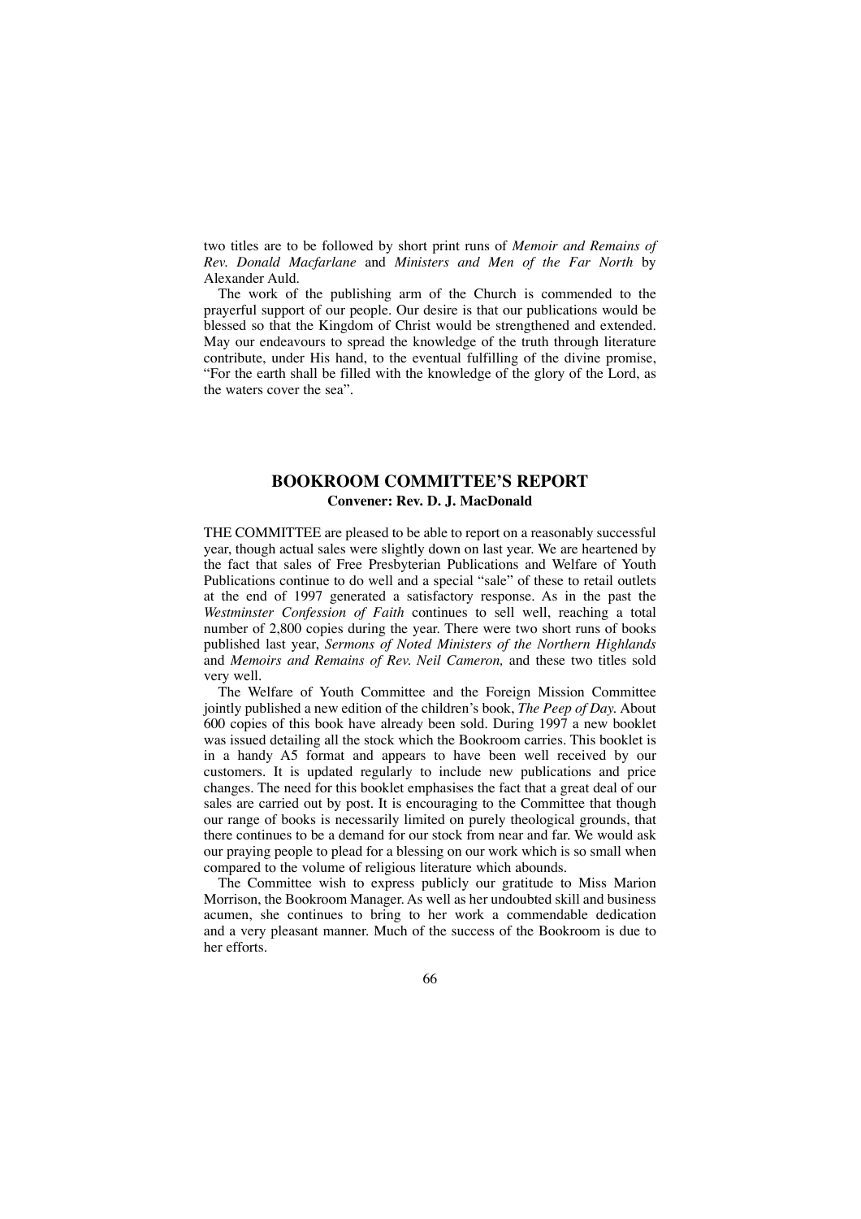two titles are to be followed by short print runs of *Memoir and Remains of Rev. Donald Macfarlane* and *Ministers and Men of the Far North* by Alexander Auld.

The work of the publishing arm of the Church is commended to the prayerful support of our people. Our desire is that our publications would be blessed so that the Kingdom of Christ would be strengthened and extended. May our endeavours to spread the knowledge of the truth through literature contribute, under His hand, to the eventual fulfilling of the divine promise, "For the earth shall be filled with the knowledge of the glory of the Lord, as the waters cover the sea".

## BOOKROOM COMMITTEE'S REPORT

**Convener: Rev. D. J. MacDonald**

THE COMMITTEE are pleased to be able to report on a reasonably successful year, though actual sales were slightly down on last year. We are heartened by the fact that sales of Free Presbyterian Publications and Welfare of Youth Publications continue to do well and a special "sale" of these to retail outlets at the end of 1997 generated a satisfactory response. As in the past the *Westminster Confession of Faith* continues to sell well, reaching a total number of 2,800 copies during the year. There were two short runs of books published last year, *Sermons of Noted Ministers of the Northern Highlands* and *Memoirs and Remains of Rev. Neil Cameron,* and these two titles sold very well.

The Welfare of Youth Committee and the Foreign Mission Committee jointly published a new edition of the children's book, *The Peep of Day.* About 600 copies of this book have already been sold. During 1997 a new booklet was issued detailing all the stock which the Bookroom carries. This booklet is in a handy A5 format and appears to have been well received by our customers. It is updated regularly to include new publications and price changes. The need for this booklet emphasises the fact that a great deal of our sales are carried out by post. It is encouraging to the Committee that though our range of books is necessarily limited on purely theological grounds, that there continues to be a demand for our stock from near and far. We would ask our praying people to plead for a blessing on our work which is so small when compared to the volume of religious literature which abounds.

The Committee wish to express publicly our gratitude to Miss Marion Morrison, the Bookroom Manager. As well as her undoubted skill and business acumen, she continues to bring to her work a commendable dedication and a very pleasant manner. Much of the success of the Bookroom is due to her efforts.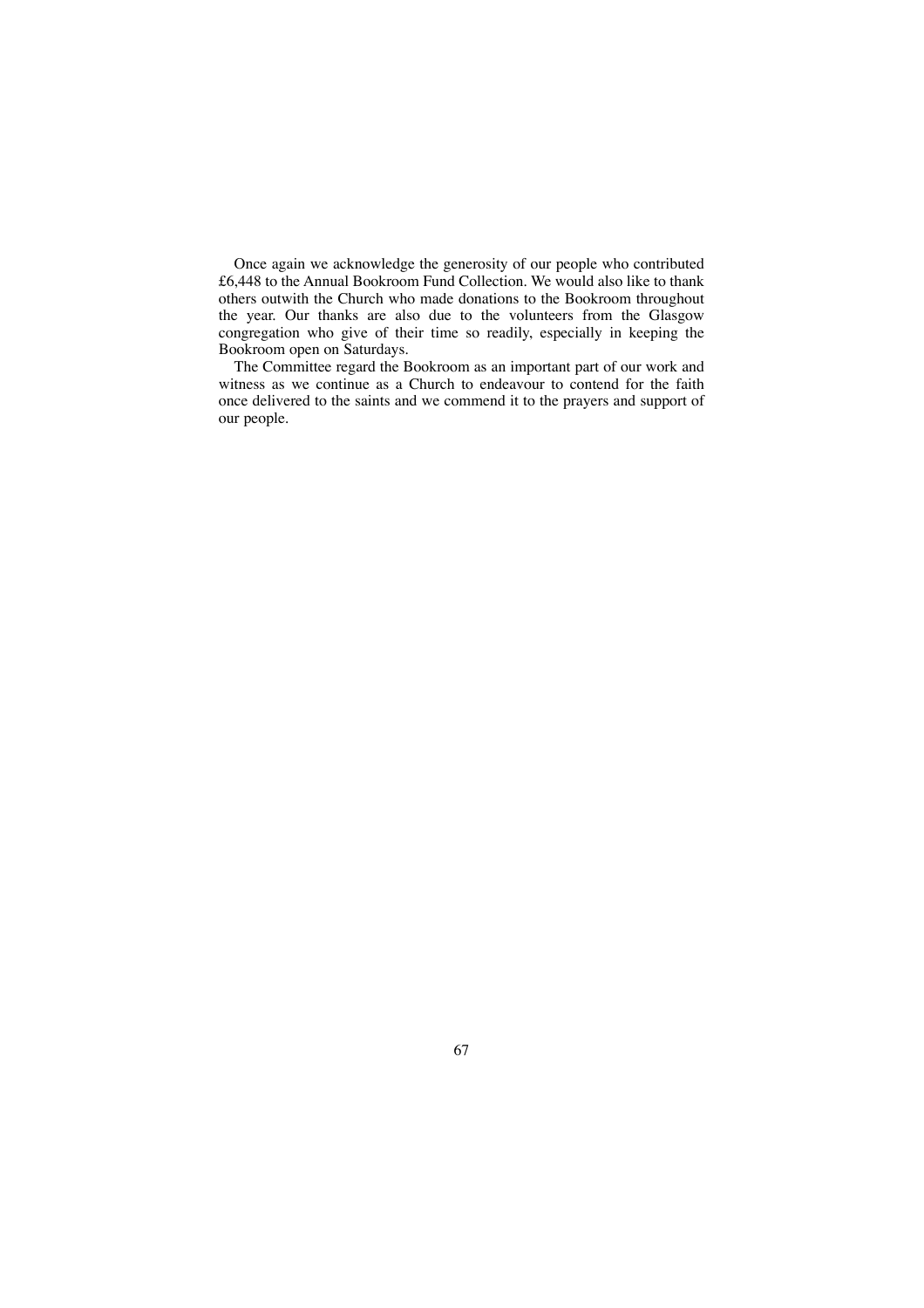Once again we acknowledge the generosity of our people who contributed £6,448 to the Annual Bookroom Fund Collection. We would also like to thank others outwith the Church who made donations to the Bookroom throughout the year. Our thanks are also due to the volunteers from the Glasgow congregation who give of their time so readily, especially in keeping the Bookroom open on Saturdays.

The Committee regard the Bookroom as an important part of our work and witness as we continue as a Church to endeavour to contend for the faith once delivered to the saints and we commend it to the prayers and support of our people.